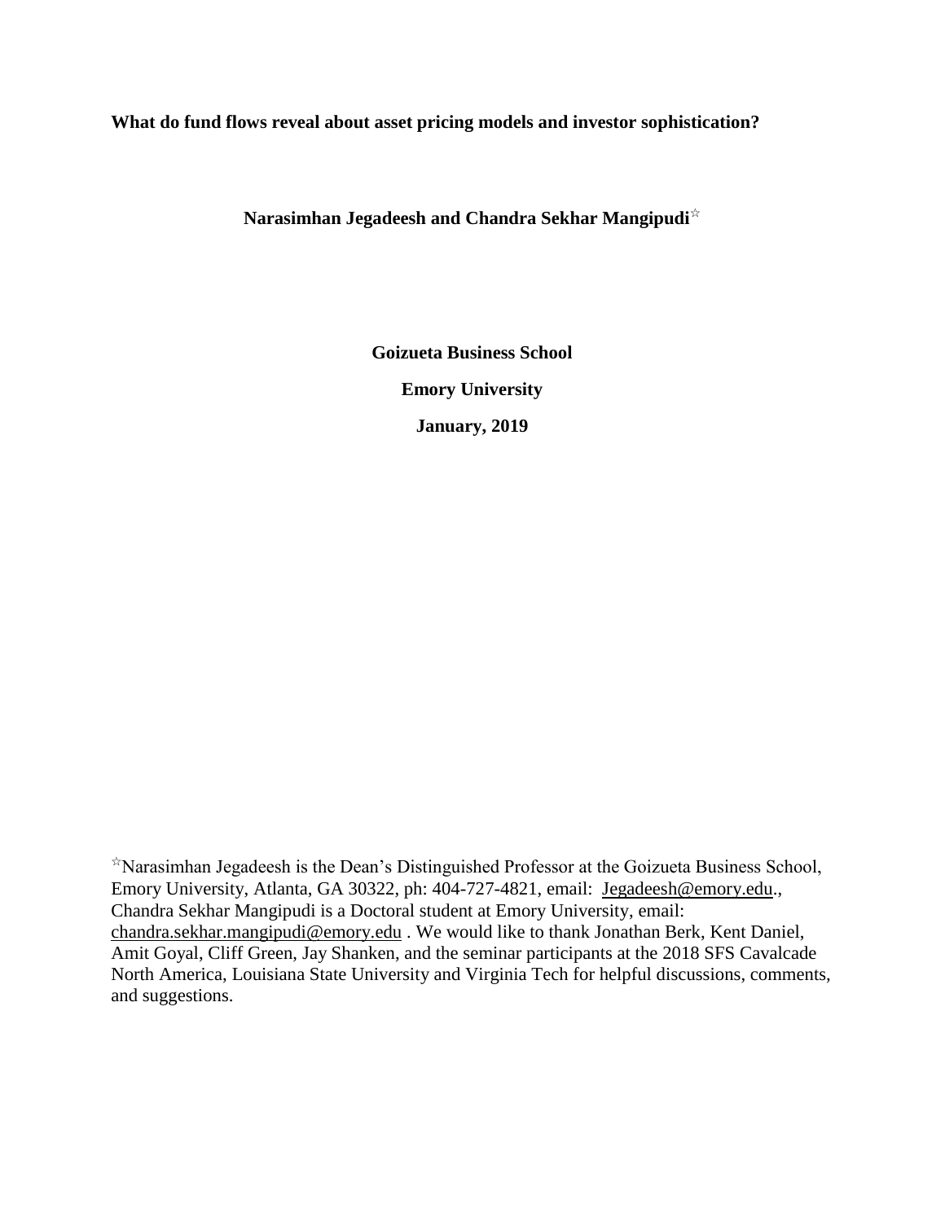**What do fund flows reveal about asset pricing models and investor sophistication?**

**Narasimhan Jegadeesh and Chandra Sekhar Mangipudi**[☆]

**Goizueta Business School**

**Emory University**

**January, 2019**

[☆]Narasimhan Jegadeesh is the Dean's Distinguished Professor at the Goizueta Business School, Emory University, Atlanta, GA 30322, ph: 404-727-4821, email: Jegadeesh@emory.edu., Chandra Sekhar Mangipudi is a Doctoral student at Emory University, email: chandra.sekhar.mangipudi@emory.edu . We would like to thank Jonathan Berk, Kent Daniel, Amit Goyal, Cliff Green, Jay Shanken, and the seminar participants at the 2018 SFS Cavalcade North America, Louisiana State University and Virginia Tech for helpful discussions, comments, and suggestions.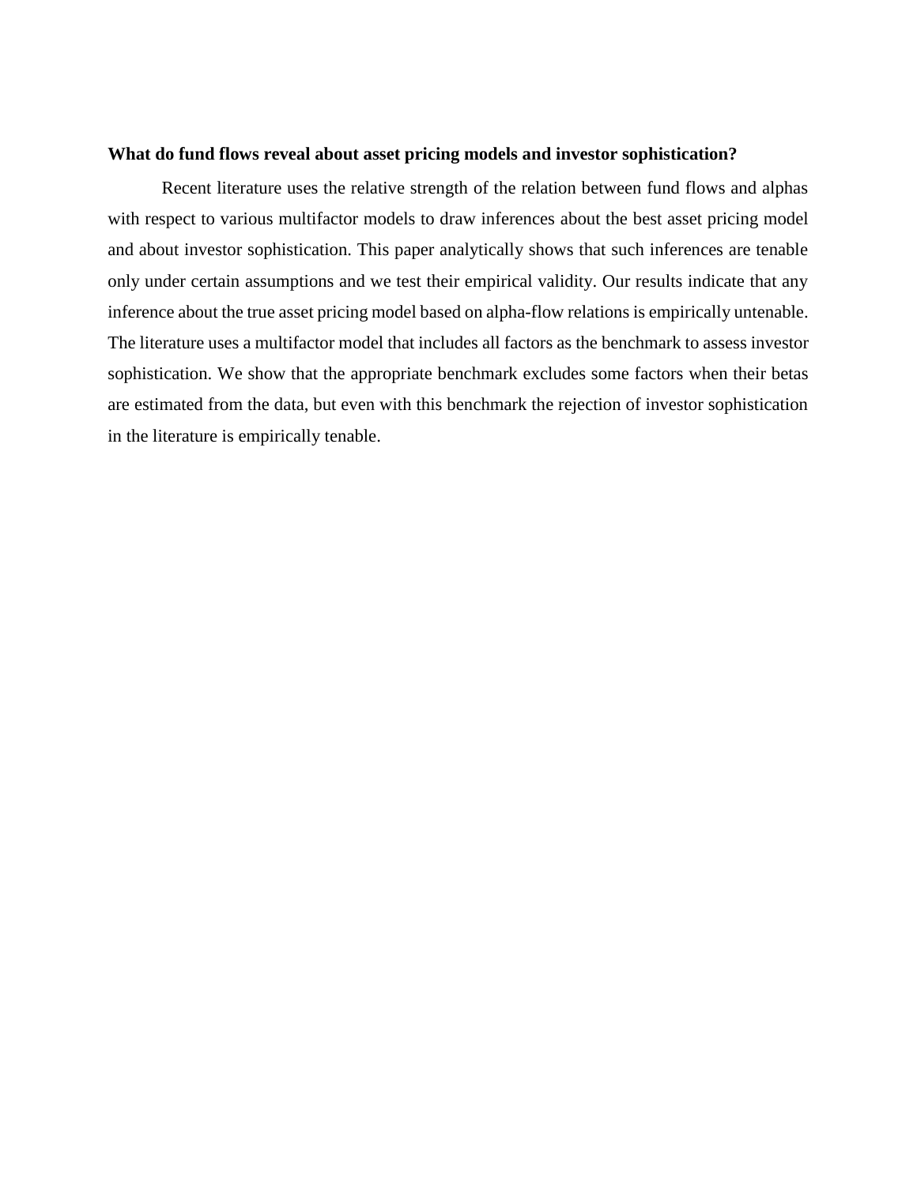**What do fund flows reveal about asset pricing models and investor sophistication?**

Recent literature uses the relative strength of the relation between fund flows and alphas with respect to various multifactor models to draw inferences about the best asset pricing model and about investor sophistication. This paper analytically shows that such inferences are tenable only under certain assumptions and we test their empirical validity. Our results indicate that any inference about the true asset pricing model based on alpha-flow relations is empirically untenable. The literature uses a multifactor model that includes all factors as the benchmark to assess investor sophistication. We show that the appropriate benchmark excludes some factors when their betas are estimated from the data, but even with this benchmark the rejection of investor sophistication in the literature is empirically tenable.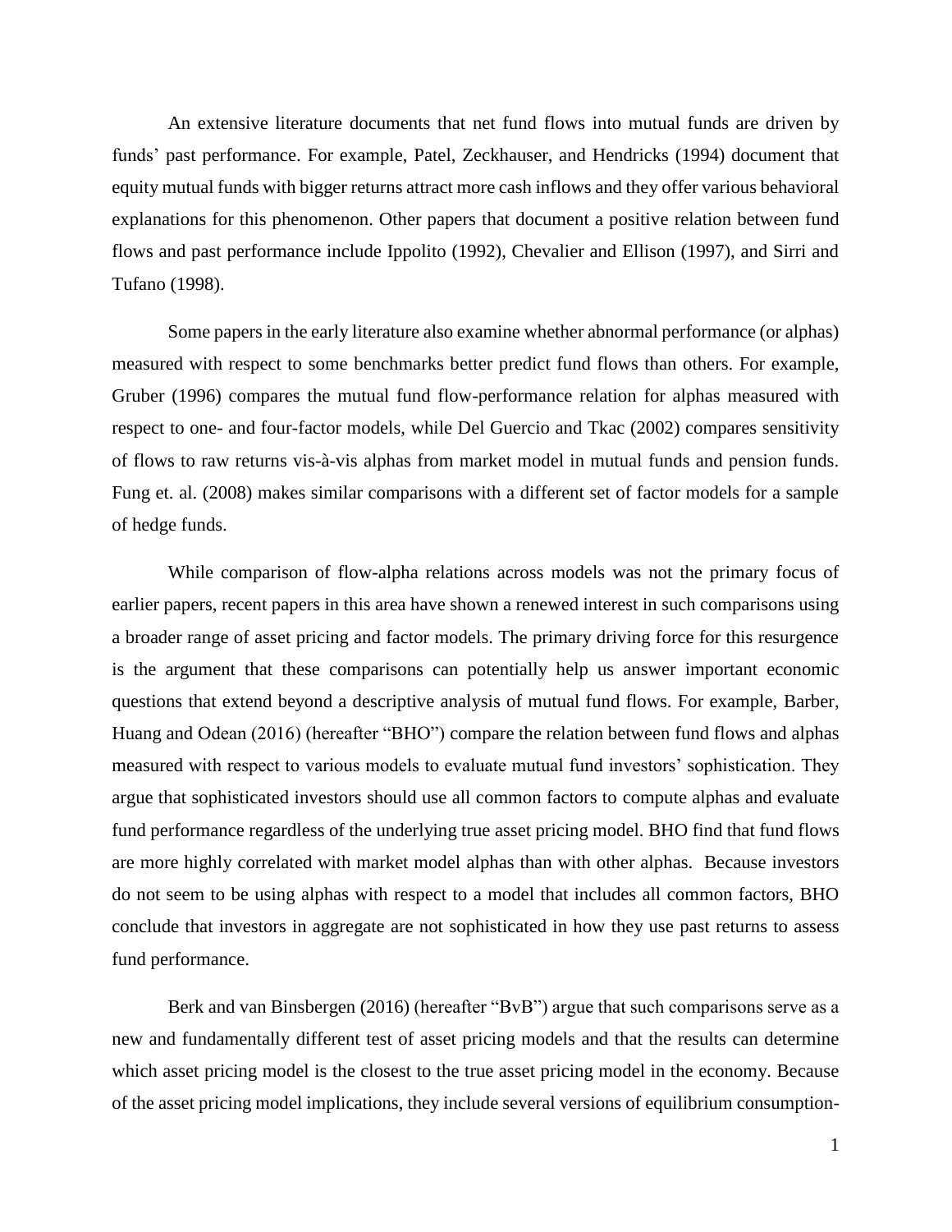An extensive literature documents that net fund flows into mutual funds are driven by funds' past performance. For example, Patel, Zeckhauser, and Hendricks (1994) document that equity mutual funds with bigger returns attract more cash inflows and they offer various behavioral explanations for this phenomenon. Other papers that document a positive relation between fund flows and past performance include Ippolito (1992), Chevalier and Ellison (1997), and Sirri and Tufano (1998).

Some papers in the early literature also examine whether abnormal performance (or alphas) measured with respect to some benchmarks better predict fund flows than others. For example, Gruber (1996) compares the mutual fund flow-performance relation for alphas measured with respect to one- and four-factor models, while Del Guercio and Tkac (2002) compares sensitivity of flows to raw returns vis-à-vis alphas from market model in mutual funds and pension funds. Fung et. al. (2008) makes similar comparisons with a different set of factor models for a sample of hedge funds.

While comparison of flow-alpha relations across models was not the primary focus of earlier papers, recent papers in this area have shown a renewed interest in such comparisons using a broader range of asset pricing and factor models. The primary driving force for this resurgence is the argument that these comparisons can potentially help us answer important economic questions that extend beyond a descriptive analysis of mutual fund flows. For example, Barber, Huang and Odean (2016) (hereafter "BHO") compare the relation between fund flows and alphas measured with respect to various models to evaluate mutual fund investors' sophistication. They argue that sophisticated investors should use all common factors to compute alphas and evaluate fund performance regardless of the underlying true asset pricing model. BHO find that fund flows are more highly correlated with market model alphas than with other alphas. Because investors do not seem to be using alphas with respect to a model that includes all common factors, BHO conclude that investors in aggregate are not sophisticated in how they use past returns to assess fund performance.

Berk and van Binsbergen (2016) (hereafter "BvB") argue that such comparisons serve as a new and fundamentally different test of asset pricing models and that the results can determine which asset pricing model is the closest to the true asset pricing model in the economy. Because of the asset pricing model implications, they include several versions of equilibrium consumption-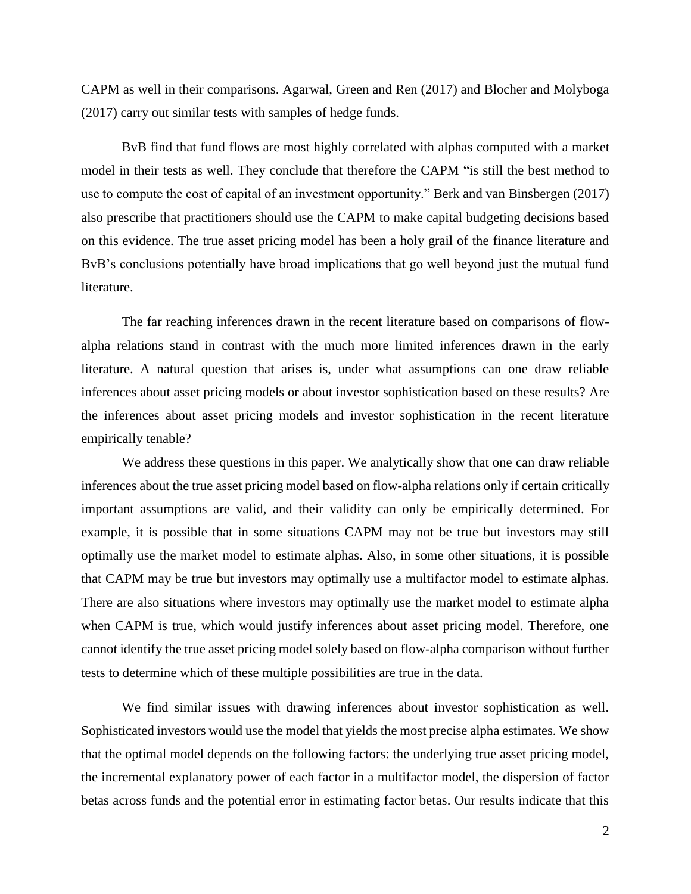CAPM as well in their comparisons. Agarwal, Green and Ren (2017) and Blocher and Molyboga (2017) carry out similar tests with samples of hedge funds.

BvB find that fund flows are most highly correlated with alphas computed with a market model in their tests as well. They conclude that therefore the CAPM "is still the best method to use to compute the cost of capital of an investment opportunity." Berk and van Binsbergen (2017) also prescribe that practitioners should use the CAPM to make capital budgeting decisions based on this evidence. The true asset pricing model has been a holy grail of the finance literature and BvB's conclusions potentially have broad implications that go well beyond just the mutual fund literature.

The far reaching inferences drawn in the recent literature based on comparisons of flow-alpha relations stand in contrast with the much more limited inferences drawn in the early literature. A natural question that arises is, under what assumptions can one draw reliable inferences about asset pricing models or about investor sophistication based on these results? Are the inferences about asset pricing models and investor sophistication in the recent literature empirically tenable?

We address these questions in this paper. We analytically show that one can draw reliable inferences about the true asset pricing model based on flow-alpha relations only if certain critically important assumptions are valid, and their validity can only be empirically determined. For example, it is possible that in some situations CAPM may not be true but investors may still optimally use the market model to estimate alphas. Also, in some other situations, it is possible that CAPM may be true but investors may optimally use a multifactor model to estimate alphas. There are also situations where investors may optimally use the market model to estimate alpha when CAPM is true, which would justify inferences about asset pricing model. Therefore, one cannot identify the true asset pricing model solely based on flow-alpha comparison without further tests to determine which of these multiple possibilities are true in the data.

We find similar issues with drawing inferences about investor sophistication as well. Sophisticated investors would use the model that yields the most precise alpha estimates. We show that the optimal model depends on the following factors: the underlying true asset pricing model, the incremental explanatory power of each factor in a multifactor model, the dispersion of factor betas across funds and the potential error in estimating factor betas. Our results indicate that this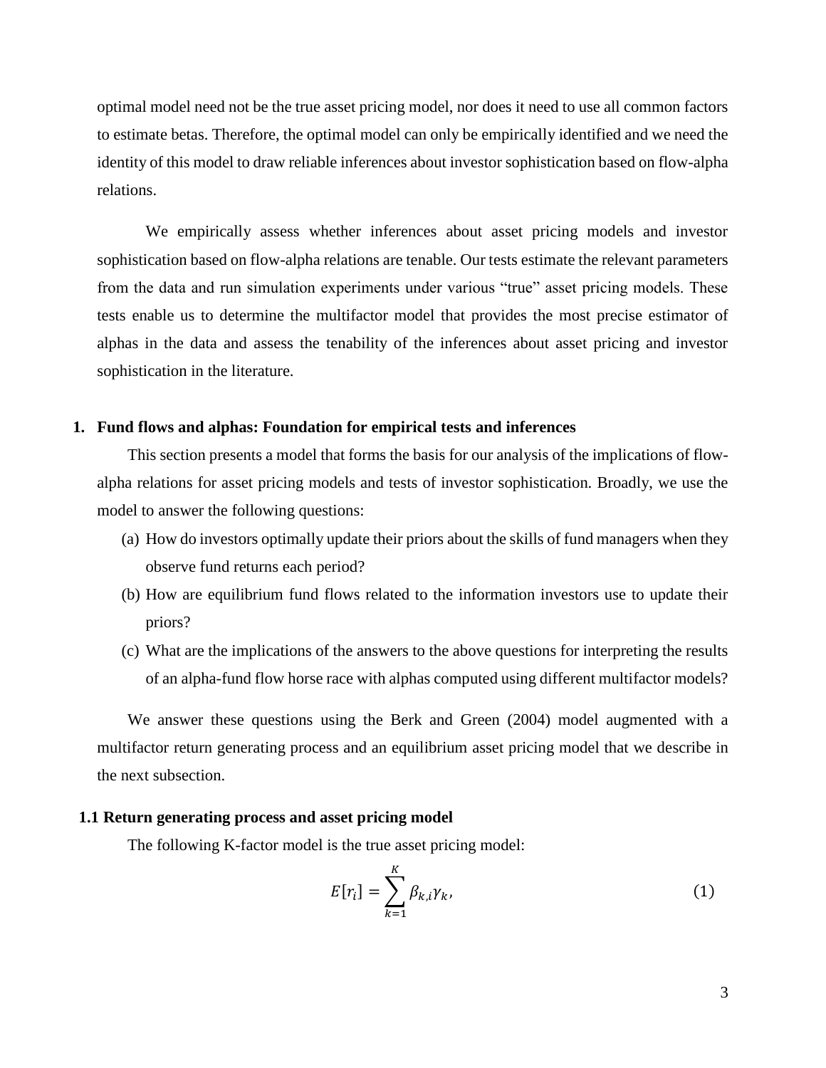optimal model need not be the true asset pricing model, nor does it need to use all common factors to estimate betas. Therefore, the optimal model can only be empirically identified and we need the identity of this model to draw reliable inferences about investor sophistication based on flow-alpha relations.

We empirically assess whether inferences about asset pricing models and investor sophistication based on flow-alpha relations are tenable. Our tests estimate the relevant parameters from the data and run simulation experiments under various "true" asset pricing models. These tests enable us to determine the multifactor model that provides the most precise estimator of alphas in the data and assess the tenability of the inferences about asset pricing and investor sophistication in the literature.

## 1. Fund flows and alphas: Foundation for empirical tests and inferences

This section presents a model that forms the basis for our analysis of the implications of flow-alpha relations for asset pricing models and tests of investor sophistication. Broadly, we use the model to answer the following questions:

(a) How do investors optimally update their priors about the skills of fund managers when they observe fund returns each period?

(b) How are equilibrium fund flows related to the information investors use to update their priors?

(c) What are the implications of the answers to the above questions for interpreting the results of an alpha-fund flow horse race with alphas computed using different multifactor models?

We answer these questions using the Berk and Green (2004) model augmented with a multifactor return generating process and an equilibrium asset pricing model that we describe in the next subsection.

### 1.1 Return generating process and asset pricing model

The following K-factor model is the true asset pricing model:

$$E[r_i] = \sum_{k=1}^{K} \beta_{k,i}\gamma_k, \tag{1}$$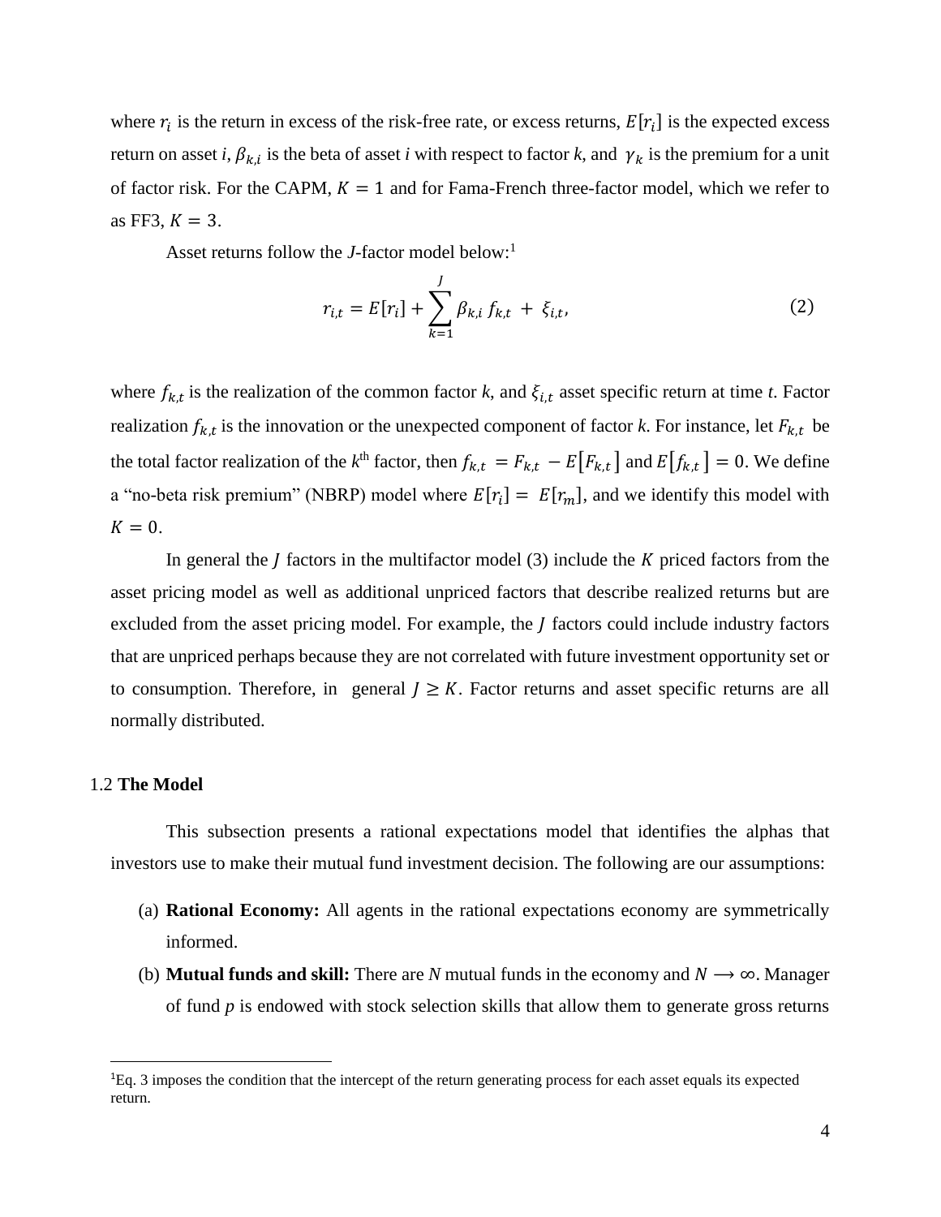where $r_i$ is the return in excess of the risk-free rate, or excess returns, $E[r_i]$ is the expected excess return on asset *i*, $\beta_{k,i}$ is the beta of asset *i* with respect to factor *k*, and $\gamma_k$ is the premium for a unit of factor risk. For the CAPM, $K = 1$ and for Fama-French three-factor model, which we refer to as FF3, $K = 3$.

Asset returns follow the *J*-factor model below:[1]

$$r_{i,t} = E[r_i] + \sum_{k=1}^{J} \beta_{k,i} f_{k,t} + \xi_{i,t}, \tag{2}$$

where $f_{k,t}$ is the realization of the common factor *k*, and $\xi_{i,t}$ asset specific return at time *t*. Factor realization $f_{k,t}$ is the innovation or the unexpected component of factor *k*. For instance, let $F_{k,t}$ be the total factor realization of the $k^{\text{th}}$ factor, then $f_{k,t} = F_{k,t} - E[F_{k,t}]$ and $E[f_{k,t}] = 0$. We define a "no-beta risk premium" (NBRP) model where $E[r_i] = E[r_m]$, and we identify this model with $K = 0$.

In general the $J$ factors in the multifactor model (3) include the $K$ priced factors from the asset pricing model as well as additional unpriced factors that describe realized returns but are excluded from the asset pricing model. For example, the $J$ factors could include industry factors that are unpriced perhaps because they are not correlated with future investment opportunity set or to consumption. Therefore, in general $J \geq K$. Factor returns and asset specific returns are all normally distributed.

### 1.2 **The Model**

This subsection presents a rational expectations model that identifies the alphas that investors use to make their mutual fund investment decision. The following are our assumptions:

(a) **Rational Economy:** All agents in the rational expectations economy are symmetrically informed.

(b) **Mutual funds and skill:** There are *N* mutual funds in the economy and $N \longrightarrow \infty$. Manager of fund *p* is endowed with stock selection skills that allow them to generate gross returns

[1] Eq. 3 imposes the condition that the intercept of the return generating process for each asset equals its expected return.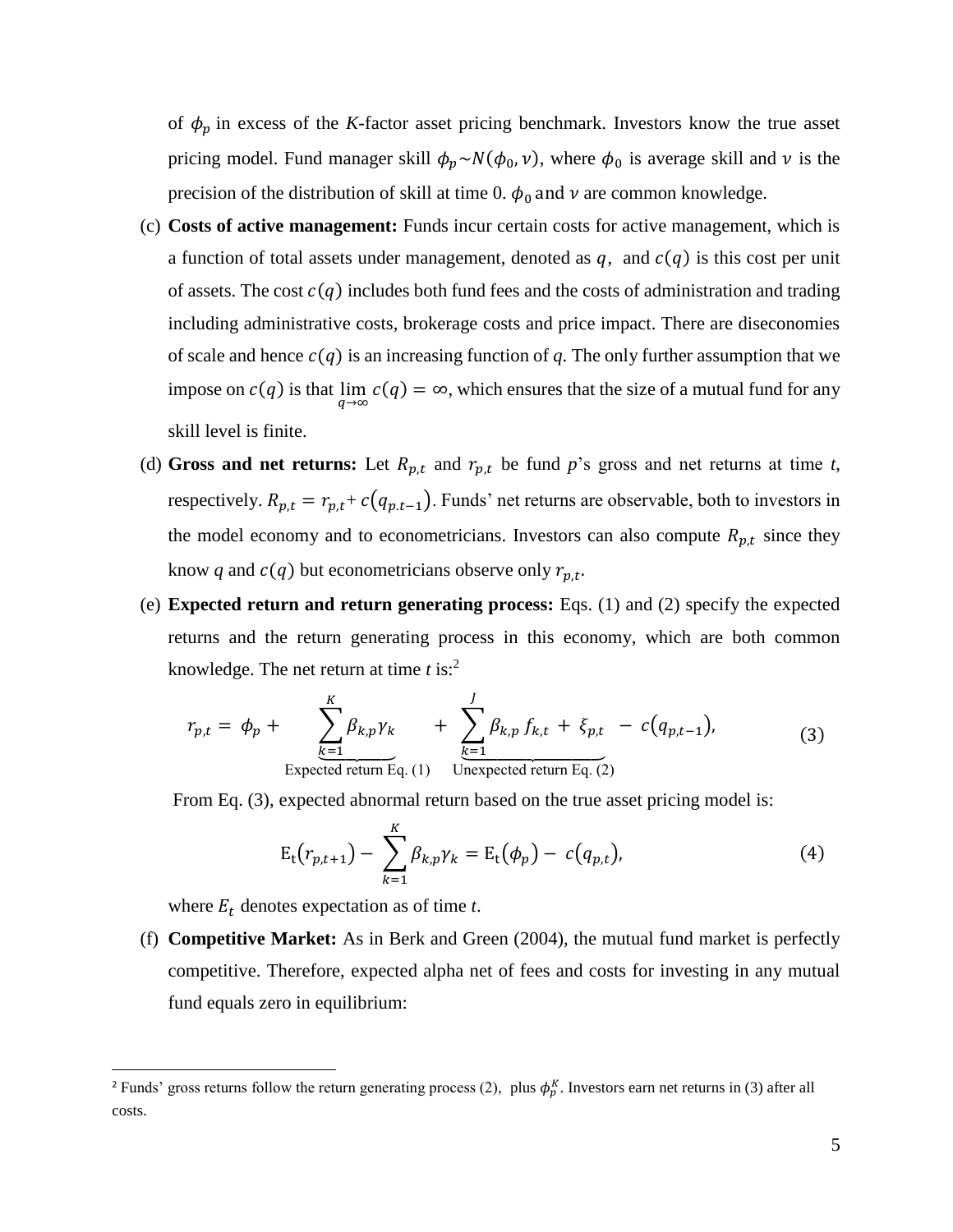of $\phi_p$ in excess of the *K*-factor asset pricing benchmark. Investors know the true asset pricing model. Fund manager skill $\phi_p \sim N(\phi_0, \nu)$, where $\phi_0$ is average skill and $\nu$ is the precision of the distribution of skill at time 0. $\phi_0$ and $\nu$ are common knowledge.

(c) **Costs of active management:** Funds incur certain costs for active management, which is a function of total assets under management, denoted as $q$, and $c(q)$ is this cost per unit of assets. The cost $c(q)$ includes both fund fees and the costs of administration and trading including administrative costs, brokerage costs and price impact. There are diseconomies of scale and hence $c(q)$ is an increasing function of *q*. The only further assumption that we impose on $c(q)$ is that $\lim_{q \to \infty} c(q) = \infty$, which ensures that the size of a mutual fund for any skill level is finite.

(d) **Gross and net returns:** Let $R_{p,t}$ and $r_{p,t}$ be fund *p*'s gross and net returns at time *t*, respectively. $R_{p,t} = r_{p,t} + c(q_{p.t-1})$. Funds' net returns are observable, both to investors in the model economy and to econometricians. Investors can also compute $R_{p,t}$ since they know *q* and $c(q)$ but econometricians observe only $r_{p,t}$.

(e) **Expected return and return generating process:** Eqs. (1) and (2) specify the expected returns and the return generating process in this economy, which are both common knowledge. The net return at time *t* is:[2]

$$r_{p,t} = \phi_p + \underbrace{\sum_{k=1}^{K} \beta_{k,p} \gamma_k}_{\text{Expected return Eq. (1)}} + \underbrace{\sum_{k=1}^{J} \beta_{k,p} f_{k,t} + \xi_{p,t}}_{\text{Unexpected return Eq. (2)}} - c(q_{p,t-1}), \tag{3}$$

From Eq. (3), expected abnormal return based on the true asset pricing model is:

$$\mathrm{E_t}(r_{p,t+1}) - \sum_{k=1}^{K} \beta_{k,p} \gamma_k = \mathrm{E_t}(\phi_p) - c(q_{p,t}), \tag{4}$$

where $E_t$ denotes expectation as of time *t*.

(f) **Competitive Market:** As in Berk and Green (2004), the mutual fund market is perfectly competitive. Therefore, expected alpha net of fees and costs for investing in any mutual fund equals zero in equilibrium:

---

[2] Funds' gross returns follow the return generating process (2), plus $\phi_p^K$. Investors earn net returns in (3) after all costs.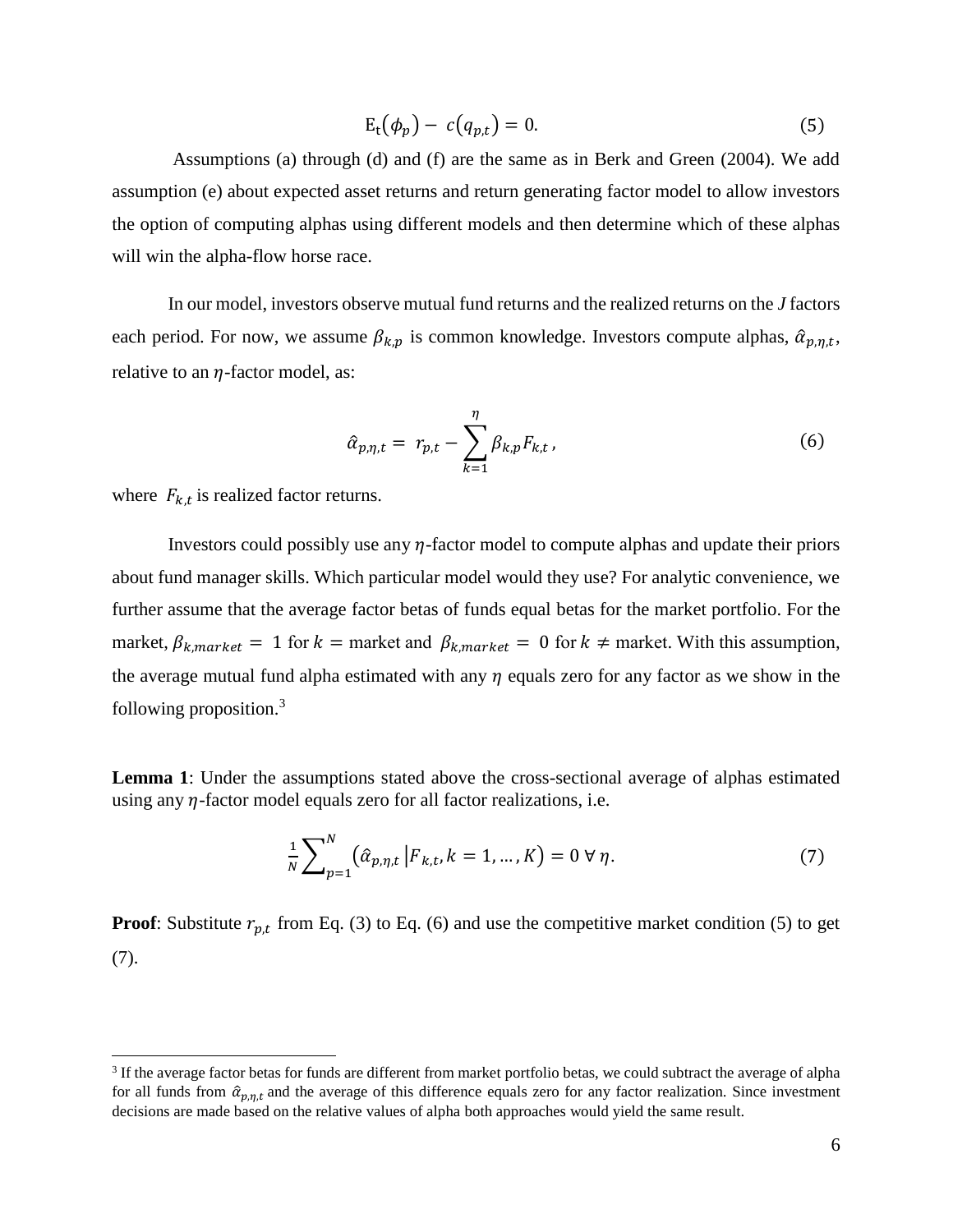$$\mathrm{E_t}(\phi_p) - c(q_{p,t}) = 0. \tag{5}$$

Assumptions (a) through (d) and (f) are the same as in Berk and Green (2004). We add assumption (e) about expected asset returns and return generating factor model to allow investors the option of computing alphas using different models and then determine which of these alphas will win the alpha-flow horse race.

In our model, investors observe mutual fund returns and the realized returns on the $J$ factors each period. For now, we assume $\beta_{k,p}$ is common knowledge. Investors compute alphas, $\hat{\alpha}_{p,\eta,t}$, relative to an $\eta$-factor model, as:

$$\hat{\alpha}_{p,\eta,t} = r_{p,t} - \sum_{k=1}^{\eta} \beta_{k,p} F_{k,t}, \tag{6}$$

where $F_{k,t}$ is realized factor returns.

Investors could possibly use any $\eta$-factor model to compute alphas and update their priors about fund manager skills. Which particular model would they use? For analytic convenience, we further assume that the average factor betas of funds equal betas for the market portfolio. For the market, $\beta_{k,market} = 1$ for $k =$ market and $\beta_{k,market} = 0$ for $k \neq$ market. With this assumption, the average mutual fund alpha estimated with any $\eta$ equals zero for any factor as we show in the following proposition.[3]

**Lemma 1**: Under the assumptions stated above the cross-sectional average of alphas estimated using any $\eta$-factor model equals zero for all factor realizations, i.e.

$$\frac{1}{N}\sum_{p=1}^{N} \left(\hat{\alpha}_{p,\eta,t} \,|\, F_{k,t}, k = 1, \ldots, K\right) = 0 \;\forall\, \eta. \tag{7}$$

**Proof**: Substitute $r_{p,t}$ from Eq. (3) to Eq. (6) and use the competitive market condition (5) to get (7).

[3] If the average factor betas for funds are different from market portfolio betas, we could subtract the average of alpha for all funds from $\hat{\alpha}_{p,\eta,t}$ and the average of this difference equals zero for any factor realization. Since investment decisions are made based on the relative values of alpha both approaches would yield the same result.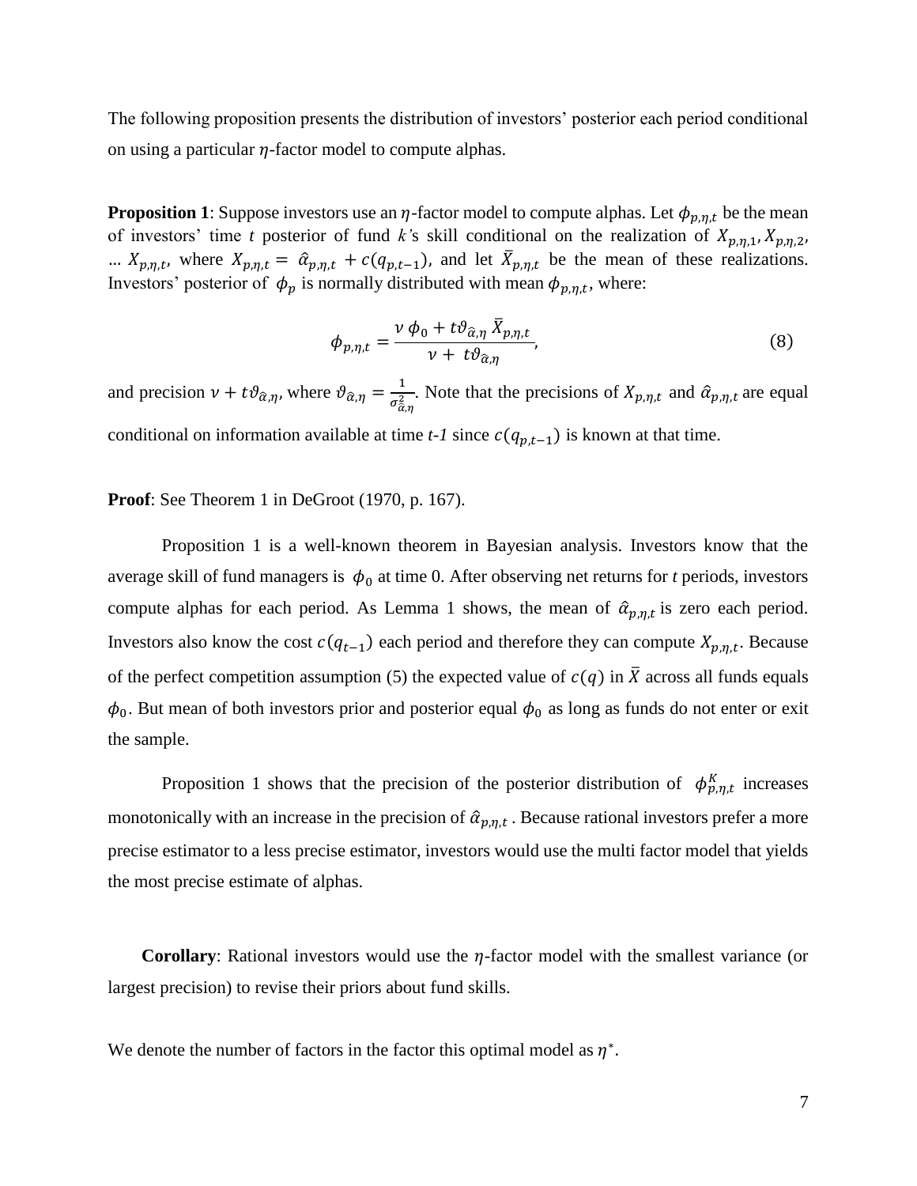The following proposition presents the distribution of investors' posterior each period conditional on using a particular $\eta$-factor model to compute alphas.

**Proposition 1**: Suppose investors use an $\eta$-factor model to compute alphas. Let $\phi_{p,\eta,t}$ be the mean of investors' time *t* posterior of fund *k'*s skill conditional on the realization of $X_{p,\eta,1}, X_{p,\eta,2}$, ... $X_{p,\eta,t}$, where $X_{p,\eta,t} = \hat{\alpha}_{p,\eta,t} + c(q_{p,t-1})$, and let $\bar{X}_{p,\eta,t}$ be the mean of these realizations. Investors' posterior of $\phi_p$ is normally distributed with mean $\phi_{p,\eta,t}$, where:

$$\phi_{p,\eta,t} = \frac{\nu\, \phi_0 + t\vartheta_{\hat{\alpha},\eta}\, \bar{X}_{p,\eta,t}}{\nu + t\vartheta_{\hat{\alpha},\eta}}, \tag{8}$$

and precision $\nu + t\vartheta_{\hat{\alpha},\eta}$, where $\vartheta_{\hat{\alpha},\eta} = \frac{1}{\sigma^2_{\hat{\alpha},\eta}}$. Note that the precisions of $X_{p,\eta,t}$ and $\hat{\alpha}_{p,\eta,t}$ are equal conditional on information available at time *t-1* since $c(q_{p,t-1})$ is known at that time.

**Proof**: See Theorem 1 in DeGroot (1970, p. 167).

Proposition 1 is a well-known theorem in Bayesian analysis. Investors know that the average skill of fund managers is $\phi_0$ at time 0. After observing net returns for *t* periods, investors compute alphas for each period. As Lemma 1 shows, the mean of $\hat{\alpha}_{p,\eta,t}$ is zero each period. Investors also know the cost $c(q_{t-1})$ each period and therefore they can compute $X_{p,\eta,t}$. Because of the perfect competition assumption (5) the expected value of $c(q)$ in $\bar{X}$ across all funds equals $\phi_0$. But mean of both investors prior and posterior equal $\phi_0$ as long as funds do not enter or exit the sample.

Proposition 1 shows that the precision of the posterior distribution of $\phi^K_{p,\eta,t}$ increases monotonically with an increase in the precision of $\hat{\alpha}_{p,\eta,t}$. Because rational investors prefer a more precise estimator to a less precise estimator, investors would use the multi factor model that yields the most precise estimate of alphas.

**Corollary**: Rational investors would use the $\eta$-factor model with the smallest variance (or largest precision) to revise their priors about fund skills.

We denote the number of factors in the factor this optimal model as $\eta^*$.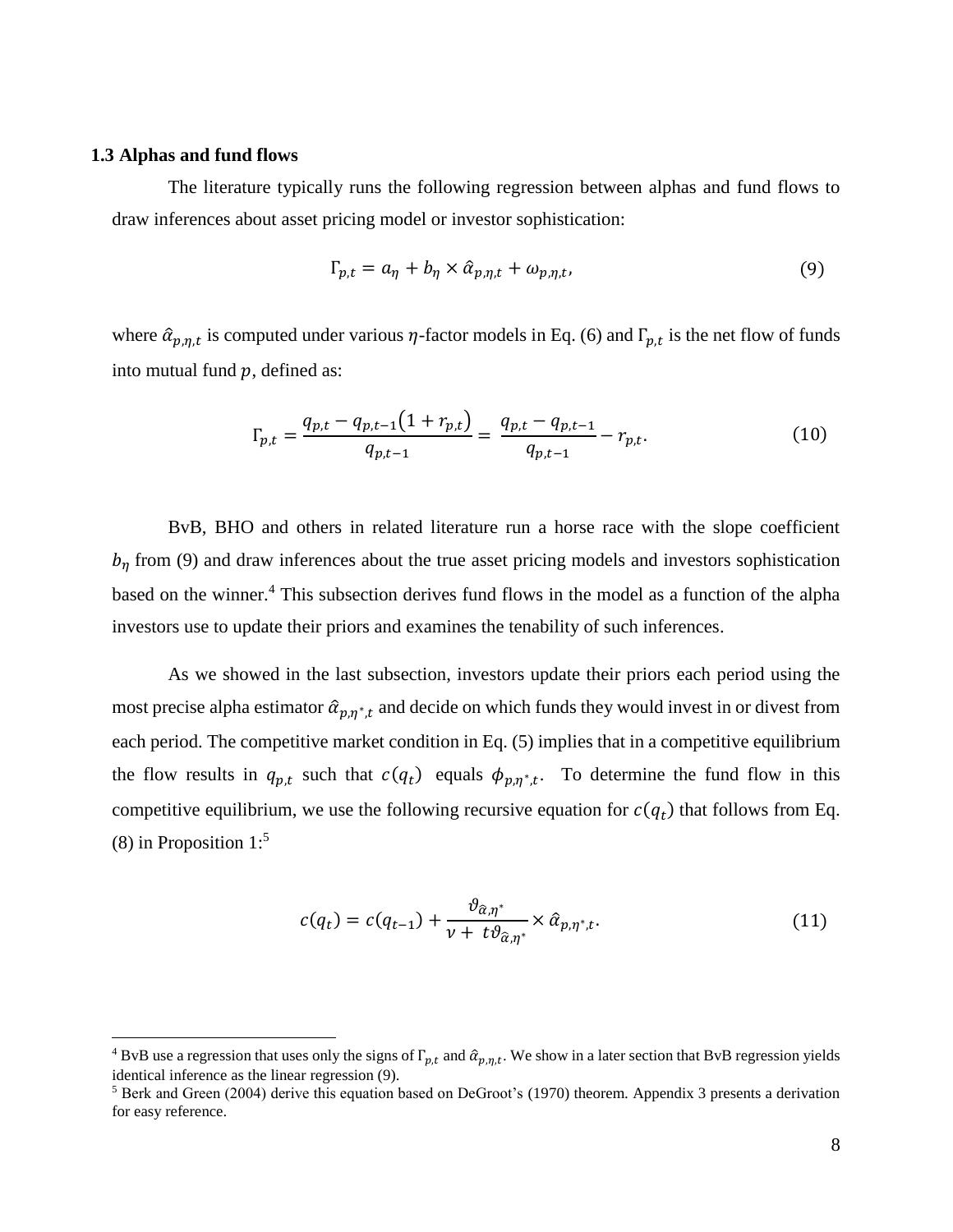### 1.3 Alphas and fund flows

The literature typically runs the following regression between alphas and fund flows to draw inferences about asset pricing model or investor sophistication:

$$\Gamma_{p,t} = a_\eta + b_\eta \times \hat{\alpha}_{p,\eta,t} + \omega_{p,\eta,t}, \tag{9}$$

where $\hat{\alpha}_{p,\eta,t}$ is computed under various $\eta$-factor models in Eq. (6) and $\Gamma_{p,t}$ is the net flow of funds into mutual fund $p$, defined as:

$$\Gamma_{p,t} = \frac{q_{p,t} - q_{p,t-1}\left(1 + r_{p,t}\right)}{q_{p,t-1}} = \frac{q_{p,t} - q_{p,t-1}}{q_{p,t-1}} - r_{p,t}. \tag{10}$$

BvB, BHO and others in related literature run a horse race with the slope coefficient $b_\eta$ from (9) and draw inferences about the true asset pricing models and investors sophistication based on the winner.[4] This subsection derives fund flows in the model as a function of the alpha investors use to update their priors and examines the tenability of such inferences.

As we showed in the last subsection, investors update their priors each period using the most precise alpha estimator $\hat{\alpha}_{p,\eta^*,t}$ and decide on which funds they would invest in or divest from each period. The competitive market condition in Eq. (5) implies that in a competitive equilibrium the flow results in $q_{p,t}$ such that $c(q_t)$ equals $\phi_{p,\eta^*,t}$. To determine the fund flow in this competitive equilibrium, we use the following recursive equation for $c(q_t)$ that follows from Eq. (8) in Proposition 1:[5]

$$c(q_t) = c(q_{t-1}) + \frac{\vartheta_{\hat{\alpha},\eta^*}}{\nu + t\vartheta_{\hat{\alpha},\eta^*}} \times \hat{\alpha}_{p,\eta^*,t}. \tag{11}$$

[4] BvB use a regression that uses only the signs of $\Gamma_{p,t}$ and $\hat{\alpha}_{p,\eta,t}$. We show in a later section that BvB regression yields identical inference as the linear regression (9).

[5] Berk and Green (2004) derive this equation based on DeGroot's (1970) theorem. Appendix 3 presents a derivation for easy reference.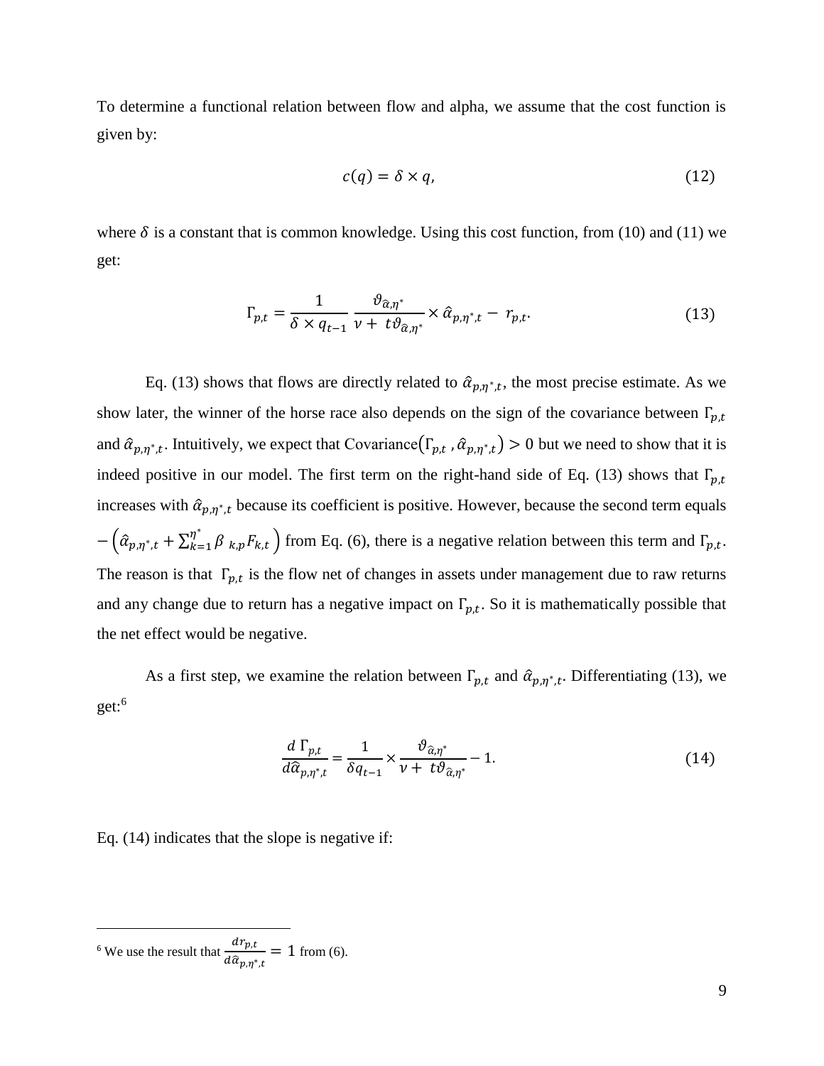To determine a functional relation between flow and alpha, we assume that the cost function is given by:

$$c(q) = \delta \times q, \tag{12}$$

where $\delta$ is a constant that is common knowledge. Using this cost function, from (10) and (11) we get:

$$\Gamma_{p,t} = \frac{1}{\delta \times q_{t-1}} \frac{\vartheta_{\hat{\alpha},\eta^*}}{\nu + t\vartheta_{\hat{\alpha},\eta^*}} \times \hat{\alpha}_{p,\eta^*,t} - r_{p,t}. \tag{13}$$

Eq. (13) shows that flows are directly related to $\hat{\alpha}_{p,\eta^*,t}$, the most precise estimate. As we show later, the winner of the horse race also depends on the sign of the covariance between $\Gamma_{p,t}$ and $\hat{\alpha}_{p,\eta^*,t}$. Intuitively, we expect that Covariance$\left(\Gamma_{p,t}, \hat{\alpha}_{p,\eta^*,t}\right) > 0$ but we need to show that it is indeed positive in our model. The first term on the right-hand side of Eq. (13) shows that $\Gamma_{p,t}$ increases with $\hat{\alpha}_{p,\eta^*,t}$ because its coefficient is positive. However, because the second term equals $-\left(\hat{\alpha}_{p,\eta^*,t} + \sum_{k=1}^{\eta^*} \beta_{k,p} F_{k,t}\right)$ from Eq. (6), there is a negative relation between this term and $\Gamma_{p,t}$. The reason is that $\Gamma_{p,t}$ is the flow net of changes in assets under management due to raw returns and any change due to return has a negative impact on $\Gamma_{p,t}$. So it is mathematically possible that the net effect would be negative.

As a first step, we examine the relation between $\Gamma_{p,t}$ and $\hat{\alpha}_{p,\eta^*,t}$. Differentiating (13), we get:[6]

$$\frac{d\,\Gamma_{p,t}}{d\hat{\alpha}_{p,\eta^*,t}} = \frac{1}{\delta q_{t-1}} \times \frac{\vartheta_{\hat{\alpha},\eta^*}}{\nu + t\vartheta_{\hat{\alpha},\eta^*}} - 1. \tag{14}$$

Eq. (14) indicates that the slope is negative if:

---

[6] We use the result that $\frac{dr_{p,t}}{d\hat{\alpha}_{p,\eta^*,t}} = 1$ from (6).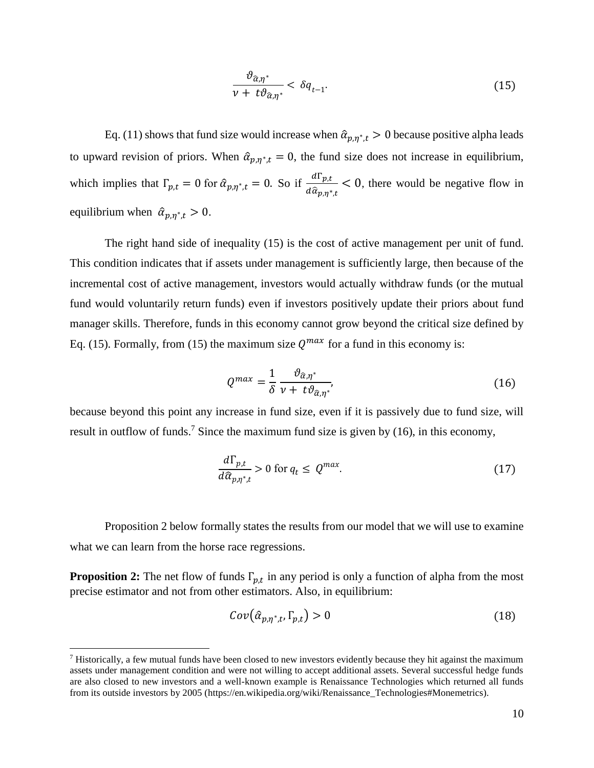$$\frac{\vartheta_{\hat{\alpha},\eta^*}}{\nu + t\vartheta_{\hat{\alpha},\eta^*}} < \delta q_{t-1}. \tag{15}$$

Eq. (11) shows that fund size would increase when $\hat{\alpha}_{p,\eta^*,t} > 0$ because positive alpha leads to upward revision of priors. When $\hat{\alpha}_{p,\eta^*,t} = 0$, the fund size does not increase in equilibrium, which implies that $\Gamma_{p,t} = 0$ for $\hat{\alpha}_{p,\eta^*,t} = 0$. So if $\frac{d\Gamma_{p,t}}{d\hat{\alpha}_{p,\eta^*,t}} < 0$, there would be negative flow in equilibrium when $\hat{\alpha}_{p,\eta^*,t} > 0$.

The right hand side of inequality (15) is the cost of active management per unit of fund. This condition indicates that if assets under management is sufficiently large, then because of the incremental cost of active management, investors would actually withdraw funds (or the mutual fund would voluntarily return funds) even if investors positively update their priors about fund manager skills. Therefore, funds in this economy cannot grow beyond the critical size defined by Eq. (15). Formally, from (15) the maximum size $Q^{max}$ for a fund in this economy is:

$$Q^{max} = \frac{1}{\delta} \frac{\vartheta_{\hat{\alpha},\eta^*}}{\nu + t\vartheta_{\hat{\alpha},\eta^*}}, \tag{16}$$

because beyond this point any increase in fund size, even if it is passively due to fund size, will result in outflow of funds.[7] Since the maximum fund size is given by (16), in this economy,

$$\frac{d\Gamma_{p,t}}{d\hat{\alpha}_{p,\eta^*,t}} > 0 \text{ for } q_t \leq Q^{max}. \tag{17}$$

Proposition 2 below formally states the results from our model that we will use to examine what we can learn from the horse race regressions.

**Proposition 2:** The net flow of funds $\Gamma_{p,t}$ in any period is only a function of alpha from the most precise estimator and not from other estimators. Also, in equilibrium:

$$Cov(\hat{\alpha}_{p,\eta^*,t}, \Gamma_{p,t}) > 0 \tag{18}$$

[7] Historically, a few mutual funds have been closed to new investors evidently because they hit against the maximum assets under management condition and were not willing to accept additional assets. Several successful hedge funds are also closed to new investors and a well-known example is Renaissance Technologies which returned all funds from its outside investors by 2005 (https://en.wikipedia.org/wiki/Renaissance_Technologies#Monemetrics).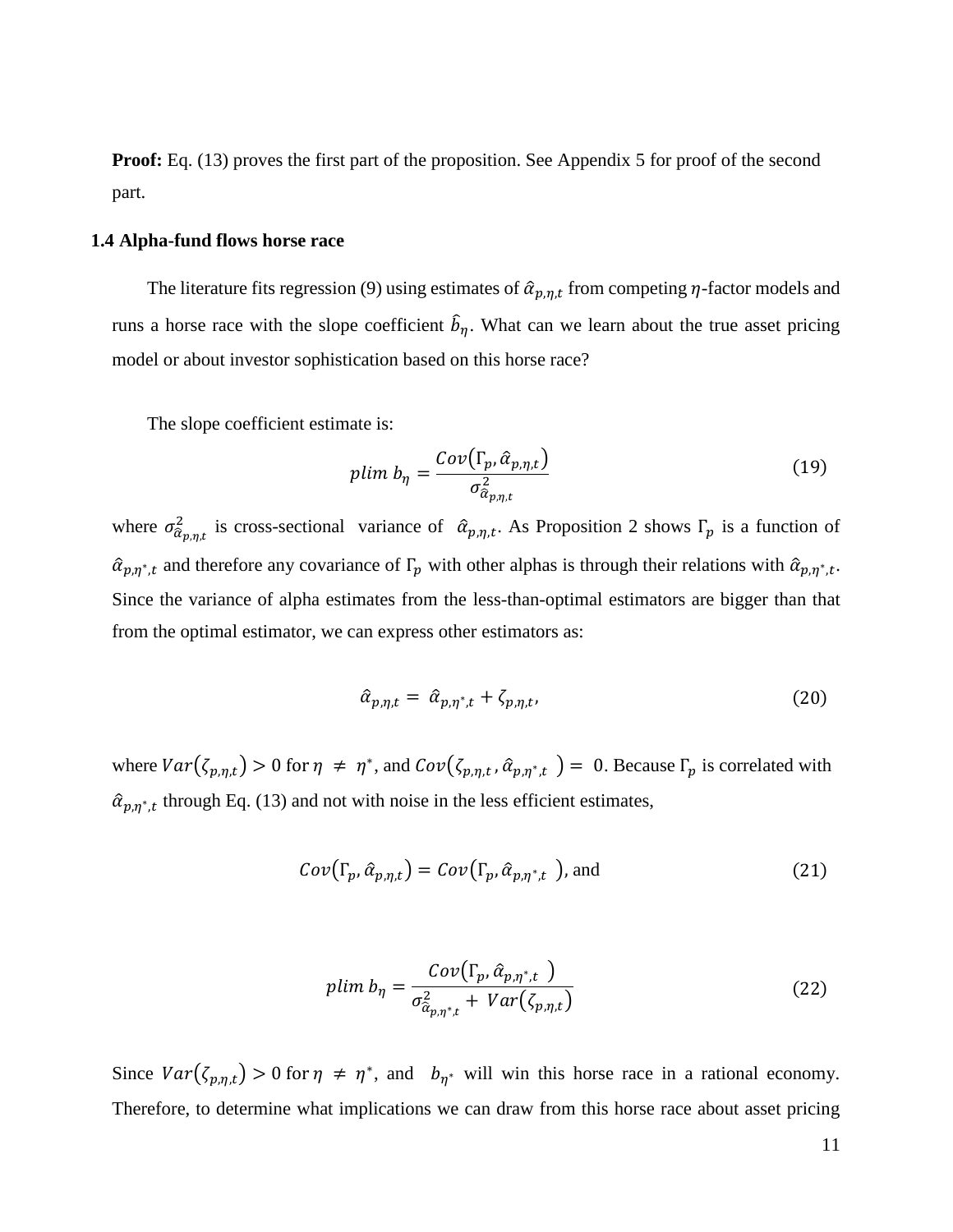**Proof:** Eq. (13) proves the first part of the proposition. See Appendix 5 for proof of the second part.

### 1.4 Alpha-fund flows horse race

The literature fits regression (9) using estimates of $\hat{\alpha}_{p,\eta,t}$ from competing $\eta$-factor models and runs a horse race with the slope coefficient $\hat{b}_{\eta}$. What can we learn about the true asset pricing model or about investor sophistication based on this horse race?

The slope coefficient estimate is:

$$plim\ b_{\eta} = \frac{Cov(\Gamma_p, \hat{\alpha}_{p,\eta,t})}{\sigma^2_{\hat{\alpha}_{p,\eta,t}}} \tag{19}$$

where $\sigma^2_{\hat{\alpha}_{p,\eta,t}}$ is cross-sectional variance of $\hat{\alpha}_{p,\eta,t}$. As Proposition 2 shows $\Gamma_p$ is a function of $\hat{\alpha}_{p,\eta^*,t}$ and therefore any covariance of $\Gamma_p$ with other alphas is through their relations with $\hat{\alpha}_{p,\eta^*,t}$. Since the variance of alpha estimates from the less-than-optimal estimators are bigger than that from the optimal estimator, we can express other estimators as:

$$\hat{\alpha}_{p,\eta,t} = \hat{\alpha}_{p,\eta^*,t} + \zeta_{p,\eta,t}, \tag{20}$$

where $Var(\zeta_{p,\eta,t}) > 0$ for $\eta \neq \eta^*$, and $Cov(\zeta_{p,\eta,t}, \hat{\alpha}_{p,\eta^*,t}) = 0$. Because $\Gamma_p$ is correlated with $\hat{\alpha}_{p,\eta^*,t}$ through Eq. (13) and not with noise in the less efficient estimates,

$$Cov(\Gamma_p, \hat{\alpha}_{p,\eta,t}) = Cov(\Gamma_p, \hat{\alpha}_{p,\eta^*,t}), \text{ and} \tag{21}$$

$$plim\ b_{\eta} = \frac{Cov(\Gamma_p, \hat{\alpha}_{p,\eta^*,t})}{\sigma^2_{\hat{\alpha}_{p,\eta^*,t}} + Var(\zeta_{p,\eta,t})} \tag{22}$$

Since $Var(\zeta_{p,\eta,t}) > 0$ for $\eta \neq \eta^*$, and $b_{\eta^*}$ will win this horse race in a rational economy. Therefore, to determine what implications we can draw from this horse race about asset pricing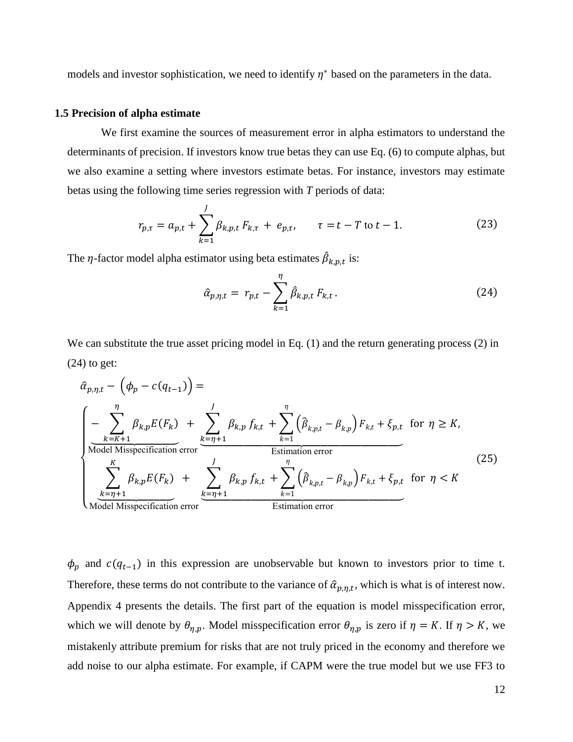models and investor sophistication, we need to identify $\eta^*$ based on the parameters in the data.

### 1.5 Precision of alpha estimate

We first examine the sources of measurement error in alpha estimators to understand the determinants of precision. If investors know true betas they can use Eq. (6) to compute alphas, but we also examine a setting where investors estimate betas. For instance, investors may estimate betas using the following time series regression with *T* periods of data:

$$r_{p,\tau} = a_{p,t} + \sum_{k=1}^{J} \beta_{k,p,t} F_{k,\tau} + e_{p,\tau}, \qquad \tau = t - T \text{ to } t - 1. \tag{23}$$

The $\eta$-factor model alpha estimator using beta estimates $\hat{\beta}_{k,p,t}$ is:

$$\hat{\alpha}_{p,\eta,t} = r_{p,t} - \sum_{k=1}^{\eta} \hat{\beta}_{k,p,t} F_{k,t} . \tag{24}$$

We can substitute the true asset pricing model in Eq. (1) and the return generating process (2) in (24) to get:

$$\hat{\alpha}_{p,\eta,t} - \left(\phi_p - c(q_{t-1})\right) =$$

$$\begin{cases} \underbrace{- \sum_{k=K+1}^{\eta} \beta_{k,p} E(F_k)}_{\text{Model Misspecification error}} + \underbrace{\sum_{k=\eta+1}^{J} \beta_{k,p} f_{k,t} + \sum_{k=1}^{\eta} \left(\hat{\beta}_{k,p,t} - \beta_{k,p}\right) F_{k,t} + \xi_{p,t}}_{\text{Estimation error}} & \text{for } \eta \geq K, \\ \underbrace{\sum_{k=\eta+1}^{K} \beta_{k,p} E(F_k)}_{\text{Model Misspecification error}} + \underbrace{\sum_{k=\eta+1}^{J} \beta_{k,p} f_{k,t} + \sum_{k=1}^{\eta} \left(\hat{\beta}_{k,p,t} - \beta_{k,p}\right) F_{k,t} + \xi_{p,t}}_{\text{Estimation error}} & \text{for } \eta < K \end{cases} \tag{25}$$

$\phi_p$ and $c(q_{t-1})$ in this expression are unobservable but known to investors prior to time t. Therefore, these terms do not contribute to the variance of $\hat{\alpha}_{p,\eta,t}$, which is what is of interest now. Appendix 4 presents the details. The first part of the equation is model misspecification error, which we will denote by $\theta_{\eta,p}$. Model misspecification error $\theta_{\eta,p}$ is zero if $\eta = K$. If $\eta > K$, we mistakenly attribute premium for risks that are not truly priced in the economy and therefore we add noise to our alpha estimate. For example, if CAPM were the true model but we use FF3 to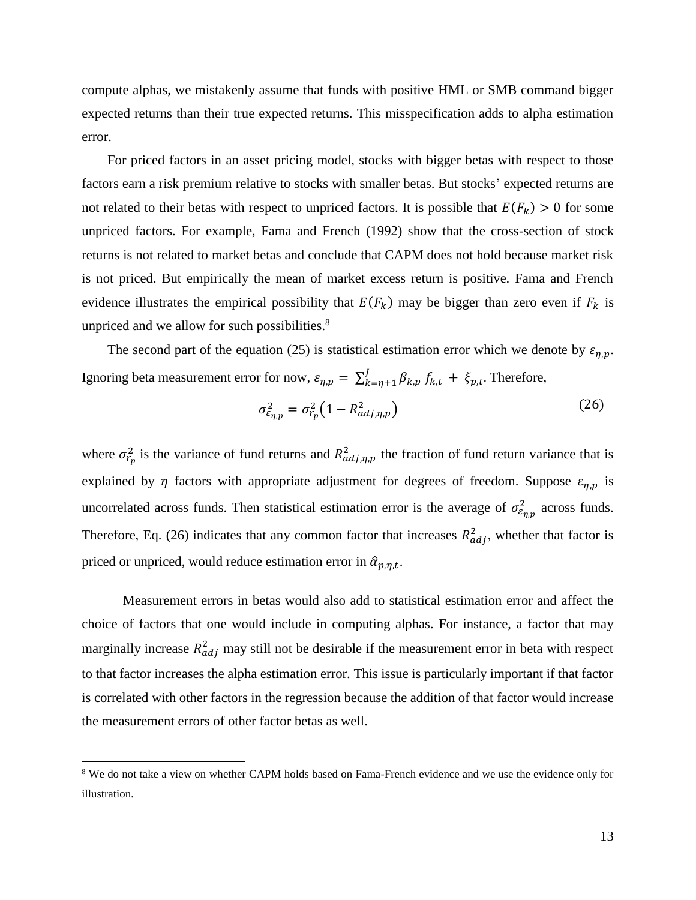compute alphas, we mistakenly assume that funds with positive HML or SMB command bigger expected returns than their true expected returns. This misspecification adds to alpha estimation error.

For priced factors in an asset pricing model, stocks with bigger betas with respect to those factors earn a risk premium relative to stocks with smaller betas. But stocks' expected returns are not related to their betas with respect to unpriced factors. It is possible that $E(F_k) > 0$ for some unpriced factors. For example, Fama and French (1992) show that the cross-section of stock returns is not related to market betas and conclude that CAPM does not hold because market risk is not priced. But empirically the mean of market excess return is positive. Fama and French evidence illustrates the empirical possibility that $E(F_k)$ may be bigger than zero even if $F_k$ is unpriced and we allow for such possibilities.[8]

The second part of the equation (25) is statistical estimation error which we denote by $\varepsilon_{\eta,p}$. Ignoring beta measurement error for now, $\varepsilon_{\eta,p} = \sum_{k=\eta+1}^{J} \beta_{k,p} f_{k,t} + \xi_{p,t}$. Therefore,

$$\sigma^2_{\varepsilon_{\eta,p}} = \sigma^2_{r_p}\left(1 - R^2_{adj,\eta,p}\right) \tag{26}$$

where $\sigma^2_{r_p}$ is the variance of fund returns and $R^2_{adj,\eta,p}$ the fraction of fund return variance that is explained by $\eta$ factors with appropriate adjustment for degrees of freedom. Suppose $\varepsilon_{\eta,p}$ is uncorrelated across funds. Then statistical estimation error is the average of $\sigma^2_{\varepsilon_{\eta,p}}$ across funds. Therefore, Eq. (26) indicates that any common factor that increases $R^2_{adj}$, whether that factor is priced or unpriced, would reduce estimation error in $\hat{\alpha}_{p,\eta,t}$.

Measurement errors in betas would also add to statistical estimation error and affect the choice of factors that one would include in computing alphas. For instance, a factor that may marginally increase $R^2_{adj}$ may still not be desirable if the measurement error in beta with respect to that factor increases the alpha estimation error. This issue is particularly important if that factor is correlated with other factors in the regression because the addition of that factor would increase the measurement errors of other factor betas as well.

[8] We do not take a view on whether CAPM holds based on Fama-French evidence and we use the evidence only for illustration.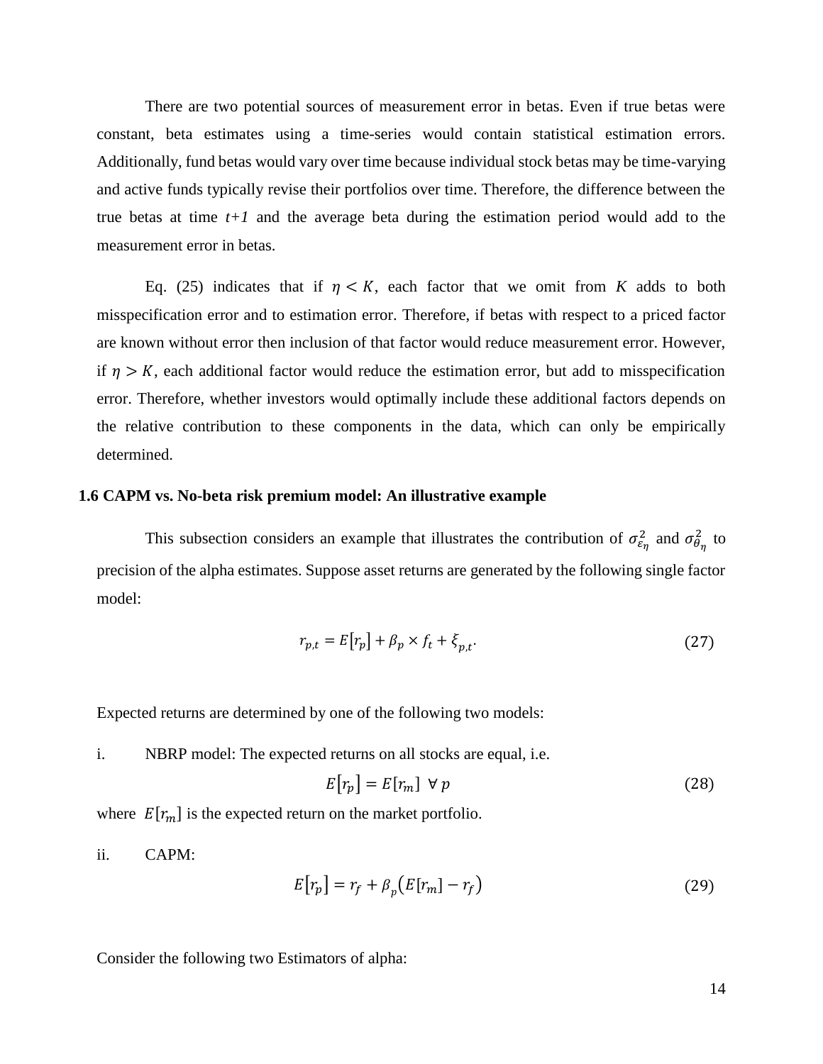There are two potential sources of measurement error in betas. Even if true betas were constant, beta estimates using a time-series would contain statistical estimation errors. Additionally, fund betas would vary over time because individual stock betas may be time-varying and active funds typically revise their portfolios over time. Therefore, the difference between the true betas at time *t+1* and the average beta during the estimation period would add to the measurement error in betas.

Eq. (25) indicates that if $\eta < K$, each factor that we omit from $K$ adds to both misspecification error and to estimation error. Therefore, if betas with respect to a priced factor are known without error then inclusion of that factor would reduce measurement error. However, if $\eta > K$, each additional factor would reduce the estimation error, but add to misspecification error. Therefore, whether investors would optimally include these additional factors depends on the relative contribution to these components in the data, which can only be empirically determined.

### 1.6 CAPM vs. No-beta risk premium model: An illustrative example

This subsection considers an example that illustrates the contribution of $\sigma^2_{\varepsilon_\eta}$ and $\sigma^2_{\theta_\eta}$ to precision of the alpha estimates. Suppose asset returns are generated by the following single factor model:

$$r_{p,t} = E[r_p] + \beta_p \times f_t + \xi_{p,t}. \tag{27}$$

Expected returns are determined by one of the following two models:

i. NBRP model: The expected returns on all stocks are equal, i.e.

$$E[r_p] = E[r_m] \;\; \forall \, p \tag{28}$$

where $E[r_m]$ is the expected return on the market portfolio.

ii. CAPM:

$$E[r_p] = r_f + \beta_p (E[r_m] - r_f) \tag{29}$$

Consider the following two Estimators of alpha: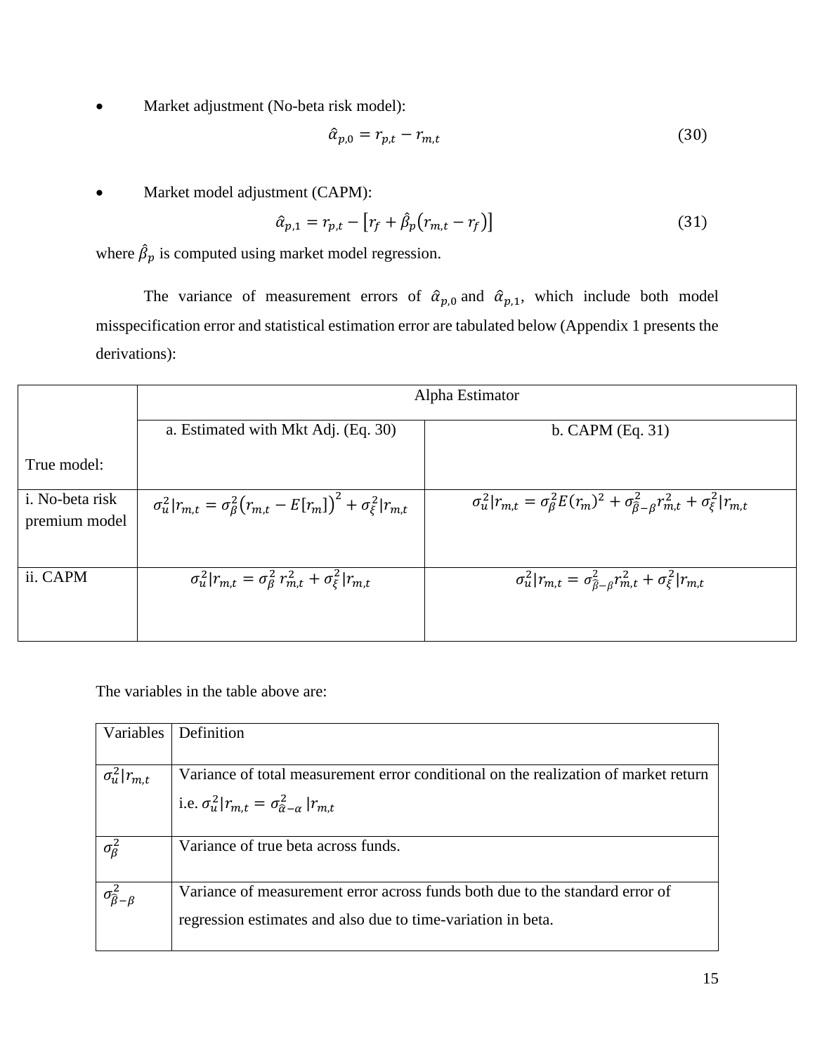- Market adjustment (No-beta risk model):

$$\hat{\alpha}_{p,0} = r_{p,t} - r_{m,t} \tag{30}$$

- Market model adjustment (CAPM):

$$\hat{\alpha}_{p,1} = r_{p,t} - \left[r_f + \hat{\beta}_p\left(r_{m,t} - r_f\right)\right] \tag{31}$$

where $\hat{\beta}_p$ is computed using market model regression.

The variance of measurement errors of $\hat{\alpha}_{p,0}$ and $\hat{\alpha}_{p,1}$, which include both model misspecification error and statistical estimation error are tabulated below (Appendix 1 presents the derivations):

| True model: | Alpha Estimator | |
|---|---|---|
| | a. Estimated with Mkt Adj. (Eq. 30) | b. CAPM (Eq. 31) |
| i. No-beta risk premium model | $\sigma_u^2 \vert r_{m,t} = \sigma_\beta^2\left(r_{m,t} - E[r_m]\right)^2 + \sigma_\xi^2 \vert r_{m,t}$ | $\sigma_u^2 \vert r_{m,t} = \sigma_\beta^2 E(r_m)^2 + \sigma_{\hat{\beta}-\beta}^2 r_{m,t}^2 + \sigma_\xi^2 \vert r_{m,t}$ |
| ii. CAPM | $\sigma_u^2 \vert r_{m,t} = \sigma_\beta^2\, r_{m,t}^2 + \sigma_\xi^2 \vert r_{m,t}$ | $\sigma_u^2 \vert r_{m,t} = \sigma_{\hat{\beta}-\beta}^2 r_{m,t}^2 + \sigma_\xi^2 \vert r_{m,t}$ |

The variables in the table above are:

| Variables | Definition |
|---|---|
| $\sigma_u^2 \vert r_{m,t}$ | Variance of total measurement error conditional on the realization of market return i.e. $\sigma_u^2 \vert r_{m,t} = \sigma_{\hat{\alpha}-\alpha}^2 \vert r_{m,t}$ |
| $\sigma_\beta^2$ | Variance of true beta across funds. |
| $\sigma_{\hat{\beta}-\beta}^2$ | Variance of measurement error across funds both due to the standard error of regression estimates and also due to time-variation in beta. |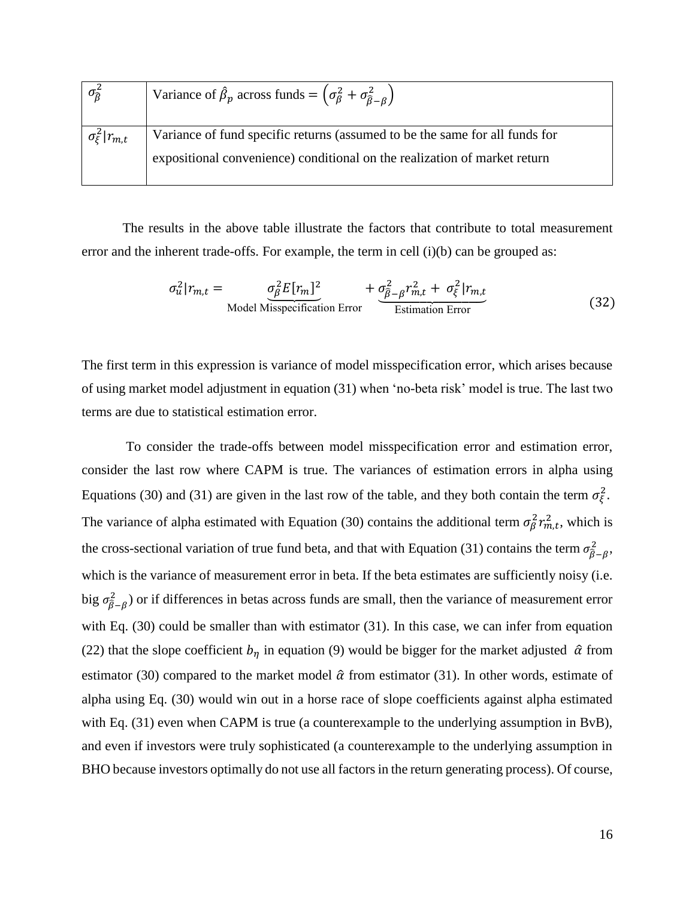| | |
|---|---|
| $\sigma_{\hat{\beta}}^2$ | Variance of $\hat{\beta}_p$ across funds $= \left(\sigma_{\beta}^2 + \sigma_{\hat{\beta}-\beta}^2\right)$ |
| $\sigma_{\xi}^2 \| r_{m,t}$ | Variance of fund specific returns (assumed to be the same for all funds for expositional convenience) conditional on the realization of market return |

The results in the above table illustrate the factors that contribute to total measurement error and the inherent trade-offs. For example, the term in cell (i)(b) can be grouped as:

$$\sigma_u^2 | r_{m,t} = \underbrace{\sigma_{\beta}^2 E[r_m]^2}_{\text{Model Misspecification Error}} + \underbrace{\sigma_{\hat{\beta}-\beta}^2 r_{m,t}^2 + \sigma_{\xi}^2 | r_{m,t}}_{\text{Estimation Error}} \tag{32}$$

The first term in this expression is variance of model misspecification error, which arises because of using market model adjustment in equation (31) when 'no-beta risk' model is true. The last two terms are due to statistical estimation error.

To consider the trade-offs between model misspecification error and estimation error, consider the last row where CAPM is true. The variances of estimation errors in alpha using Equations (30) and (31) are given in the last row of the table, and they both contain the term $\sigma_{\xi}^2$. The variance of alpha estimated with Equation (30) contains the additional term $\sigma_{\beta}^2 r_{m,t}^2$, which is the cross-sectional variation of true fund beta, and that with Equation (31) contains the term $\sigma_{\hat{\beta}-\beta}^2$, which is the variance of measurement error in beta. If the beta estimates are sufficiently noisy (i.e. big $\sigma_{\hat{\beta}-\beta}^2$) or if differences in betas across funds are small, then the variance of measurement error with Eq. (30) could be smaller than with estimator (31). In this case, we can infer from equation (22) that the slope coefficient $b_{\eta}$ in equation (9) would be bigger for the market adjusted $\hat{\alpha}$ from estimator (30) compared to the market model $\hat{\alpha}$ from estimator (31). In other words, estimate of alpha using Eq. (30) would win out in a horse race of slope coefficients against alpha estimated with Eq. (31) even when CAPM is true (a counterexample to the underlying assumption in BvB), and even if investors were truly sophisticated (a counterexample to the underlying assumption in BHO because investors optimally do not use all factors in the return generating process). Of course,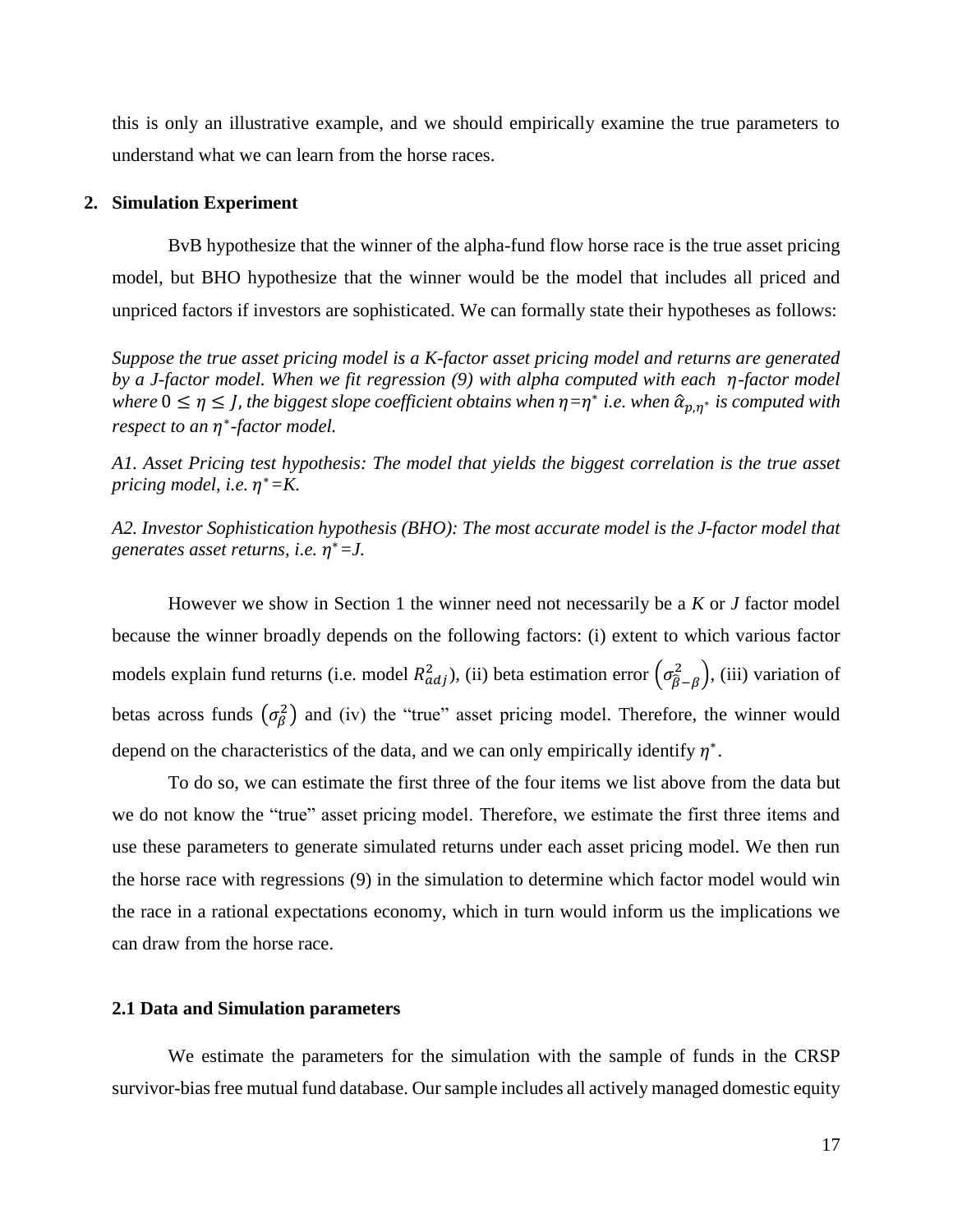this is only an illustrative example, and we should empirically examine the true parameters to understand what we can learn from the horse races.

## 2. Simulation Experiment

BvB hypothesize that the winner of the alpha-fund flow horse race is the true asset pricing model, but BHO hypothesize that the winner would be the model that includes all priced and unpriced factors if investors are sophisticated. We can formally state their hypotheses as follows:

*Suppose the true asset pricing model is a K-factor asset pricing model and returns are generated by a J-factor model. When we fit regression (9) with alpha computed with each $\eta$-factor model where $0 \leq \eta \leq J$, the biggest slope coefficient obtains when $\eta = \eta^*$ i.e. when $\hat{\alpha}_{p,\eta^*}$ is computed with respect to an $\eta^*$-factor model.*

*A1. Asset Pricing test hypothesis: The model that yields the biggest correlation is the true asset pricing model, i.e. $\eta^* = K$.*

*A2. Investor Sophistication hypothesis (BHO): The most accurate model is the J-factor model that generates asset returns, i.e. $\eta^* = J$.*

However we show in Section 1 the winner need not necessarily be a *K* or *J* factor model because the winner broadly depends on the following factors: (i) extent to which various factor models explain fund returns (i.e. model $R^2_{adj}$), (ii) beta estimation error $\left(\sigma^2_{\hat{\beta}-\beta}\right)$, (iii) variation of betas across funds $\left(\sigma^2_{\beta}\right)$ and (iv) the "true" asset pricing model. Therefore, the winner would depend on the characteristics of the data, and we can only empirically identify $\eta^*$.

To do so, we can estimate the first three of the four items we list above from the data but we do not know the "true" asset pricing model. Therefore, we estimate the first three items and use these parameters to generate simulated returns under each asset pricing model. We then run the horse race with regressions (9) in the simulation to determine which factor model would win the race in a rational expectations economy, which in turn would inform us the implications we can draw from the horse race.

### 2.1 Data and Simulation parameters

We estimate the parameters for the simulation with the sample of funds in the CRSP survivor-bias free mutual fund database. Our sample includes all actively managed domestic equity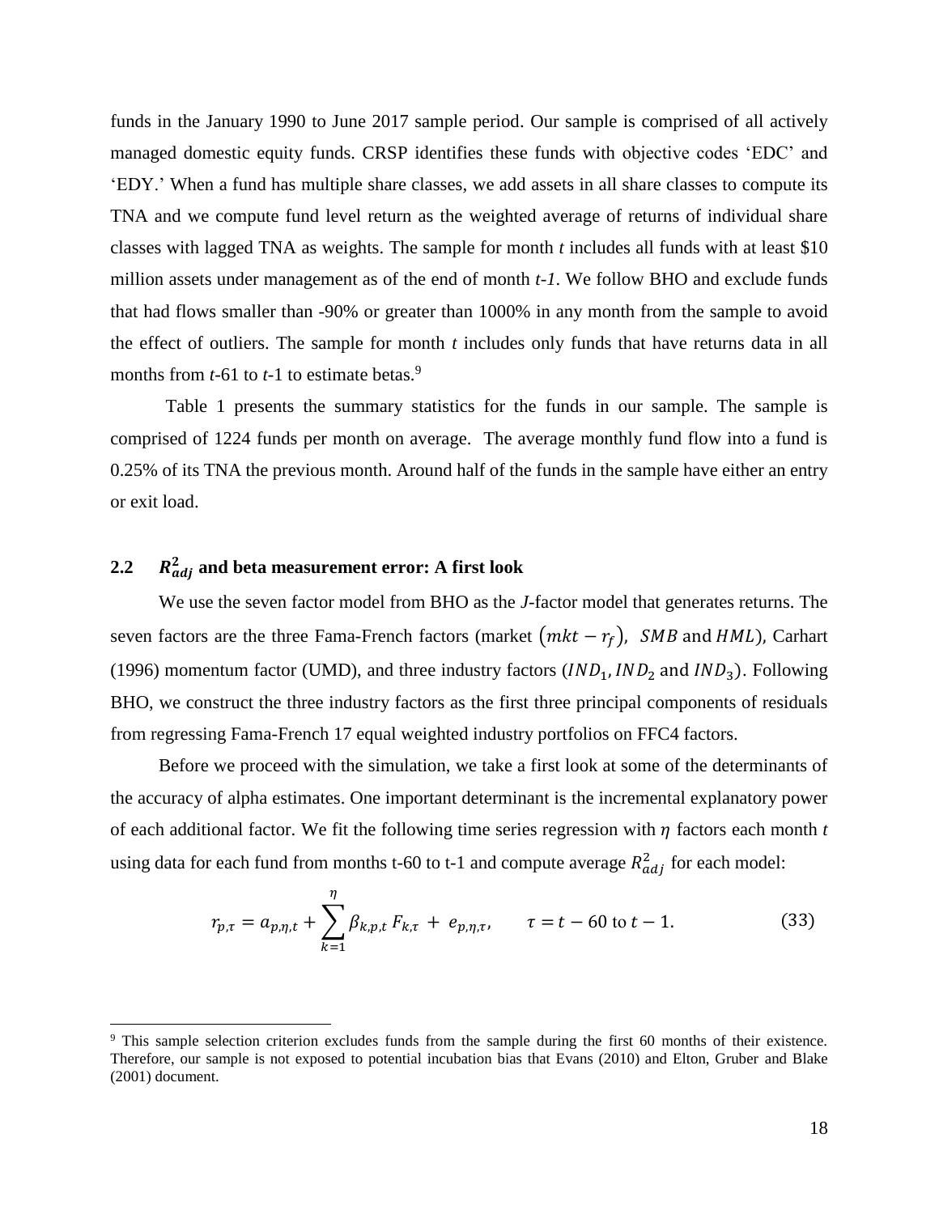funds in the January 1990 to June 2017 sample period. Our sample is comprised of all actively managed domestic equity funds. CRSP identifies these funds with objective codes 'EDC' and 'EDY.' When a fund has multiple share classes, we add assets in all share classes to compute its TNA and we compute fund level return as the weighted average of returns of individual share classes with lagged TNA as weights. The sample for month *t* includes all funds with at least $10 million assets under management as of the end of month *t-1*. We follow BHO and exclude funds that had flows smaller than -90% or greater than 1000% in any month from the sample to avoid the effect of outliers. The sample for month *t* includes only funds that have returns data in all months from *t*-61 to *t*-1 to estimate betas.[9]

Table 1 presents the summary statistics for the funds in our sample. The sample is comprised of 1224 funds per month on average. The average monthly fund flow into a fund is 0.25% of its TNA the previous month. Around half of the funds in the sample have either an entry or exit load.

## 2.2 $R^2_{adj}$ and beta measurement error: A first look

We use the seven factor model from BHO as the *J*-factor model that generates returns. The seven factors are the three Fama-French factors (market $(mkt - r_f)$, $SMB$ and $HML$), Carhart (1996) momentum factor (UMD), and three industry factors ($IND_1, IND_2$ and $IND_3$). Following BHO, we construct the three industry factors as the first three principal components of residuals from regressing Fama-French 17 equal weighted industry portfolios on FFC4 factors.

Before we proceed with the simulation, we take a first look at some of the determinants of the accuracy of alpha estimates. One important determinant is the incremental explanatory power of each additional factor. We fit the following time series regression with $\eta$ factors each month *t* using data for each fund from months t-60 to t-1 and compute average $R^2_{adj}$ for each model:

$$r_{p,\tau} = a_{p,\eta,t} + \sum_{k=1}^{\eta} \beta_{k,p,t} F_{k,\tau} + e_{p,\eta,\tau}, \qquad \tau = t - 60 \text{ to } t - 1. \tag{33}$$

[9] This sample selection criterion excludes funds from the sample during the first 60 months of their existence. Therefore, our sample is not exposed to potential incubation bias that Evans (2010) and Elton, Gruber and Blake (2001) document.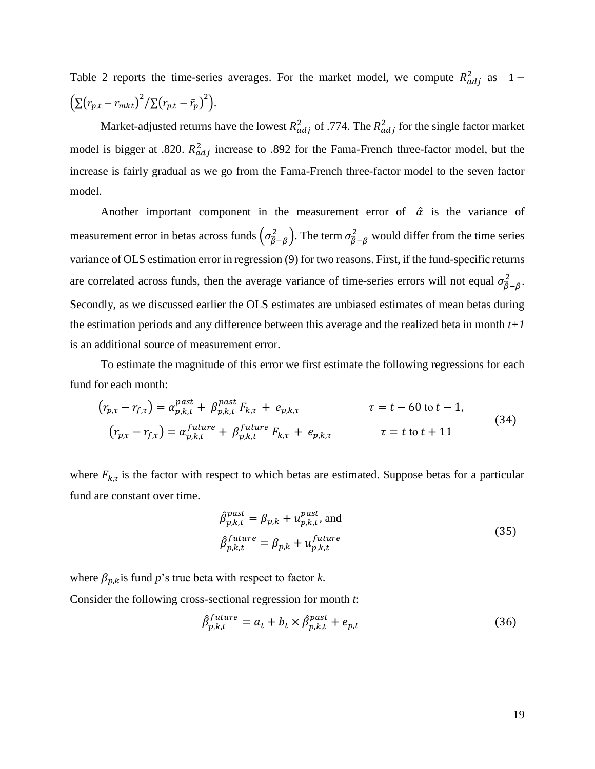Table 2 reports the time-series averages. For the market model, we compute $R_{adj}^2$ as $1 - \left(\sum(r_{p,t} - r_{mkt})^2 / \sum(r_{p,t} - \bar{r}_p)^2\right)$.

Market-adjusted returns have the lowest $R_{adj}^2$ of .774. The $R_{adj}^2$ for the single factor market model is bigger at .820. $R_{adj}^2$ increase to .892 for the Fama-French three-factor model, but the increase is fairly gradual as we go from the Fama-French three-factor model to the seven factor model.

Another important component in the measurement error of $\hat{\alpha}$ is the variance of measurement error in betas across funds $\left(\sigma_{\hat{\beta}-\beta}^2\right)$. The term $\sigma_{\hat{\beta}-\beta}^2$ would differ from the time series variance of OLS estimation error in regression (9) for two reasons. First, if the fund-specific returns are correlated across funds, then the average variance of time-series errors will not equal $\sigma_{\hat{\beta}-\beta}^2$. Secondly, as we discussed earlier the OLS estimates are unbiased estimates of mean betas during the estimation periods and any difference between this average and the realized beta in month *t+1* is an additional source of measurement error.

To estimate the magnitude of this error we first estimate the following regressions for each fund for each month:

$$
\begin{aligned}
(r_{p,\tau} - r_{f,\tau}) &= \alpha_{p,k,t}^{past} + \beta_{p,k,t}^{past} F_{k,\tau} + e_{p,k,\tau} \qquad & \tau = t - 60 \text{ to } t - 1, \\
(r_{p,\tau} - r_{f,\tau}) &= \alpha_{p,k,t}^{future} + \beta_{p,k,t}^{future} F_{k,\tau} + e_{p,k,\tau} \qquad & \tau = t \text{ to } t + 11
\end{aligned}
\tag{34}
$$

where $F_{k,\tau}$ is the factor with respect to which betas are estimated. Suppose betas for a particular fund are constant over time.

$$
\begin{aligned}
\hat{\beta}_{p,k,t}^{past} &= \beta_{p,k} + u_{p,k,t}^{past}, \text{ and} \\
\hat{\beta}_{p,k,t}^{future} &= \beta_{p,k} + u_{p,k,t}^{future}
\end{aligned}
\tag{35}
$$

where $\beta_{p,k}$ is fund *p*'s true beta with respect to factor *k*.

Consider the following cross-sectional regression for month *t*:

$$
\hat{\beta}_{p,k,t}^{future} = a_t + b_t \times \hat{\beta}_{p,k,t}^{past} + e_{p,t} \tag{36}
$$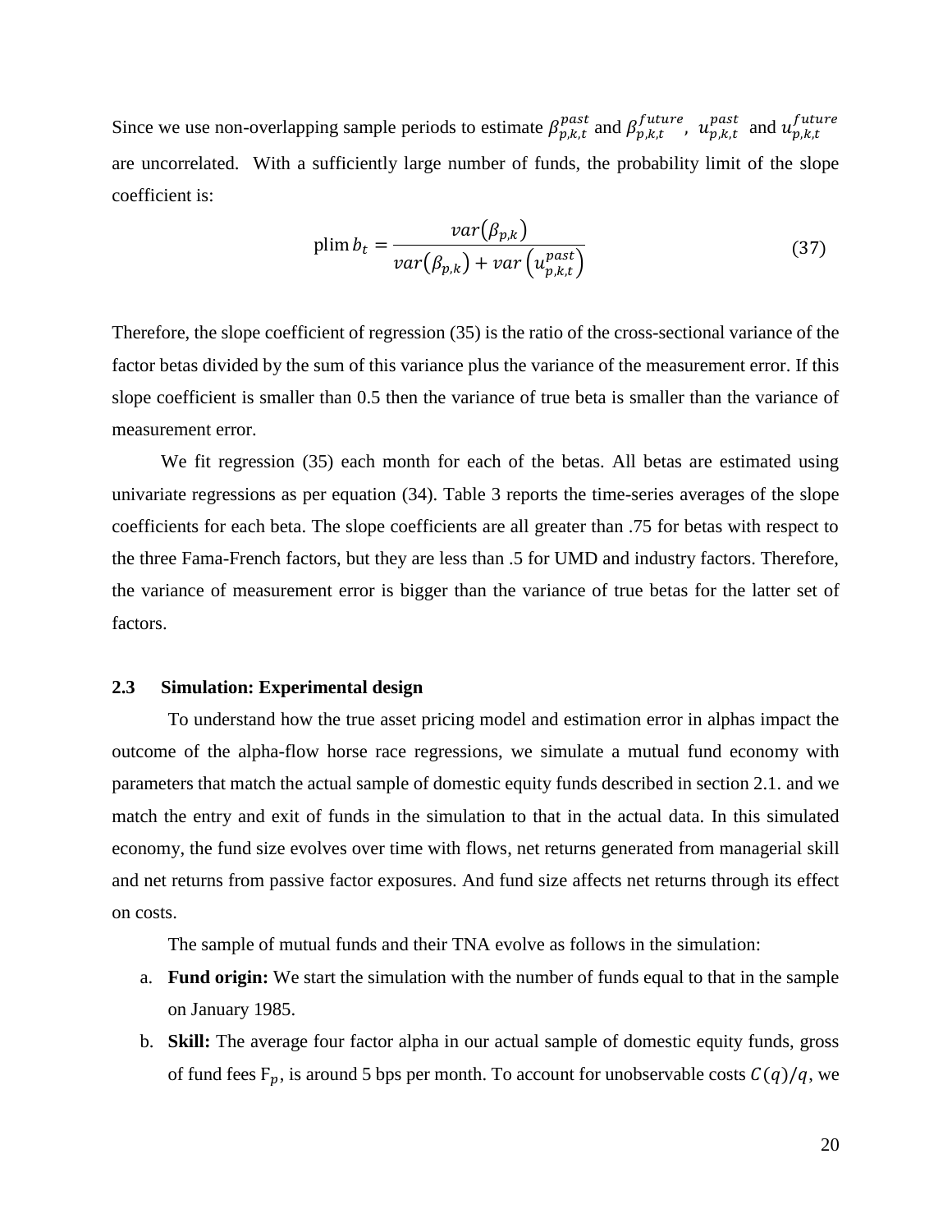Since we use non-overlapping sample periods to estimate $\beta_{p,k,t}^{past}$ and $\beta_{p,k,t}^{future}$, $u_{p,k,t}^{past}$ and $u_{p,k,t}^{future}$ are uncorrelated. With a sufficiently large number of funds, the probability limit of the slope coefficient is:

$$\text{plim}\, b_t = \frac{var(\beta_{p,k})}{var(\beta_{p,k}) + var\left(u_{p,k,t}^{past}\right)} \tag{37}$$

Therefore, the slope coefficient of regression (35) is the ratio of the cross-sectional variance of the factor betas divided by the sum of this variance plus the variance of the measurement error. If this slope coefficient is smaller than 0.5 then the variance of true beta is smaller than the variance of measurement error.

We fit regression (35) each month for each of the betas. All betas are estimated using univariate regressions as per equation (34). Table 3 reports the time-series averages of the slope coefficients for each beta. The slope coefficients are all greater than .75 for betas with respect to the three Fama-French factors, but they are less than .5 for UMD and industry factors. Therefore, the variance of measurement error is bigger than the variance of true betas for the latter set of factors.

### 2.3 Simulation: Experimental design

To understand how the true asset pricing model and estimation error in alphas impact the outcome of the alpha-flow horse race regressions, we simulate a mutual fund economy with parameters that match the actual sample of domestic equity funds described in section 2.1. and we match the entry and exit of funds in the simulation to that in the actual data. In this simulated economy, the fund size evolves over time with flows, net returns generated from managerial skill and net returns from passive factor exposures. And fund size affects net returns through its effect on costs.

The sample of mutual funds and their TNA evolve as follows in the simulation:

a. **Fund origin:** We start the simulation with the number of funds equal to that in the sample on January 1985.
b. **Skill:** The average four factor alpha in our actual sample of domestic equity funds, gross of fund fees $F_p$, is around 5 bps per month. To account for unobservable costs $C(q)/q$, we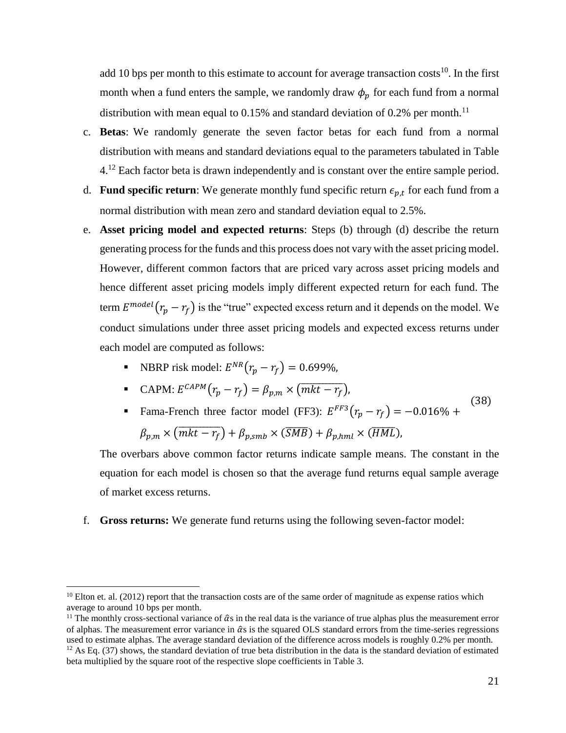add 10 bps per month to this estimate to account for average transaction costs[10]. In the first month when a fund enters the sample, we randomly draw $\phi_p$ for each fund from a normal distribution with mean equal to 0.15% and standard deviation of 0.2% per month.[11]

c. **Betas**: We randomly generate the seven factor betas for each fund from a normal distribution with means and standard deviations equal to the parameters tabulated in Table 4.[12] Each factor beta is drawn independently and is constant over the entire sample period.

d. **Fund specific return**: We generate monthly fund specific return $\epsilon_{p,t}$ for each fund from a normal distribution with mean zero and standard deviation equal to 2.5%.

e. **Asset pricing model and expected returns**: Steps (b) through (d) describe the return generating process for the funds and this process does not vary with the asset pricing model. However, different common factors that are priced vary across asset pricing models and hence different asset pricing models imply different expected return for each fund. The term $E^{model}(r_p - r_f)$ is the "true" expected excess return and it depends on the model. We conduct simulations under three asset pricing models and expected excess returns under each model are computed as follows:

   - NBRP risk model: $E^{NR}(r_p - r_f) = 0.699\%,$
   - CAPM: $E^{CAPM}(r_p - r_f) = \beta_{p,m} \times (\overline{mkt - r_f}),$
   - Fama-French three factor model (FF3): $E^{FF3}(r_p - r_f) = -0.016\% + \beta_{p,m} \times (\overline{mkt - r_f}) + \beta_{p,smb} \times (\overline{SMB}) + \beta_{p,hml} \times (\overline{HML}),$ (38)

   The overbars above common factor returns indicate sample means. The constant in the equation for each model is chosen so that the average fund returns equal sample average of market excess returns.

f. **Gross returns:** We generate fund returns using the following seven-factor model:

---

[10] Elton et. al. (2012) report that the transaction costs are of the same order of magnitude as expense ratios which average to around 10 bps per month.

[11] The monthly cross-sectional variance of $\hat{\alpha}$s in the real data is the variance of true alphas plus the measurement error of alphas. The measurement error variance in $\hat{\alpha}$s is the squared OLS standard errors from the time-series regressions used to estimate alphas. The average standard deviation of the difference across models is roughly 0.2% per month.

[12] As Eq. (37) shows, the standard deviation of true beta distribution in the data is the standard deviation of estimated beta multiplied by the square root of the respective slope coefficients in Table 3.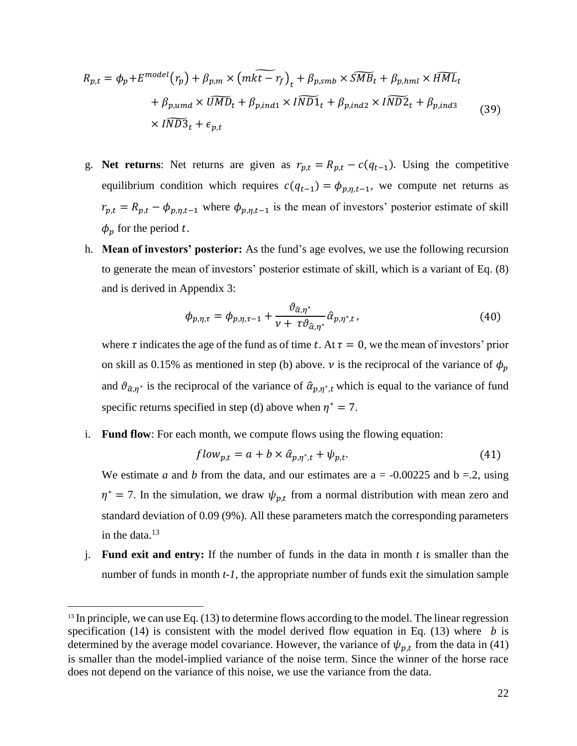$$
\begin{aligned}
R_{p,t} = \phi_p + E^{model}(r_p) &+ \beta_{p,m} \times \left(\widetilde{mkt - r_f}\right)_t + \beta_{p,smb} \times \widetilde{SMB}_t + \beta_{p,hml} \times \widetilde{HML}_t \\
&+ \beta_{p,umd} \times \widetilde{UMD}_t + \beta_{p,ind1} \times \widetilde{IND1}_t + \beta_{p,ind2} \times \widetilde{IND2}_t + \beta_{p,ind3} \\
&\times \widetilde{IND3}_t + \epsilon_{p,t}
\end{aligned} \tag{39}
$$

g. **Net returns**: Net returns are given as $r_{p,t} = R_{p,t} - c(q_{t-1})$. Using the competitive equilibrium condition which requires $c(q_{t-1}) = \phi_{p,\eta,t-1}$, we compute net returns as $r_{p,t} = R_{p,t} - \phi_{p,\eta,t-1}$ where $\phi_{p,\eta,t-1}$ is the mean of investors' posterior estimate of skill $\phi_p$ for the period $t$.

h. **Mean of investors' posterior:** As the fund's age evolves, we use the following recursion to generate the mean of investors' posterior estimate of skill, which is a variant of Eq. (8) and is derived in Appendix 3:

$$
\phi_{p,\eta,\tau} = \phi_{p,\eta,\tau-1} + \frac{\vartheta_{\hat{\alpha},\eta^*}}{\nu + \tau\vartheta_{\hat{\alpha},\eta^*}} \hat{\alpha}_{p,\eta^*,t}\,, \tag{40}
$$

where $\tau$ indicates the age of the fund as of time $t$. At $\tau = 0$, we the mean of investors' prior on skill as 0.15% as mentioned in step (b) above. $\nu$ is the reciprocal of the variance of $\phi_p$ and $\vartheta_{\hat{\alpha},\eta^*}$ is the reciprocal of the variance of $\hat{\alpha}_{p,\eta^*,t}$ which is equal to the variance of fund specific returns specified in step (d) above when $\eta^* = 7$.

i. **Fund flow**: For each month, we compute flows using the flowing equation:

$$
flow_{p,t} = a + b \times \hat{\alpha}_{p,\eta^*,t} + \psi_{p,t}. \tag{41}
$$

We estimate *a* and *b* from the data, and our estimates are a = -0.00225 and b =.2, using $\eta^* = 7$. In the simulation, we draw $\psi_{p,t}$ from a normal distribution with mean zero and standard deviation of 0.09 (9%). All these parameters match the corresponding parameters in the data.[13]

j. **Fund exit and entry:** If the number of funds in the data in month *t* is smaller than the number of funds in month *t-1*, the appropriate number of funds exit the simulation sample

[13] In principle, we can use Eq. (13) to determine flows according to the model. The linear regression specification (14) is consistent with the model derived flow equation in Eq. (13) where $b$ is determined by the average model covariance. However, the variance of $\psi_{p,t}$ from the data in (41) is smaller than the model-implied variance of the noise term. Since the winner of the horse race does not depend on the variance of this noise, we use the variance from the data.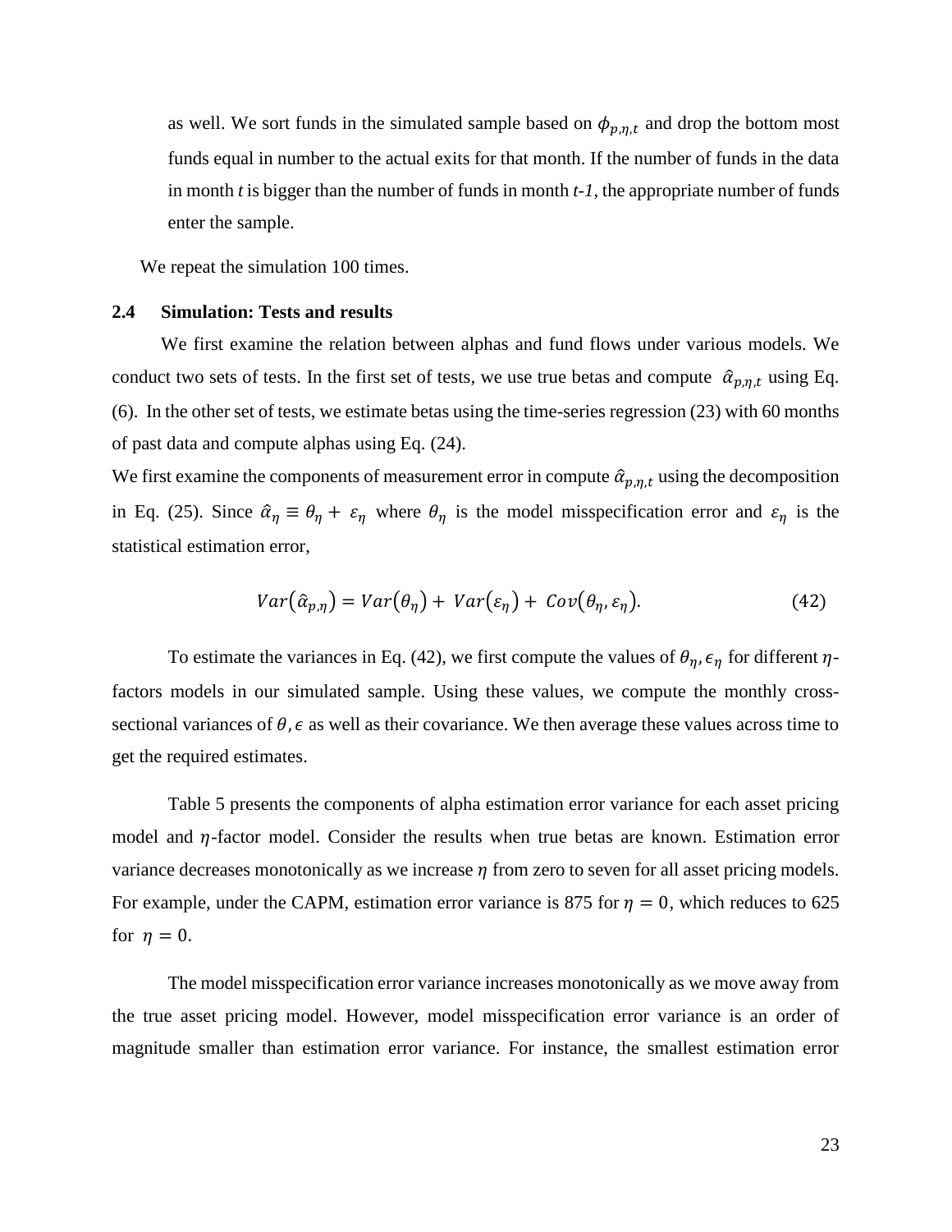as well. We sort funds in the simulated sample based on $\phi_{p,\eta,t}$ and drop the bottom most funds equal in number to the actual exits for that month. If the number of funds in the data in month *t* is bigger than the number of funds in month *t-1*, the appropriate number of funds enter the sample.

We repeat the simulation 100 times.

### 2.4 Simulation: Tests and results

We first examine the relation between alphas and fund flows under various models. We conduct two sets of tests. In the first set of tests, we use true betas and compute $\hat{\alpha}_{p,\eta,t}$ using Eq. (6). In the other set of tests, we estimate betas using the time-series regression (23) with 60 months of past data and compute alphas using Eq. (24).

We first examine the components of measurement error in compute $\hat{\alpha}_{p,\eta,t}$ using the decomposition in Eq. (25). Since $\hat{\alpha}_{\eta} \equiv \theta_{\eta} + \varepsilon_{\eta}$ where $\theta_{\eta}$ is the model misspecification error and $\varepsilon_{\eta}$ is the statistical estimation error,

$$Var(\hat{\alpha}_{p,\eta}) = Var(\theta_{\eta}) + Var(\varepsilon_{\eta}) + Cov(\theta_{\eta}, \varepsilon_{\eta}). \tag{42}$$

To estimate the variances in Eq. (42), we first compute the values of $\theta_{\eta}, \epsilon_{\eta}$ for different $\eta$-factors models in our simulated sample. Using these values, we compute the monthly cross-sectional variances of $\theta, \epsilon$ as well as their covariance. We then average these values across time to get the required estimates.

Table 5 presents the components of alpha estimation error variance for each asset pricing model and $\eta$-factor model. Consider the results when true betas are known. Estimation error variance decreases monotonically as we increase $\eta$ from zero to seven for all asset pricing models. For example, under the CAPM, estimation error variance is 875 for $\eta = 0$, which reduces to 625 for $\eta = 0$.

The model misspecification error variance increases monotonically as we move away from the true asset pricing model. However, model misspecification error variance is an order of magnitude smaller than estimation error variance. For instance, the smallest estimation error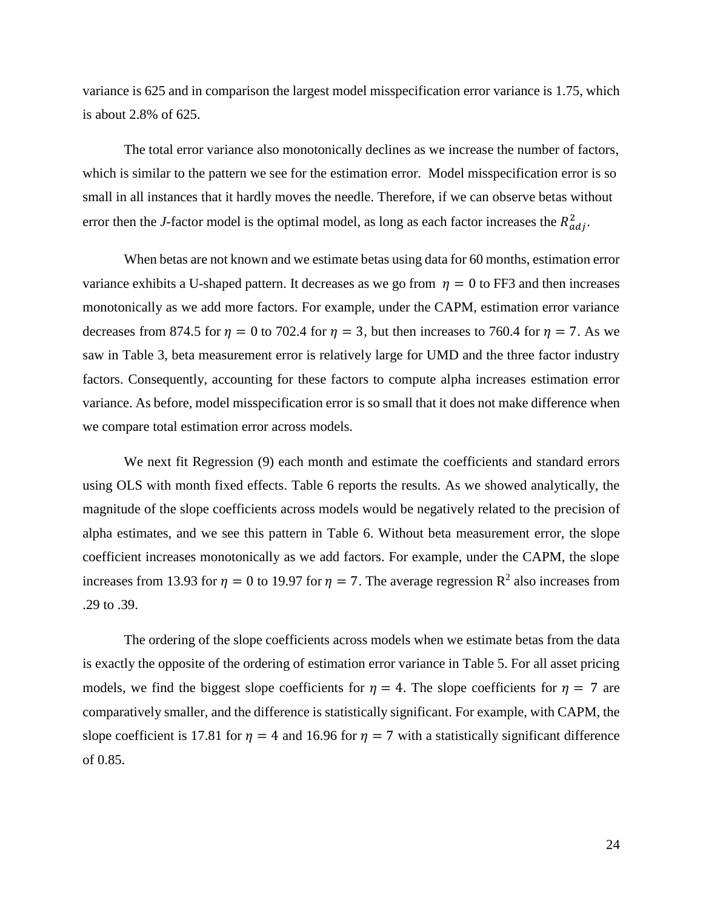variance is 625 and in comparison the largest model misspecification error variance is 1.75, which is about 2.8% of 625.

The total error variance also monotonically declines as we increase the number of factors, which is similar to the pattern we see for the estimation error. Model misspecification error is so small in all instances that it hardly moves the needle. Therefore, if we can observe betas without error then the *J*-factor model is the optimal model, as long as each factor increases the $R^2_{adj}$.

When betas are not known and we estimate betas using data for 60 months, estimation error variance exhibits a U-shaped pattern. It decreases as we go from $\eta = 0$ to FF3 and then increases monotonically as we add more factors. For example, under the CAPM, estimation error variance decreases from 874.5 for $\eta = 0$ to 702.4 for $\eta = 3$, but then increases to 760.4 for $\eta = 7$. As we saw in Table 3, beta measurement error is relatively large for UMD and the three factor industry factors. Consequently, accounting for these factors to compute alpha increases estimation error variance. As before, model misspecification error is so small that it does not make difference when we compare total estimation error across models.

We next fit Regression (9) each month and estimate the coefficients and standard errors using OLS with month fixed effects. Table 6 reports the results. As we showed analytically, the magnitude of the slope coefficients across models would be negatively related to the precision of alpha estimates, and we see this pattern in Table 6. Without beta measurement error, the slope coefficient increases monotonically as we add factors. For example, under the CAPM, the slope increases from 13.93 for $\eta = 0$ to 19.97 for $\eta = 7$. The average regression $R^2$ also increases from .29 to .39.

The ordering of the slope coefficients across models when we estimate betas from the data is exactly the opposite of the ordering of estimation error variance in Table 5. For all asset pricing models, we find the biggest slope coefficients for $\eta = 4$. The slope coefficients for $\eta = 7$ are comparatively smaller, and the difference is statistically significant. For example, with CAPM, the slope coefficient is 17.81 for $\eta = 4$ and 16.96 for $\eta = 7$ with a statistically significant difference of 0.85.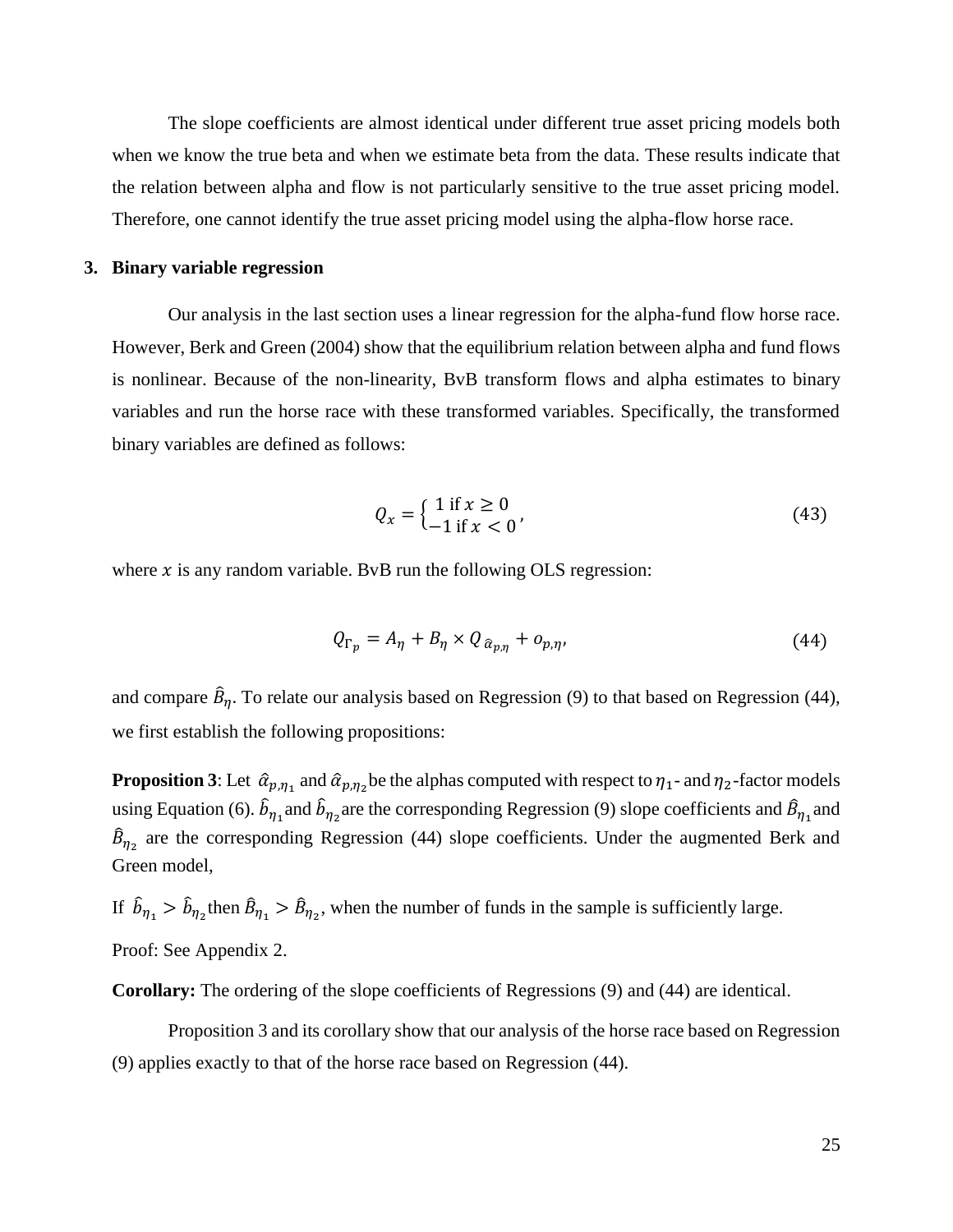The slope coefficients are almost identical under different true asset pricing models both when we know the true beta and when we estimate beta from the data. These results indicate that the relation between alpha and flow is not particularly sensitive to the true asset pricing model. Therefore, one cannot identify the true asset pricing model using the alpha-flow horse race.

## 3. Binary variable regression

Our analysis in the last section uses a linear regression for the alpha-fund flow horse race. However, Berk and Green (2004) show that the equilibrium relation between alpha and fund flows is nonlinear. Because of the non-linearity, BvB transform flows and alpha estimates to binary variables and run the horse race with these transformed variables. Specifically, the transformed binary variables are defined as follows:

$$Q_x = \begin{cases} 1 \text{ if } x \geq 0 \\ -1 \text{ if } x < 0 \end{cases}, \tag{43}$$

where $x$ is any random variable. BvB run the following OLS regression:

$$Q_{\Gamma_p} = A_\eta + B_\eta \times Q_{\hat{\alpha}_{p,\eta}} + o_{p,\eta}, \tag{44}$$

and compare $\hat{B}_\eta$. To relate our analysis based on Regression (9) to that based on Regression (44), we first establish the following propositions:

**Proposition 3**: Let $\hat{\alpha}_{p,\eta_1}$ and $\hat{\alpha}_{p,\eta_2}$ be the alphas computed with respect to $\eta_1$- and $\eta_2$-factor models using Equation (6). $\hat{b}_{\eta_1}$ and $\hat{b}_{\eta_2}$ are the corresponding Regression (9) slope coefficients and $\hat{B}_{\eta_1}$ and $\hat{B}_{\eta_2}$ are the corresponding Regression (44) slope coefficients. Under the augmented Berk and Green model,

If $\hat{b}_{\eta_1} > \hat{b}_{\eta_2}$ then $\hat{B}_{\eta_1} > \hat{B}_{\eta_2}$, when the number of funds in the sample is sufficiently large.

Proof: See Appendix 2.

**Corollary:** The ordering of the slope coefficients of Regressions (9) and (44) are identical.

Proposition 3 and its corollary show that our analysis of the horse race based on Regression (9) applies exactly to that of the horse race based on Regression (44).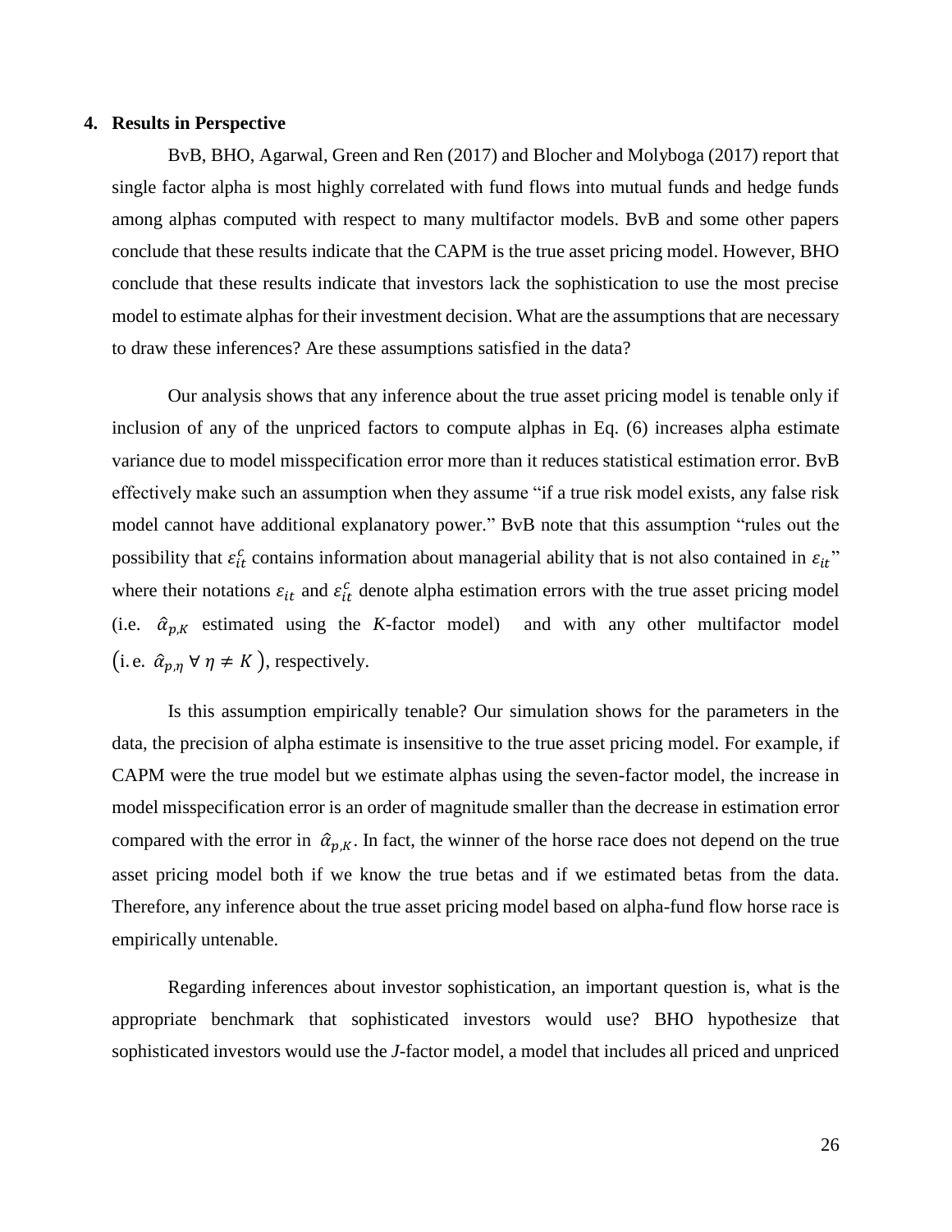## 4. Results in Perspective

BvB, BHO, Agarwal, Green and Ren (2017) and Blocher and Molyboga (2017) report that single factor alpha is most highly correlated with fund flows into mutual funds and hedge funds among alphas computed with respect to many multifactor models. BvB and some other papers conclude that these results indicate that the CAPM is the true asset pricing model. However, BHO conclude that these results indicate that investors lack the sophistication to use the most precise model to estimate alphas for their investment decision. What are the assumptions that are necessary to draw these inferences? Are these assumptions satisfied in the data?

Our analysis shows that any inference about the true asset pricing model is tenable only if inclusion of any of the unpriced factors to compute alphas in Eq. (6) increases alpha estimate variance due to model misspecification error more than it reduces statistical estimation error. BvB effectively make such an assumption when they assume "if a true risk model exists, any false risk model cannot have additional explanatory power." BvB note that this assumption "rules out the possibility that $\varepsilon_{it}^{c}$ contains information about managerial ability that is not also contained in $\varepsilon_{it}$" where their notations $\varepsilon_{it}$ and $\varepsilon_{it}^{c}$ denote alpha estimation errors with the true asset pricing model (i.e. $\hat{\alpha}_{p,K}$ estimated using the *K*-factor model) and with any other multifactor model $\left(\text{i.e. } \hat{\alpha}_{p,\eta} \ \forall \ \eta \neq K\right)$, respectively.

Is this assumption empirically tenable? Our simulation shows for the parameters in the data, the precision of alpha estimate is insensitive to the true asset pricing model. For example, if CAPM were the true model but we estimate alphas using the seven-factor model, the increase in model misspecification error is an order of magnitude smaller than the decrease in estimation error compared with the error in $\hat{\alpha}_{p,K}$. In fact, the winner of the horse race does not depend on the true asset pricing model both if we know the true betas and if we estimated betas from the data. Therefore, any inference about the true asset pricing model based on alpha-fund flow horse race is empirically untenable.

Regarding inferences about investor sophistication, an important question is, what is the appropriate benchmark that sophisticated investors would use? BHO hypothesize that sophisticated investors would use the *J*-factor model, a model that includes all priced and unpriced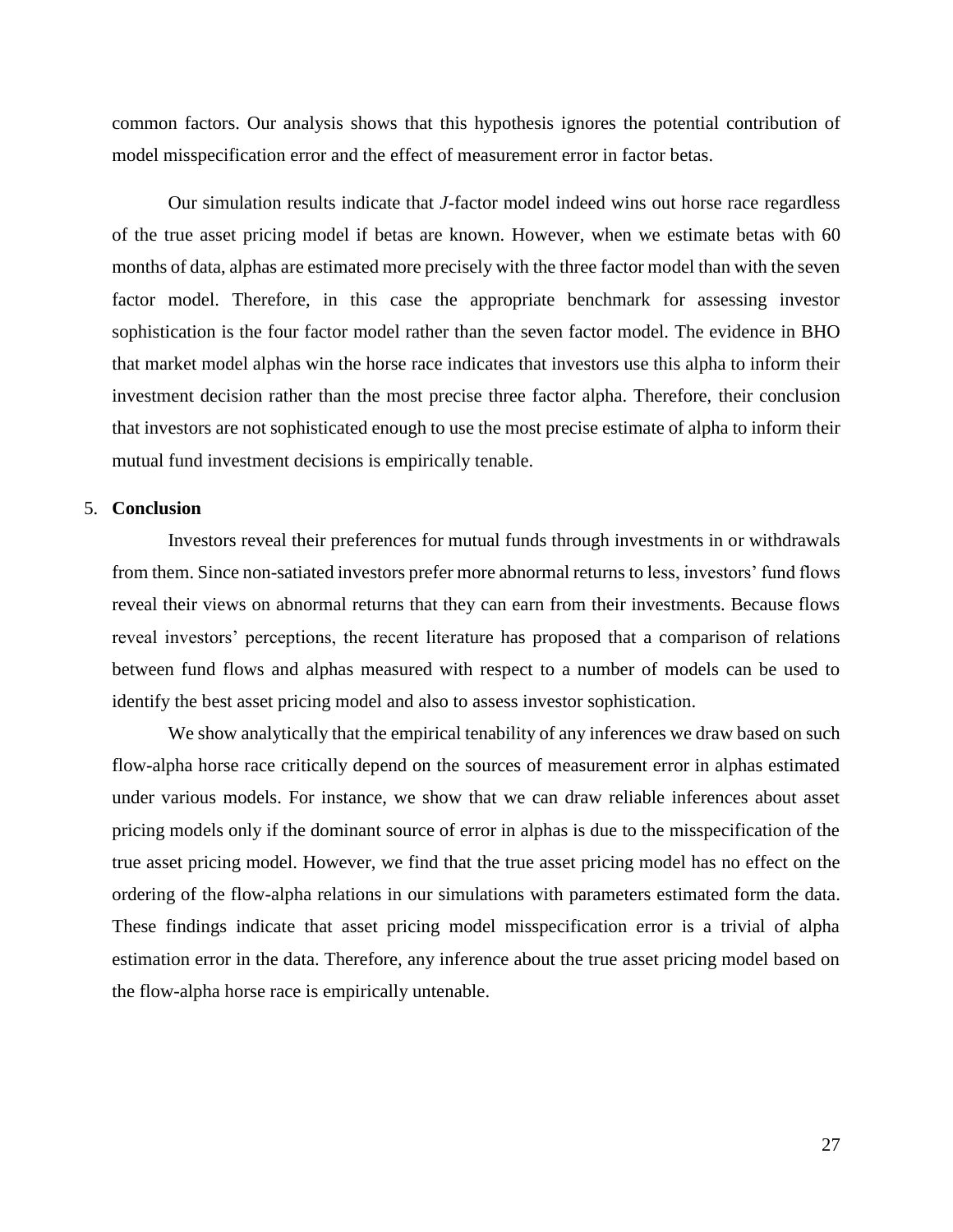common factors. Our analysis shows that this hypothesis ignores the potential contribution of model misspecification error and the effect of measurement error in factor betas.

Our simulation results indicate that *J*-factor model indeed wins out horse race regardless of the true asset pricing model if betas are known. However, when we estimate betas with 60 months of data, alphas are estimated more precisely with the three factor model than with the seven factor model. Therefore, in this case the appropriate benchmark for assessing investor sophistication is the four factor model rather than the seven factor model. The evidence in BHO that market model alphas win the horse race indicates that investors use this alpha to inform their investment decision rather than the most precise three factor alpha. Therefore, their conclusion that investors are not sophisticated enough to use the most precise estimate of alpha to inform their mutual fund investment decisions is empirically tenable.

## 5. **Conclusion**

Investors reveal their preferences for mutual funds through investments in or withdrawals from them. Since non-satiated investors prefer more abnormal returns to less, investors' fund flows reveal their views on abnormal returns that they can earn from their investments. Because flows reveal investors' perceptions, the recent literature has proposed that a comparison of relations between fund flows and alphas measured with respect to a number of models can be used to identify the best asset pricing model and also to assess investor sophistication.

We show analytically that the empirical tenability of any inferences we draw based on such flow-alpha horse race critically depend on the sources of measurement error in alphas estimated under various models. For instance, we show that we can draw reliable inferences about asset pricing models only if the dominant source of error in alphas is due to the misspecification of the true asset pricing model. However, we find that the true asset pricing model has no effect on the ordering of the flow-alpha relations in our simulations with parameters estimated form the data. These findings indicate that asset pricing model misspecification error is a trivial of alpha estimation error in the data. Therefore, any inference about the true asset pricing model based on the flow-alpha horse race is empirically untenable.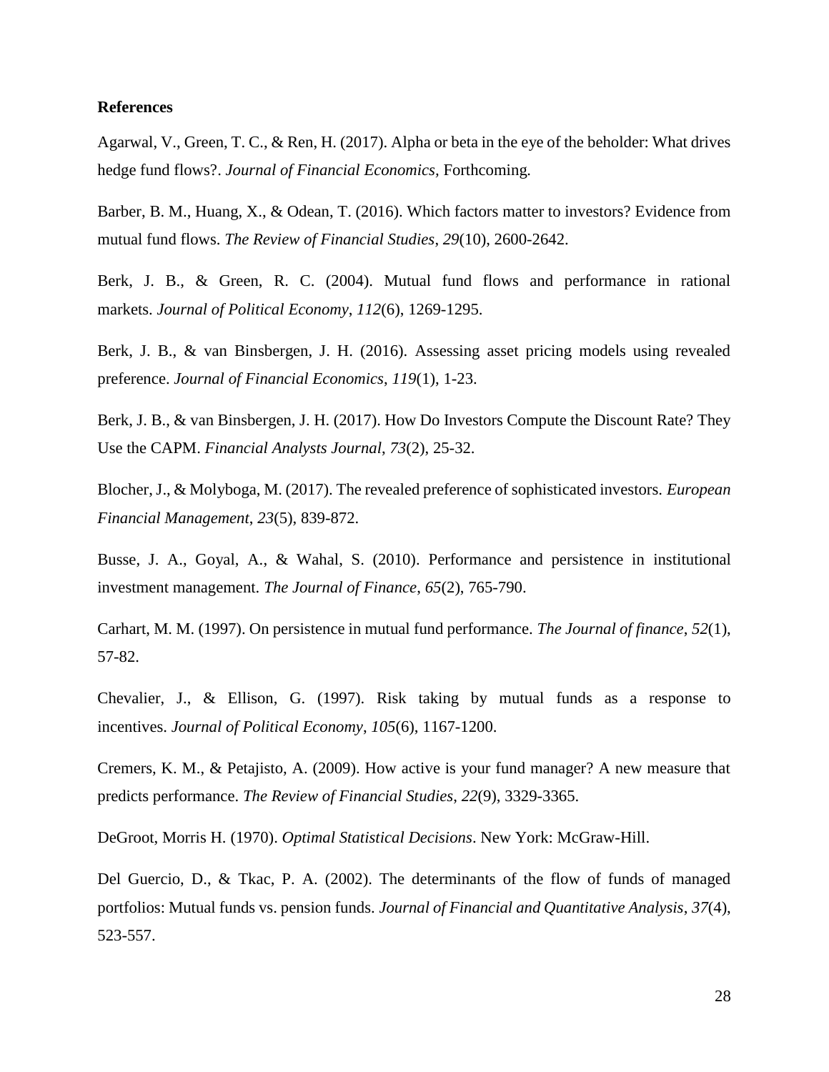**References**

Agarwal, V., Green, T. C., & Ren, H. (2017). Alpha or beta in the eye of the beholder: What drives hedge fund flows?. *Journal of Financial Economics,* Forthcoming.

Barber, B. M., Huang, X., & Odean, T. (2016). Which factors matter to investors? Evidence from mutual fund flows. *The Review of Financial Studies*, *29*(10), 2600-2642.

Berk, J. B., & Green, R. C. (2004). Mutual fund flows and performance in rational markets. *Journal of Political Economy*, *112*(6), 1269-1295.

Berk, J. B., & van Binsbergen, J. H. (2016). Assessing asset pricing models using revealed preference. *Journal of Financial Economics*, *119*(1), 1-23.

Berk, J. B., & van Binsbergen, J. H. (2017). How Do Investors Compute the Discount Rate? They Use the CAPM. *Financial Analysts Journal*, *73*(2), 25-32.

Blocher, J., & Molyboga, M. (2017). The revealed preference of sophisticated investors. *European Financial Management*, *23*(5), 839-872.

Busse, J. A., Goyal, A., & Wahal, S. (2010). Performance and persistence in institutional investment management. *The Journal of Finance*, *65*(2), 765-790.

Carhart, M. M. (1997). On persistence in mutual fund performance. *The Journal of finance*, *52*(1), 57-82.

Chevalier, J., & Ellison, G. (1997). Risk taking by mutual funds as a response to incentives. *Journal of Political Economy*, *105*(6), 1167-1200.

Cremers, K. M., & Petajisto, A. (2009). How active is your fund manager? A new measure that predicts performance. *The Review of Financial Studies*, *22*(9), 3329-3365.

DeGroot, Morris H. (1970). *Optimal Statistical Decisions*. New York: McGraw-Hill.

Del Guercio, D., & Tkac, P. A. (2002). The determinants of the flow of funds of managed portfolios: Mutual funds vs. pension funds. *Journal of Financial and Quantitative Analysis*, *37*(4), 523-557.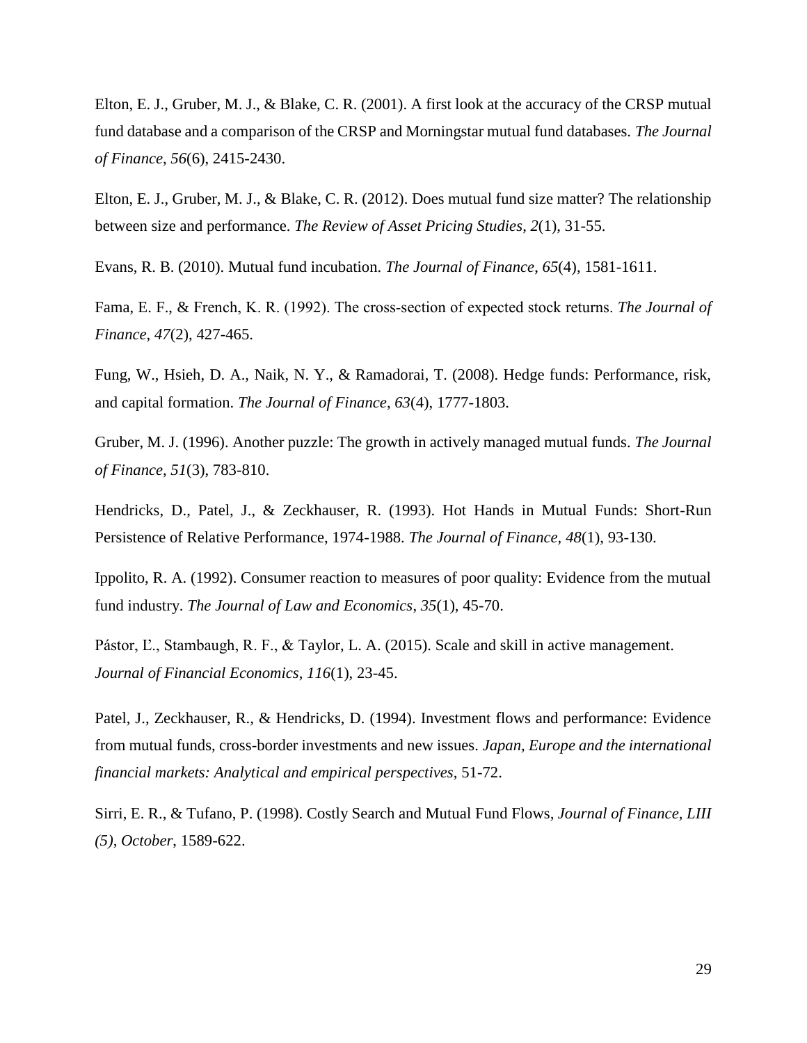Elton, E. J., Gruber, M. J., & Blake, C. R. (2001). A first look at the accuracy of the CRSP mutual fund database and a comparison of the CRSP and Morningstar mutual fund databases. *The Journal of Finance*, *56*(6), 2415-2430.

Elton, E. J., Gruber, M. J., & Blake, C. R. (2012). Does mutual fund size matter? The relationship between size and performance. *The Review of Asset Pricing Studies*, *2*(1), 31-55.

Evans, R. B. (2010). Mutual fund incubation. *The Journal of Finance*, *65*(4), 1581-1611.

Fama, E. F., & French, K. R. (1992). The cross‐section of expected stock returns. *The Journal of Finance*, *47*(2), 427-465.

Fung, W., Hsieh, D. A., Naik, N. Y., & Ramadorai, T. (2008). Hedge funds: Performance, risk, and capital formation. *The Journal of Finance*, *63*(4), 1777-1803.

Gruber, M. J. (1996). Another puzzle: The growth in actively managed mutual funds. *The Journal of Finance*, *51*(3), 783-810.

Hendricks, D., Patel, J., & Zeckhauser, R. (1993). Hot Hands in Mutual Funds: Short‐Run Persistence of Relative Performance, 1974-1988. *The Journal of Finance, 48*(1), 93-130.

Ippolito, R. A. (1992). Consumer reaction to measures of poor quality: Evidence from the mutual fund industry. *The Journal of Law and Economics*, *35*(1), 45-70.

Pástor, Ľ., Stambaugh, R. F., & Taylor, L. A. (2015). Scale and skill in active management. *Journal of Financial Economics*, *116*(1), 23-45.

Patel, J., Zeckhauser, R., & Hendricks, D. (1994). Investment flows and performance: Evidence from mutual funds, cross-border investments and new issues. *Japan, Europe and the international financial markets: Analytical and empirical perspectives*, 51-72.

Sirri, E. R., & Tufano, P. (1998). Costly Search and Mutual Fund Flows, *Journal of Finance, LIII (5), October*, 1589-622.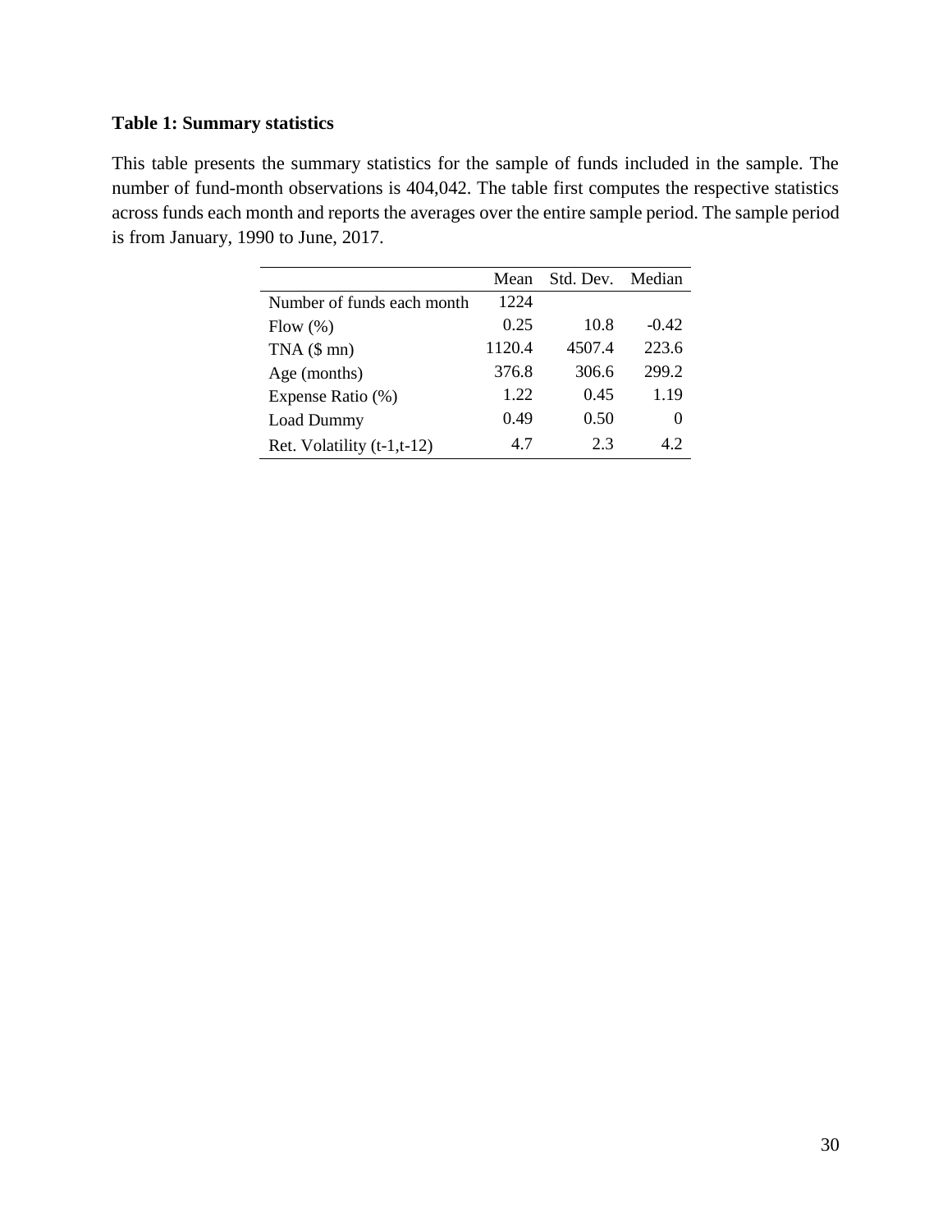**Table 1: Summary statistics**

This table presents the summary statistics for the sample of funds included in the sample. The number of fund-month observations is 404,042. The table first computes the respective statistics across funds each month and reports the averages over the entire sample period. The sample period is from January, 1990 to June, 2017.

| | Mean | Std. Dev. | Median |
|---|---|---|---|
| Number of funds each month | 1224 | | |
| Flow (%) | 0.25 | 10.8 | -0.42 |
| TNA ($ mn) | 1120.4 | 4507.4 | 223.6 |
| Age (months) | 376.8 | 306.6 | 299.2 |
| Expense Ratio (%) | 1.22 | 0.45 | 1.19 |
| Load Dummy | 0.49 | 0.50 | 0 |
| Ret. Volatility (t-1,t-12) | 4.7 | 2.3 | 4.2 |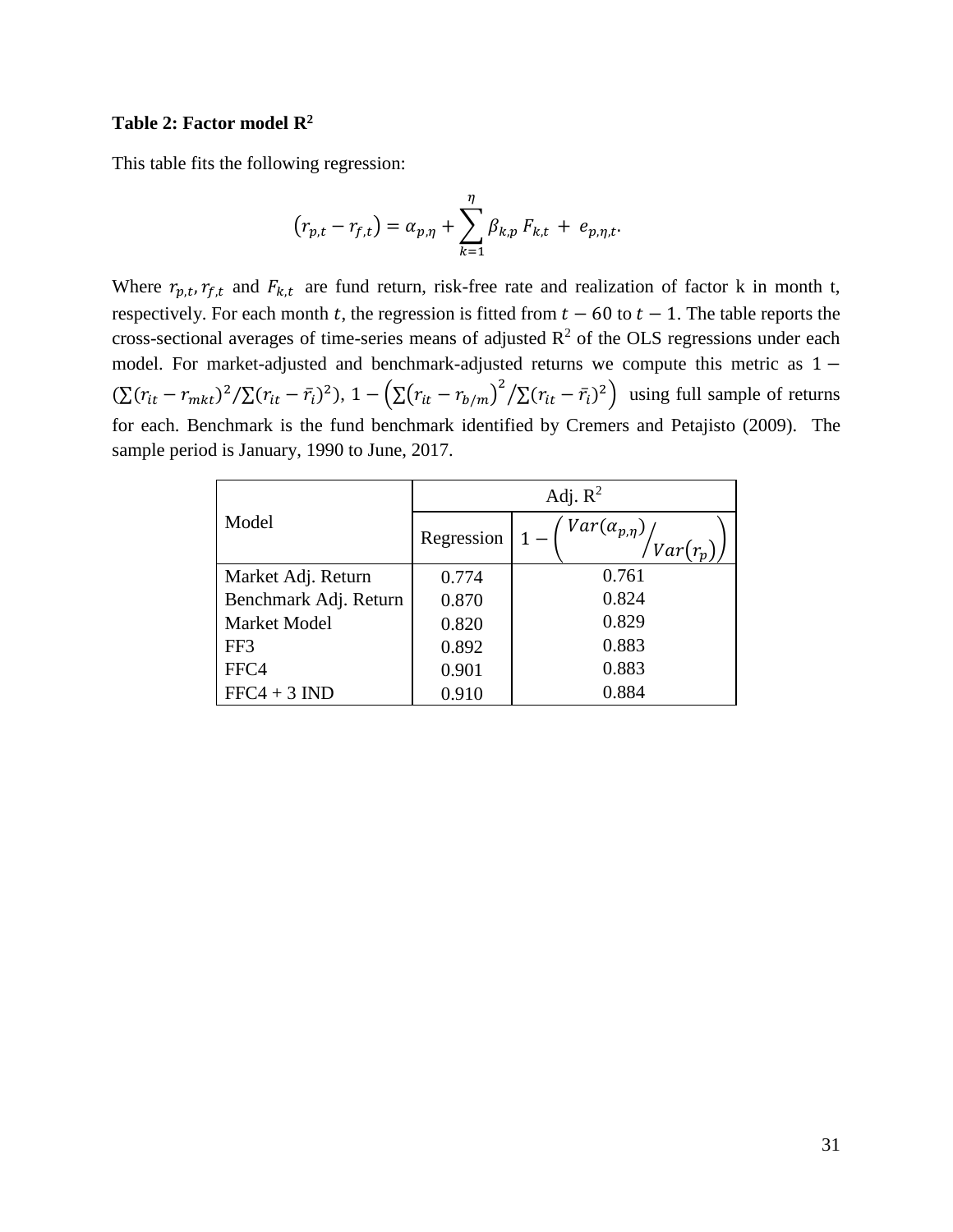**Table 2: Factor model $R^2$**

This table fits the following regression:

$$(r_{p,t} - r_{f,t}) = \alpha_{p,\eta} + \sum_{k=1}^{\eta} \beta_{k,p} F_{k,t} + e_{p,\eta,t}.$$

Where $r_{p,t}, r_{f,t}$ and $F_{k,t}$ are fund return, risk-free rate and realization of factor k in month t, respectively. For each month $t$, the regression is fitted from $t - 60$ to $t - 1$. The table reports the cross-sectional averages of time-series means of adjusted $R^2$ of the OLS regressions under each model. For market-adjusted and benchmark-adjusted returns we compute this metric as $1 - (\sum(r_{it} - r_{mkt})^2 / \sum(r_{it} - \bar{r}_i)^2)$, $1 - \left(\sum(r_{it} - r_{b/m})^2 / \sum(r_{it} - \bar{r}_i)^2\right)$ using full sample of returns for each. Benchmark is the fund benchmark identified by Cremers and Petajisto (2009). The sample period is January, 1990 to June, 2017.

| Model | Adj. $R^2$ | |
|---|---|---|
| | Regression | $1 - \left( Var(\alpha_{p,\eta}) / Var(r_p) \right)$ |
| Market Adj. Return | 0.774 | 0.761 |
| Benchmark Adj. Return | 0.870 | 0.824 |
| Market Model | 0.820 | 0.829 |
| FF3 | 0.892 | 0.883 |
| FFC4 | 0.901 | 0.883 |
| FFC4 + 3 IND | 0.910 | 0.884 |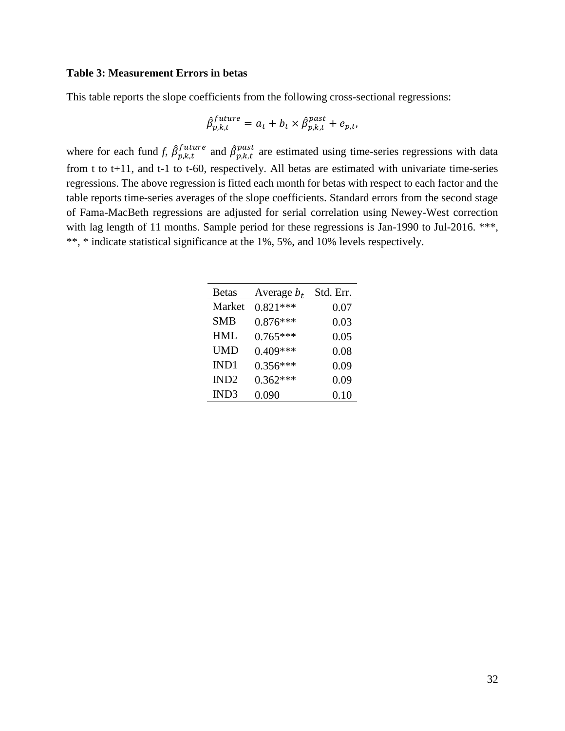**Table 3: Measurement Errors in betas**

This table reports the slope coefficients from the following cross-sectional regressions:

$$\hat{\beta}_{p,k,t}^{future} = a_t + b_t \times \hat{\beta}_{p,k,t}^{past} + e_{p,t},$$

where for each fund *f*, $\hat{\beta}_{p,k,t}^{future}$ and $\hat{\beta}_{p,k,t}^{past}$ are estimated using time-series regressions with data from t to t+11, and t-1 to t-60, respectively. All betas are estimated with univariate time-series regressions. The above regression is fitted each month for betas with respect to each factor and the table reports time-series averages of the slope coefficients. Standard errors from the second stage of Fama-MacBeth regressions are adjusted for serial correlation using Newey-West correction with lag length of 11 months. Sample period for these regressions is Jan-1990 to Jul-2016. ***, **, * indicate statistical significance at the 1%, 5%, and 10% levels respectively.

| Betas | Average $b_t$ | Std. Err. |
|---|---|---|
| Market | 0.821*** | 0.07 |
| SMB | 0.876*** | 0.03 |
| HML | 0.765*** | 0.05 |
| UMD | 0.409*** | 0.08 |
| IND1 | 0.356*** | 0.09 |
| IND2 | 0.362*** | 0.09 |
| IND3 | 0.090 | 0.10 |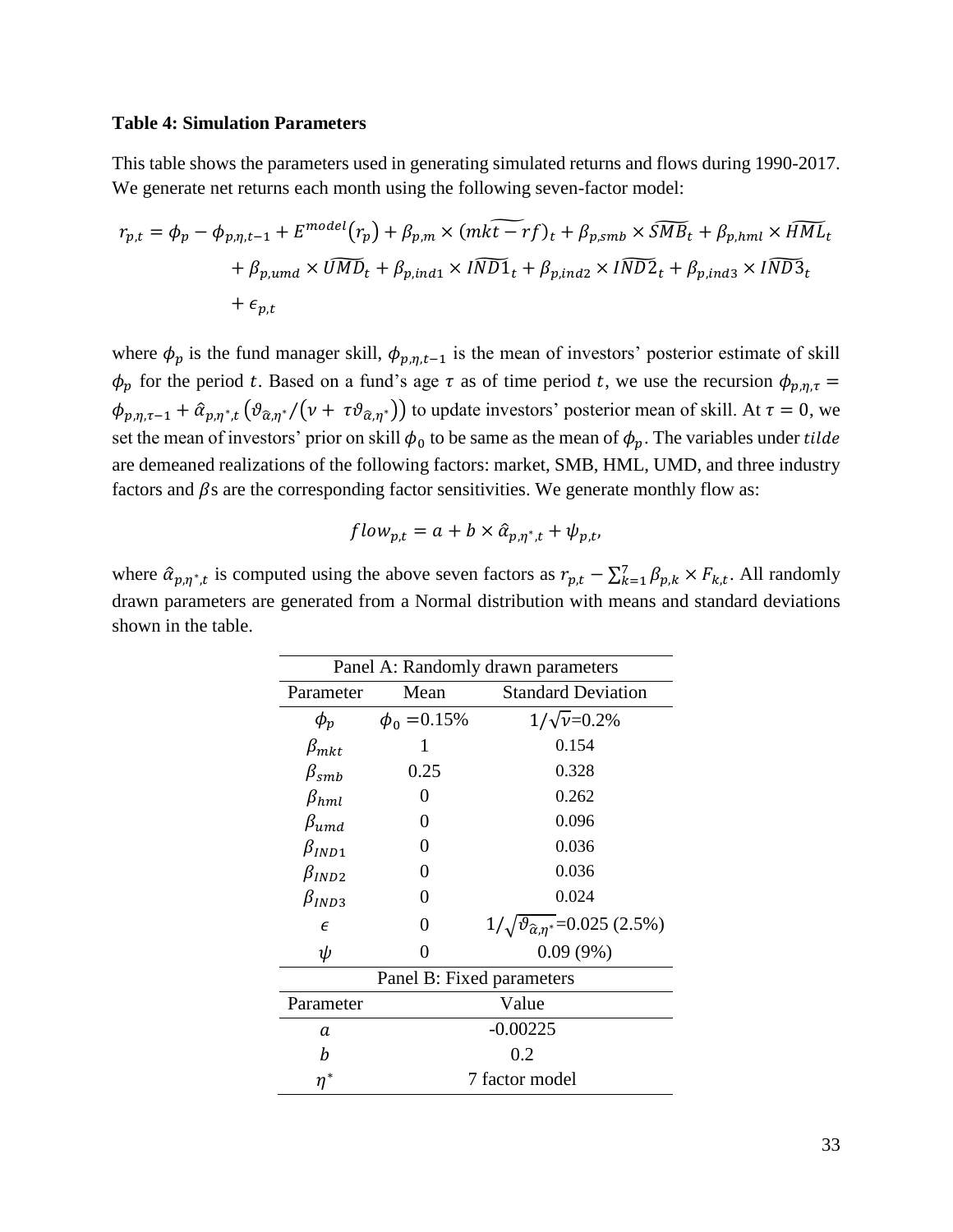**Table 4: Simulation Parameters**

This table shows the parameters used in generating simulated returns and flows during 1990-2017. We generate net returns each month using the following seven-factor model:

$$r_{p,t} = \phi_p - \phi_{p,\eta,t-1} + E^{model}(r_p) + \beta_{p,m} \times (\widetilde{mkt - rf})_t + \beta_{p,smb} \times \widetilde{SMB}_t + \beta_{p,hml} \times \widetilde{HML}_t + \beta_{p,umd} \times \widetilde{UMD}_t + \beta_{p,ind1} \times \widetilde{IND1}_t + \beta_{p,ind2} \times \widetilde{IND2}_t + \beta_{p,ind3} \times \widetilde{IND3}_t + \epsilon_{p,t}$$

where $\phi_p$ is the fund manager skill, $\phi_{p,\eta,t-1}$ is the mean of investors' posterior estimate of skill $\phi_p$ for the period $t$. Based on a fund's age $\tau$ as of time period $t$, we use the recursion $\phi_{p,\eta,\tau} = \phi_{p,\eta,\tau-1} + \hat{\alpha}_{p,\eta^*,t}\left(\vartheta_{\hat{\alpha},\eta^*}/(\nu + \tau\vartheta_{\hat{\alpha},\eta^*})\right)$ to update investors' posterior mean of skill. At $\tau = 0$, we set the mean of investors' prior on skill $\phi_0$ to be same as the mean of $\phi_p$. The variables under *tilde* are demeaned realizations of the following factors: market, SMB, HML, UMD, and three industry factors and $\beta$s are the corresponding factor sensitivities. We generate monthly flow as:

$$flow_{p,t} = a + b \times \hat{\alpha}_{p,\eta^*,t} + \psi_{p,t},$$

where $\hat{\alpha}_{p,\eta^*,t}$ is computed using the above seven factors as $r_{p,t} - \sum_{k=1}^{7} \beta_{p,k} \times F_{k,t}$. All randomly drawn parameters are generated from a Normal distribution with means and standard deviations shown in the table.

| Panel A: Randomly drawn parameters | | |
|---|---|---|
| Parameter | Mean | Standard Deviation |
| $\phi_p$ | $\phi_0$ =0.15% | $1/\sqrt{\nu}$=0.2% |
| $\beta_{mkt}$ | 1 | 0.154 |
| $\beta_{smb}$ | 0.25 | 0.328 |
| $\beta_{hml}$ | 0 | 0.262 |
| $\beta_{umd}$ | 0 | 0.096 |
| $\beta_{IND1}$ | 0 | 0.036 |
| $\beta_{IND2}$ | 0 | 0.036 |
| $\beta_{IND3}$ | 0 | 0.024 |
| $\epsilon$ | 0 | $1/\sqrt{\vartheta_{\hat{\alpha},\eta^*}}$=0.025 (2.5%) |
| $\psi$ | 0 | 0.09 (9%) |
| **Panel B: Fixed parameters** | | |
| Parameter | Value | |
| $a$ | -0.00225 | |
| $b$ | 0.2 | |
| $\eta^*$ | 7 factor model | |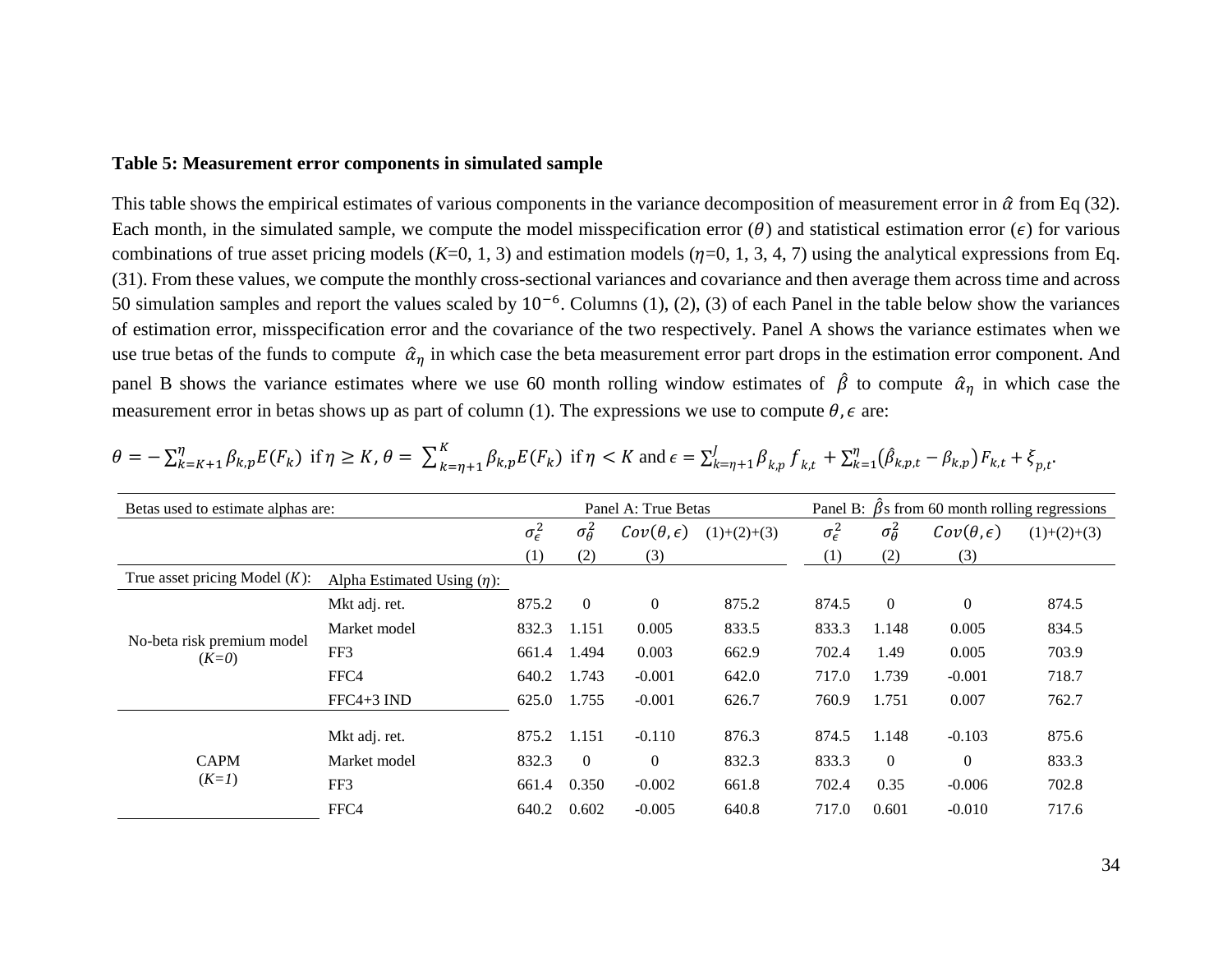**Table 5: Measurement error components in simulated sample**

This table shows the empirical estimates of various components in the variance decomposition of measurement error in $\hat{\alpha}$ from Eq (32). Each month, in the simulated sample, we compute the model misspecification error ($\theta$) and statistical estimation error ($\epsilon$) for various combinations of true asset pricing models ($K$=0, 1, 3) and estimation models ($\eta$=0, 1, 3, 4, 7) using the analytical expressions from Eq. (31). From these values, we compute the monthly cross-sectional variances and covariance and then average them across time and across 50 simulation samples and report the values scaled by $10^{-6}$. Columns (1), (2), (3) of each Panel in the table below show the variances of estimation error, misspecification error and the covariance of the two respectively. Panel A shows the variance estimates when we use true betas of the funds to compute $\hat{\alpha}_\eta$ in which case the beta measurement error part drops in the estimation error component. And panel B shows the variance estimates where we use 60 month rolling window estimates of $\hat{\beta}$ to compute $\hat{\alpha}_\eta$ in which case the measurement error in betas shows up as part of column (1). The expressions we use to compute $\theta, \epsilon$ are:

$$\theta = -\sum_{k=K+1}^{\eta} \beta_{k,p} E(F_k) \text{ if } \eta \geq K, \theta = \sum_{k=\eta+1}^{K} \beta_{k,p} E(F_k) \text{ if } \eta < K \text{ and } \epsilon = \sum_{k=\eta+1}^{J} \beta_{k,p} f_{k,t} + \sum_{k=1}^{\eta} (\hat{\beta}_{k,p,t} - \beta_{k,p}) F_{k,t} + \xi_{p,t}.$$

| Betas used to estimate alphas are: | | Panel A: True Betas | | | | Panel B: $\hat{\beta}$s from 60 month rolling regressions | | | |
|---|---|---|---|---|---|---|---|---|---|
| | | $\sigma_\epsilon^2$ | $\sigma_\theta^2$ | $Cov(\theta,\epsilon)$ | (1)+(2)+(3) | $\sigma_\epsilon^2$ | $\sigma_\theta^2$ | $Cov(\theta,\epsilon)$ | (1)+(2)+(3) |
| | | (1) | (2) | (3) | | (1) | (2) | (3) | |
| True asset pricing Model ($K$): | Alpha Estimated Using ($\eta$): | | | | | | | | |
| No-beta risk premium model ($K=0$) | Mkt adj. ret. | 875.2 | 0 | 0 | 875.2 | 874.5 | 0 | 0 | 874.5 |
| | Market model | 832.3 | 1.151 | 0.005 | 833.5 | 833.3 | 1.148 | 0.005 | 834.5 |
| | FF3 | 661.4 | 1.494 | 0.003 | 662.9 | 702.4 | 1.49 | 0.005 | 703.9 |
| | FFC4 | 640.2 | 1.743 | -0.001 | 642.0 | 717.0 | 1.739 | -0.001 | 718.7 |
| | FFC4+3 IND | 625.0 | 1.755 | -0.001 | 626.7 | 760.9 | 1.751 | 0.007 | 762.7 |
| CAPM ($K=1$) | Mkt adj. ret. | 875.2 | 1.151 | -0.110 | 876.3 | 874.5 | 1.148 | -0.103 | 875.6 |
| | Market model | 832.3 | 0 | 0 | 832.3 | 833.3 | 0 | 0 | 833.3 |
| | FF3 | 661.4 | 0.350 | -0.002 | 661.8 | 702.4 | 0.35 | -0.006 | 702.8 |
| | FFC4 | 640.2 | 0.602 | -0.005 | 640.8 | 717.0 | 0.601 | -0.010 | 717.6 |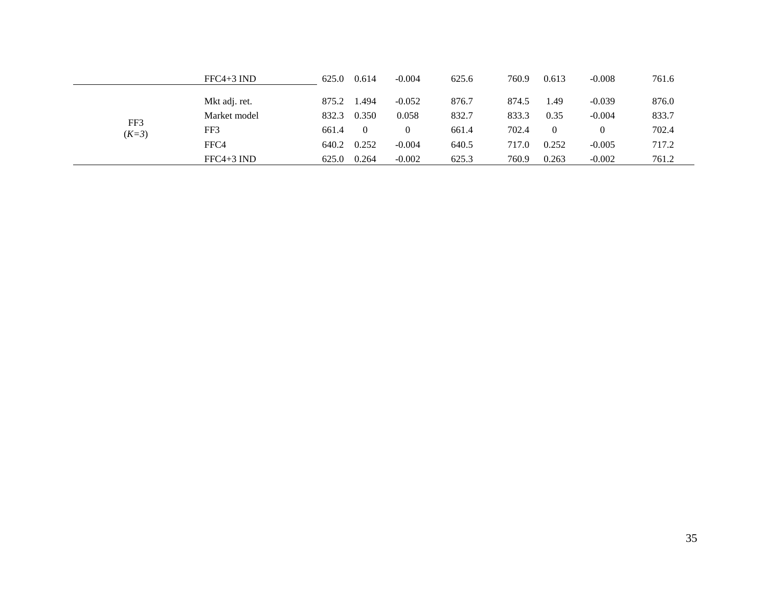| | | | | | | | | | |
|---|---|---|---|---|---|---|---|---|---|
| | FFC4+3 IND | 625.0 | 0.614 | -0.004 | 625.6 | 760.9 | 0.613 | -0.008 | 761.6 |
| FF3 (*K=3*) | Mkt adj. ret. | 875.2 | 1.494 | -0.052 | 876.7 | 874.5 | 1.49 | -0.039 | 876.0 |
| | Market model | 832.3 | 0.350 | 0.058 | 832.7 | 833.3 | 0.35 | -0.004 | 833.7 |
| | FF3 | 661.4 | 0 | 0 | 661.4 | 702.4 | 0 | 0 | 702.4 |
| | FFC4 | 640.2 | 0.252 | -0.004 | 640.5 | 717.0 | 0.252 | -0.005 | 717.2 |
| | FFC4+3 IND | 625.0 | 0.264 | -0.002 | 625.3 | 760.9 | 0.263 | -0.002 | 761.2 |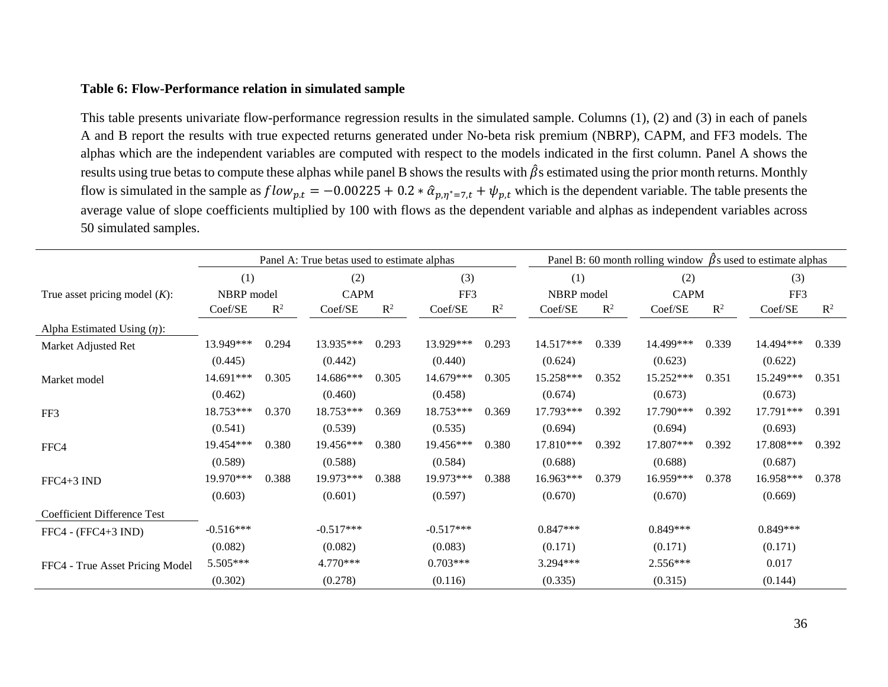**Table 6: Flow-Performance relation in simulated sample**

This table presents univariate flow-performance regression results in the simulated sample. Columns (1), (2) and (3) in each of panels A and B report the results with true expected returns generated under No-beta risk premium (NBRP), CAPM, and FF3 models. The alphas which are the independent variables are computed with respect to the models indicated in the first column. Panel A shows the results using true betas to compute these alphas while panel B shows the results with $\hat{\beta}$s estimated using the prior month returns. Monthly flow is simulated in the sample as $flow_{p.t} = -0.00225 + 0.2 * \hat{\alpha}_{p,\eta^*=7,t} + \psi_{p,t}$ which is the dependent variable. The table presents the average value of slope coefficients multiplied by 100 with flows as the dependent variable and alphas as independent variables across 50 simulated samples.

| | Panel A: True betas used to estimate alphas | | | | | | Panel B: 60 month rolling window $\hat{\beta}$s used to estimate alphas | | | | | |
|---|---|---|---|---|---|---|---|---|---|---|---|---|
| | (1) | | (2) | | (3) | | (1) | | (2) | | (3) | |
| True asset pricing model ($K$): | NBRP model | | CAPM | | FF3 | | NBRP model | | CAPM | | FF3 | |
| | Coef/SE | $R^2$ | Coef/SE | $R^2$ | Coef/SE | $R^2$ | Coef/SE | $R^2$ | Coef/SE | $R^2$ | Coef/SE | $R^2$ |
| Alpha Estimated Using ($\eta$): | | | | | | | | | | | | |
| Market Adjusted Ret | 13.949*** | 0.294 | 13.935*** | 0.293 | 13.929*** | 0.293 | 14.517*** | 0.339 | 14.499*** | 0.339 | 14.494*** | 0.339 |
| | (0.445) | | (0.442) | | (0.440) | | (0.624) | | (0.623) | | (0.622) | |
| Market model | 14.691*** | 0.305 | 14.686*** | 0.305 | 14.679*** | 0.305 | 15.258*** | 0.352 | 15.252*** | 0.351 | 15.249*** | 0.351 |
| | (0.462) | | (0.460) | | (0.458) | | (0.674) | | (0.673) | | (0.673) | |
| FF3 | 18.753*** | 0.370 | 18.753*** | 0.369 | 18.753*** | 0.369 | 17.793*** | 0.392 | 17.790*** | 0.392 | 17.791*** | 0.391 |
| | (0.541) | | (0.539) | | (0.535) | | (0.694) | | (0.694) | | (0.693) | |
| FFC4 | 19.454*** | 0.380 | 19.456*** | 0.380 | 19.456*** | 0.380 | 17.810*** | 0.392 | 17.807*** | 0.392 | 17.808*** | 0.392 |
| | (0.589) | | (0.588) | | (0.584) | | (0.688) | | (0.688) | | (0.687) | |
| FFC4+3 IND | 19.970*** | 0.388 | 19.973*** | 0.388 | 19.973*** | 0.388 | 16.963*** | 0.379 | 16.959*** | 0.378 | 16.958*** | 0.378 |
| | (0.603) | | (0.601) | | (0.597) | | (0.670) | | (0.670) | | (0.669) | |
| Coefficient Difference Test | | | | | | | | | | | | |
| FFC4 - (FFC4+3 IND) | -0.516*** | | -0.517*** | | -0.517*** | | 0.847*** | | 0.849*** | | 0.849*** | |
| | (0.082) | | (0.082) | | (0.083) | | (0.171) | | (0.171) | | (0.171) | |
| FFC4 - True Asset Pricing Model | 5.505*** | | 4.770*** | | 0.703*** | | 3.294*** | | 2.556*** | | 0.017 | |
| | (0.302) | | (0.278) | | (0.116) | | (0.335) | | (0.315) | | (0.144) | |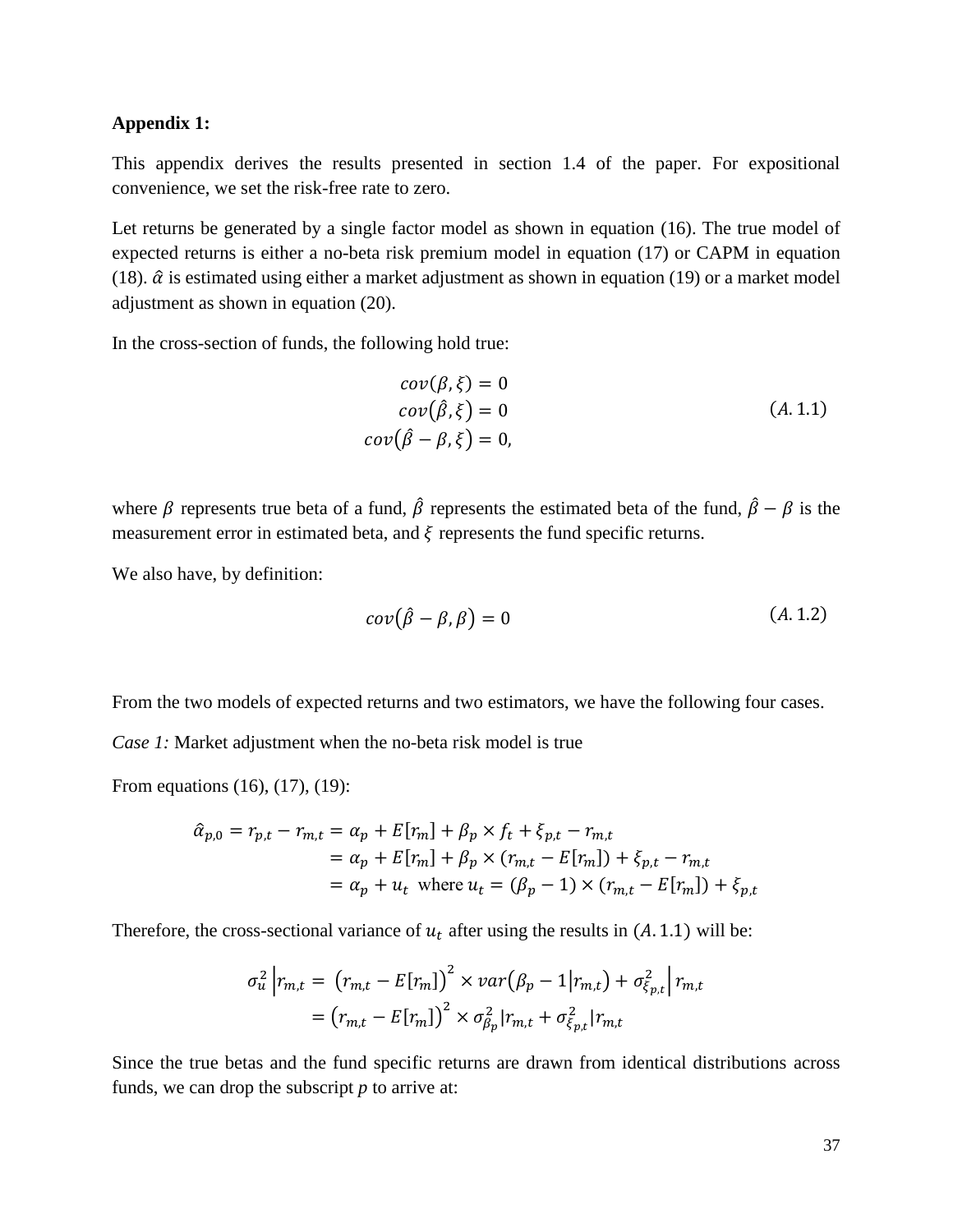**Appendix 1:**

This appendix derives the results presented in section 1.4 of the paper. For expositional convenience, we set the risk-free rate to zero.

Let returns be generated by a single factor model as shown in equation (16). The true model of expected returns is either a no-beta risk premium model in equation (17) or CAPM in equation (18). $\hat{\alpha}$ is estimated using either a market adjustment as shown in equation (19) or a market model adjustment as shown in equation (20).

In the cross-section of funds, the following hold true:

$$
\begin{aligned}
cov(\beta, \xi) &= 0 \\
cov(\hat{\beta}, \xi) &= 0 \\
cov(\hat{\beta} - \beta, \xi) &= 0,
\end{aligned}
\tag{A.1.1}
$$

where $\beta$ represents true beta of a fund, $\hat{\beta}$ represents the estimated beta of the fund, $\hat{\beta} - \beta$ is the measurement error in estimated beta, and $\xi$ represents the fund specific returns.

We also have, by definition:

$$
cov(\hat{\beta} - \beta, \beta) = 0 \tag{A.1.2}
$$

From the two models of expected returns and two estimators, we have the following four cases.

*Case 1:* Market adjustment when the no-beta risk model is true

From equations (16), (17), (19):

$$
\begin{aligned}
\hat{\alpha}_{p,0} = r_{p,t} - r_{m,t} &= \alpha_p + E[r_m] + \beta_p \times f_t + \xi_{p,t} - r_{m,t} \\
&= \alpha_p + E[r_m] + \beta_p \times (r_{m,t} - E[r_m]) + \xi_{p,t} - r_{m,t} \\
&= \alpha_p + u_t \ \text{ where } u_t = (\beta_p - 1) \times (r_{m,t} - E[r_m]) + \xi_{p,t}
\end{aligned}
$$

Therefore, the cross-sectional variance of $u_t$ after using the results in $(A.1.1)$ will be:

$$
\begin{aligned}
\sigma_u^2 \left| r_{m,t} \right. &= \left(r_{m,t} - E[r_m]\right)^2 \times var\left(\beta_p - 1 \middle| r_{m,t}\right) + \sigma_{\xi_{p,t}}^2 \middle| r_{m,t} \\
&= \left(r_{m,t} - E[r_m]\right)^2 \times \sigma_{\beta_p}^2 | r_{m,t} + \sigma_{\xi_{p,t}}^2 | r_{m,t}
\end{aligned}
$$

Since the true betas and the fund specific returns are drawn from identical distributions across funds, we can drop the subscript *p* to arrive at: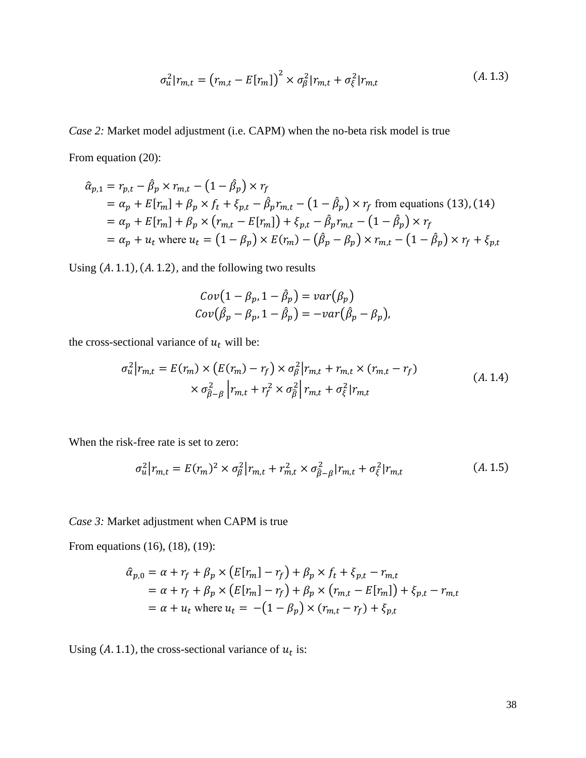$$\sigma_u^2 | r_{m,t} = \left(r_{m,t} - E[r_m]\right)^2 \times \sigma_\beta^2 | r_{m,t} + \sigma_\xi^2 | r_{m,t} \tag{A.1.3}$$

*Case 2:* Market model adjustment (i.e. CAPM) when the no-beta risk model is true

From equation (20):

$$\begin{aligned}
\hat{\alpha}_{p,1} &= r_{p,t} - \hat{\beta}_p \times r_{m,t} - \left(1 - \hat{\beta}_p\right) \times r_f \\
&= \alpha_p + E[r_m] + \beta_p \times f_t + \xi_{p,t} - \hat{\beta}_p r_{m,t} - \left(1 - \hat{\beta}_p\right) \times r_f \text{ from equations (13), (14)} \\
&= \alpha_p + E[r_m] + \beta_p \times \left(r_{m,t} - E[r_m]\right) + \xi_{p,t} - \hat{\beta}_p r_{m,t} - \left(1 - \hat{\beta}_p\right) \times r_f \\
&= \alpha_p + u_t \text{ where } u_t = \left(1 - \beta_p\right) \times E(r_m) - \left(\hat{\beta}_p - \beta_p\right) \times r_{m,t} - \left(1 - \hat{\beta}_p\right) \times r_f + \xi_{p,t}
\end{aligned}$$

Using $(A.1.1), (A.1.2)$, and the following two results

$$\begin{aligned}
Cov\left(1 - \beta_p, 1 - \hat{\beta}_p\right) &= var\left(\beta_p\right) \\
Cov\left(\hat{\beta}_p - \beta_p, 1 - \hat{\beta}_p\right) &= -var\left(\hat{\beta}_p - \beta_p\right),
\end{aligned}$$

the cross-sectional variance of $u_t$ will be:

$$\begin{aligned}
\sigma_u^2 \big| r_{m,t} = E(r_m) \times \left(E(r_m) - r_f\right) \times \sigma_\beta^2 | r_{m,t} + r_{m,t} \times (r_{m,t} - r_f) \\
\times \sigma_{\hat{\beta}-\beta}^2 \Big| r_{m,t} + r_f^2 \times \sigma_{\hat{\beta}}^2 \Big| r_{m,t} + \sigma_\xi^2 | r_{m,t}
\end{aligned} \tag{A.1.4}$$

When the risk-free rate is set to zero:

$$\sigma_u^2 \big| r_{m,t} = E(r_m)^2 \times \sigma_\beta^2 | r_{m,t} + r_{m,t}^2 \times \sigma_{\hat{\beta}-\beta}^2 | r_{m,t} + \sigma_\xi^2 | r_{m,t} \tag{A.1.5}$$

*Case 3:* Market adjustment when CAPM is true

From equations (16), (18), (19):

$$\begin{aligned}
\hat{\alpha}_{p,0} &= \alpha + r_f + \beta_p \times \left(E[r_m] - r_f\right) + \beta_p \times f_t + \xi_{p,t} - r_{m,t} \\
&= \alpha + r_f + \beta_p \times \left(E[r_m] - r_f\right) + \beta_p \times \left(r_{m,t} - E[r_m]\right) + \xi_{p,t} - r_{m,t} \\
&= \alpha + u_t \text{ where } u_t = -\left(1 - \beta_p\right) \times (r_{m,t} - r_f) + \xi_{p,t}
\end{aligned}$$

Using $(A.1.1)$, the cross-sectional variance of $u_t$ is: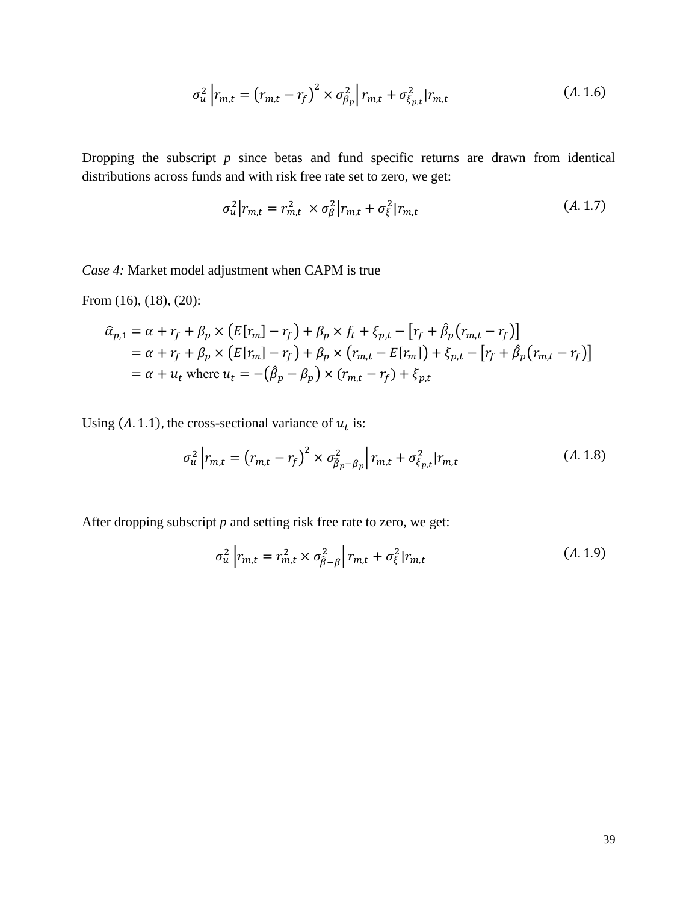$$\sigma_u^2 \Big| r_{m,t} = \left(r_{m,t} - r_f\right)^2 \times \sigma_{\beta_p}^2 \Big| r_{m,t} + \sigma_{\xi_{p,t}}^2 | r_{m,t} \tag{A.1.6}$$

Dropping the subscript $p$ since betas and fund specific returns are drawn from identical distributions across funds and with risk free rate set to zero, we get:

$$\sigma_u^2 \big| r_{m,t} = r_{m,t}^2 \times \sigma_\beta^2 \big| r_{m,t} + \sigma_\xi^2 | r_{m,t} \tag{A.1.7}$$

*Case 4:* Market model adjustment when CAPM is true

From (16), (18), (20):

$$\begin{aligned}
\hat{\alpha}_{p,1} &= \alpha + r_f + \beta_p \times \left(E[r_m] - r_f\right) + \beta_p \times f_t + \xi_{p,t} - \left[r_f + \hat{\beta}_p\left(r_{m,t} - r_f\right)\right] \\
&= \alpha + r_f + \beta_p \times \left(E[r_m] - r_f\right) + \beta_p \times \left(r_{m,t} - E[r_m]\right) + \xi_{p,t} - \left[r_f + \hat{\beta}_p\left(r_{m,t} - r_f\right)\right] \\
&= \alpha + u_t \text{ where } u_t = -\left(\hat{\beta}_p - \beta_p\right) \times \left(r_{m,t} - r_f\right) + \xi_{p,t}
\end{aligned}$$

Using $(A.1.1)$, the cross-sectional variance of $u_t$ is:

$$\sigma_u^2 \Big| r_{m,t} = \left(r_{m,t} - r_f\right)^2 \times \sigma_{\hat{\beta}_p - \beta_p}^2 \Big| r_{m,t} + \sigma_{\xi_{p,t}}^2 | r_{m,t} \tag{A.1.8}$$

After dropping subscript $p$ and setting risk free rate to zero, we get:

$$\sigma_u^2 \Big| r_{m,t} = r_{m,t}^2 \times \sigma_{\hat{\beta} - \beta}^2 \Big| r_{m,t} + \sigma_\xi^2 | r_{m,t} \tag{A.1.9}$$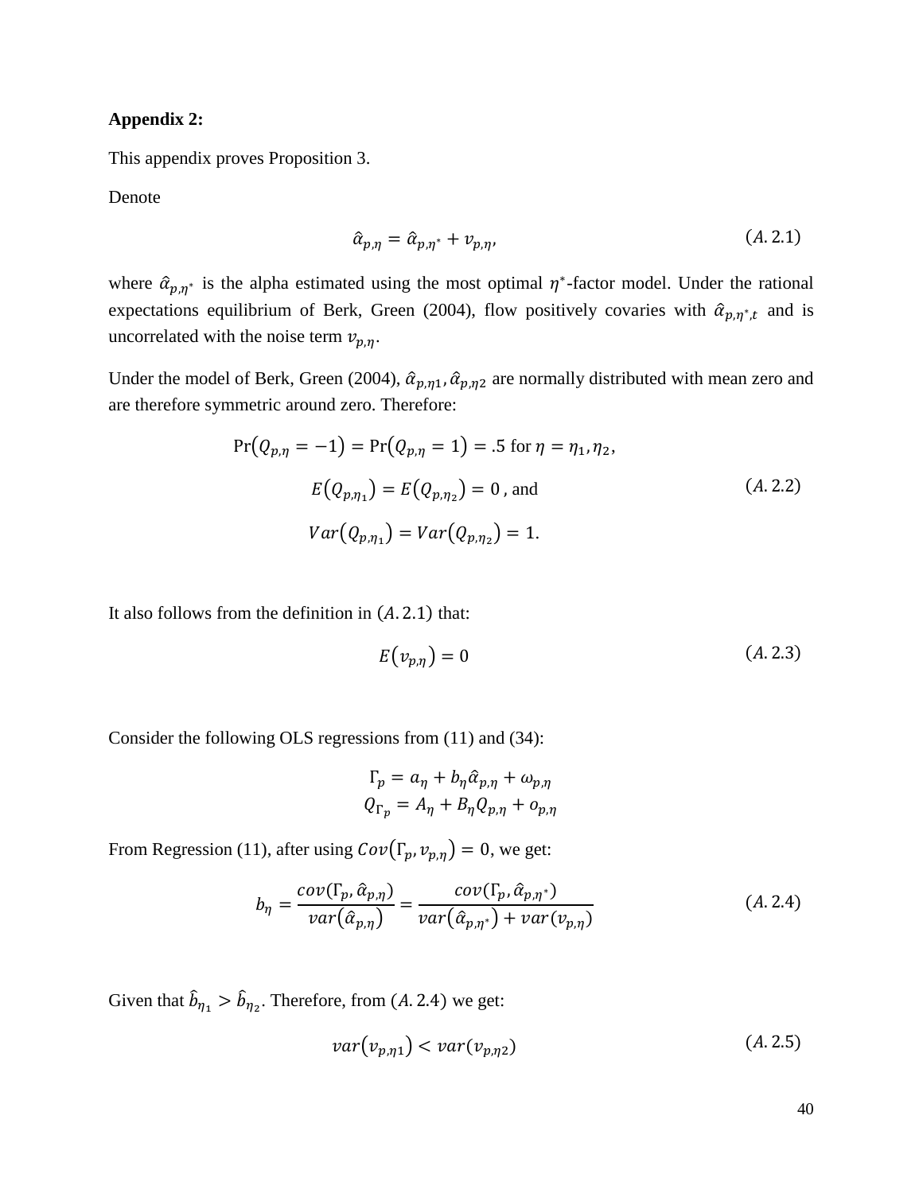**Appendix 2:**

This appendix proves Proposition 3.

Denote

$$\hat{\alpha}_{p,\eta} = \hat{\alpha}_{p,\eta^*} + v_{p,\eta}, \tag{A.2.1}$$

where $\hat{\alpha}_{p,\eta^*}$ is the alpha estimated using the most optimal $\eta^*$-factor model. Under the rational expectations equilibrium of Berk, Green (2004), flow positively covaries with $\hat{\alpha}_{p,\eta^*,t}$ and is uncorrelated with the noise term $v_{p,\eta}$.

Under the model of Berk, Green (2004), $\hat{\alpha}_{p,\eta 1}, \hat{\alpha}_{p,\eta 2}$ are normally distributed with mean zero and are therefore symmetric around zero. Therefore:

$$\Pr(Q_{p,\eta} = -1) = \Pr(Q_{p,\eta} = 1) = .5 \text{ for } \eta = \eta_1, \eta_2,$$

$$E(Q_{p,\eta_1}) = E(Q_{p,\eta_2}) = 0 \text{ , and} \tag{A.2.2}$$

$$Var(Q_{p,\eta_1}) = Var(Q_{p,\eta_2}) = 1.$$

It also follows from the definition in $(A.2.1)$ that:

$$E(v_{p,\eta}) = 0 \tag{A.2.3}$$

Consider the following OLS regressions from (11) and (34):

$$\Gamma_p = a_\eta + b_\eta \hat{\alpha}_{p,\eta} + \omega_{p,\eta}$$
$$Q_{\Gamma_p} = A_\eta + B_\eta Q_{p,\eta} + o_{p,\eta}$$

From Regression (11), after using $Cov(\Gamma_p, v_{p,\eta}) = 0$, we get:

$$b_\eta = \frac{cov(\Gamma_p, \hat{\alpha}_{p,\eta})}{var(\hat{\alpha}_{p,\eta})} = \frac{cov(\Gamma_p, \hat{\alpha}_{p,\eta^*})}{var(\hat{\alpha}_{p,\eta^*}) + var(v_{p,\eta})} \tag{A.2.4}$$

Given that $\hat{b}_{\eta_1} > \hat{b}_{\eta_2}$. Therefore, from $(A.2.4)$ we get:

$$var(v_{p,\eta 1}) < var(v_{p,\eta 2}) \tag{A.2.5}$$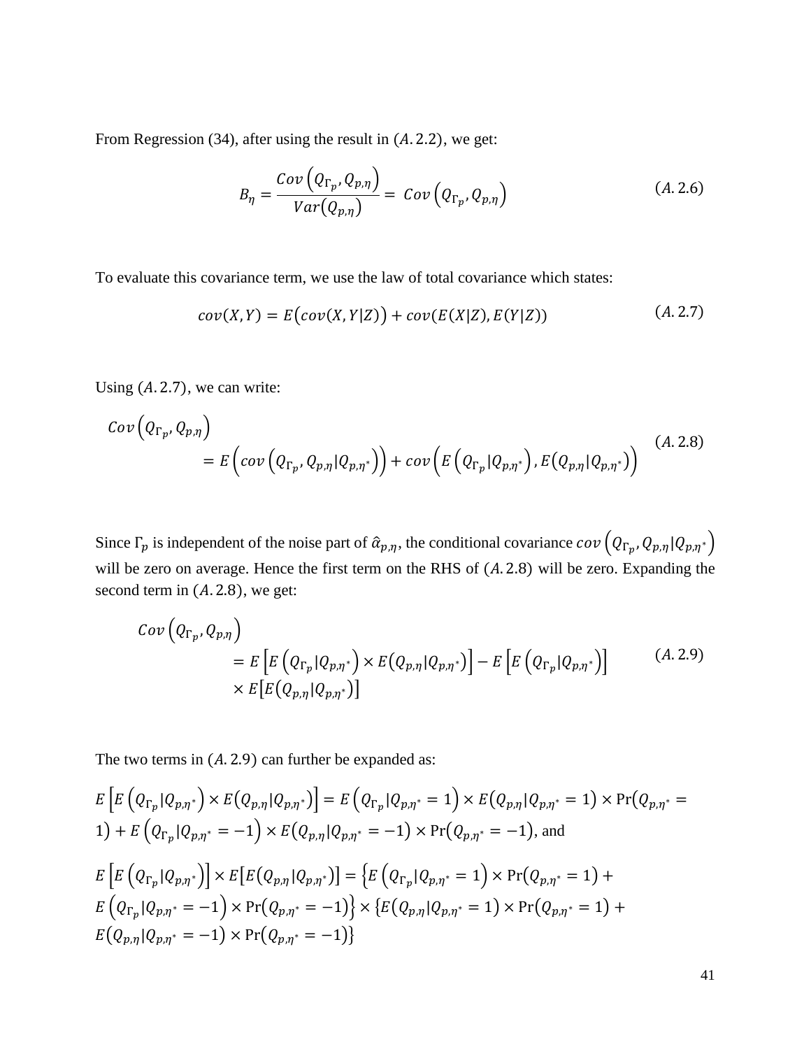From Regression (34), after using the result in $(A.2.2)$, we get:

$$B_{\eta} = \frac{Cov\left(Q_{\Gamma_p}, Q_{p,\eta}\right)}{Var(Q_{p,\eta})} = Cov\left(Q_{\Gamma_p}, Q_{p,\eta}\right) \tag{A.2.6}$$

To evaluate this covariance term, we use the law of total covariance which states:

$$cov(X, Y) = E\big(cov(X, Y|Z)\big) + cov(E(X|Z), E(Y|Z)) \tag{A.2.7}$$

Using $(A.2.7)$, we can write:

$$Cov\left(Q_{\Gamma_p}, Q_{p,\eta}\right) = E\left(cov\left(Q_{\Gamma_p}, Q_{p,\eta}|Q_{p,\eta^*}\right)\right) + cov\left(E\left(Q_{\Gamma_p}|Q_{p,\eta^*}\right), E\big(Q_{p,\eta}|Q_{p,\eta^*}\big)\right) \tag{A.2.8}$$

Since $\Gamma_p$ is independent of the noise part of $\hat{\alpha}_{p,\eta}$, the conditional covariance $cov\left(Q_{\Gamma_p}, Q_{p,\eta}|Q_{p,\eta^*}\right)$ will be zero on average. Hence the first term on the RHS of $(A.2.8)$ will be zero. Expanding the second term in $(A.2.8)$, we get:

$$Cov\left(Q_{\Gamma_p}, Q_{p,\eta}\right) = E\left[E\left(Q_{\Gamma_p}|Q_{p,\eta^*}\right) \times E\big(Q_{p,\eta}|Q_{p,\eta^*}\big)\right] - E\left[E\left(Q_{\Gamma_p}|Q_{p,\eta^*}\right)\right] \times E\big[E\big(Q_{p,\eta}|Q_{p,\eta^*}\big)\big] \tag{A.2.9}$$

The two terms in $(A.2.9)$ can further be expanded as:

$E\left[E\left(Q_{\Gamma_p}|Q_{p,\eta^*}\right) \times E\big(Q_{p,\eta}|Q_{p,\eta^*}\big)\right] = E\left(Q_{\Gamma_p}|Q_{p,\eta^*} = 1\right) \times E\big(Q_{p,\eta}|Q_{p,\eta^*} = 1\big) \times \Pr\big(Q_{p,\eta^*} = 1\big) + E\left(Q_{\Gamma_p}|Q_{p,\eta^*} = -1\right) \times E\big(Q_{p,\eta}|Q_{p,\eta^*} = -1\big) \times \Pr\big(Q_{p,\eta^*} = -1\big)$, and

$E\left[E\left(Q_{\Gamma_p}|Q_{p,\eta^*}\right)\right] \times E\big[E\big(Q_{p,\eta}|Q_{p,\eta^*}\big)\big] = \left\{E\left(Q_{\Gamma_p}|Q_{p,\eta^*} = 1\right) \times \Pr\big(Q_{p,\eta^*} = 1\big) + E\left(Q_{\Gamma_p}|Q_{p,\eta^*} = -1\right) \times \Pr\big(Q_{p,\eta^*} = -1\big)\right\} \times \left\{E\big(Q_{p,\eta}|Q_{p,\eta^*} = 1\big) \times \Pr\big(Q_{p,\eta^*} = 1\big) + E\big(Q_{p,\eta}|Q_{p,\eta^*} = -1\big) \times \Pr\big(Q_{p,\eta^*} = -1\big)\right\}$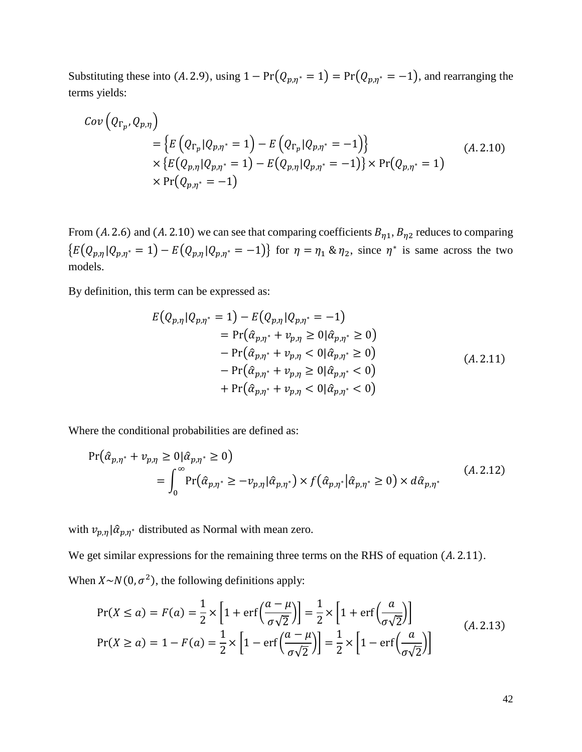Substituting these into $(A.2.9)$, using $1 - \Pr(Q_{p,\eta^*} = 1) = \Pr(Q_{p,\eta^*} = -1)$, and rearranging the terms yields:

$$
\begin{aligned}
Cov\left(Q_{\Gamma_p}, Q_{p,\eta}\right) \\
&= \left\{E\left(Q_{\Gamma_p} | Q_{p,\eta^*} = 1\right) - E\left(Q_{\Gamma_p} | Q_{p,\eta^*} = -1\right)\right\} \\
&\quad \times \left\{E\left(Q_{p,\eta} | Q_{p,\eta^*} = 1\right) - E\left(Q_{p,\eta} | Q_{p,\eta^*} = -1\right)\right\} \times \Pr\left(Q_{p,\eta^*} = 1\right) \\
&\quad \times \Pr\left(Q_{p,\eta^*} = -1\right)
\end{aligned} \tag{A.2.10}
$$

From $(A.2.6)$ and $(A.2.10)$ we can see that comparing coefficients $B_{\eta 1}, B_{\eta 2}$ reduces to comparing $\left\{E\left(Q_{p,\eta} | Q_{p,\eta^*} = 1\right) - E\left(Q_{p,\eta} | Q_{p,\eta^*} = -1\right)\right\}$ for $\eta = \eta_1 \;\&\; \eta_2$, since $\eta^*$ is same across the two models.

By definition, this term can be expressed as:

$$
\begin{aligned}
E\left(Q_{p,\eta} | Q_{p,\eta^*} = 1\right) - E\left(Q_{p,\eta} | Q_{p,\eta^*} = -1\right) \\
&= \Pr\left(\hat{\alpha}_{p,\eta^*} + v_{p,\eta} \geq 0 | \hat{\alpha}_{p,\eta^*} \geq 0\right) \\
&\quad - \Pr\left(\hat{\alpha}_{p,\eta^*} + v_{p,\eta} < 0 | \hat{\alpha}_{p,\eta^*} \geq 0\right) \\
&\quad - \Pr\left(\hat{\alpha}_{p,\eta^*} + v_{p,\eta} \geq 0 | \hat{\alpha}_{p,\eta^*} < 0\right) \\
&\quad + \Pr\left(\hat{\alpha}_{p,\eta^*} + v_{p,\eta} < 0 | \hat{\alpha}_{p,\eta^*} < 0\right)
\end{aligned} \tag{A.2.11}
$$

Where the conditional probabilities are defined as:

$$
\begin{aligned}
\Pr\left(\hat{\alpha}_{p,\eta^*} + v_{p,\eta} \geq 0 | \hat{\alpha}_{p,\eta^*} \geq 0\right) \\
&= \int_0^\infty \Pr\left(\hat{\alpha}_{p,\eta^*} \geq -v_{p,\eta} | \hat{\alpha}_{p,\eta^*}\right) \times f\left(\hat{\alpha}_{p,\eta^*} \middle| \hat{\alpha}_{p,\eta^*} \geq 0\right) \times d\hat{\alpha}_{p,\eta^*}
\end{aligned} \tag{A.2.12}
$$

with $v_{p,\eta} | \hat{\alpha}_{p,\eta^*}$ distributed as Normal with mean zero.

We get similar expressions for the remaining three terms on the RHS of equation $(A.2.11)$.

When $X \sim N(0, \sigma^2)$, the following definitions apply:

$$
\begin{aligned}
\Pr(X \leq a) &= F(a) = \frac{1}{2} \times \left[1 + \operatorname{erf}\left(\frac{a - \mu}{\sigma\sqrt{2}}\right)\right] = \frac{1}{2} \times \left[1 + \operatorname{erf}\left(\frac{a}{\sigma\sqrt{2}}\right)\right] \\
\Pr(X \geq a) &= 1 - F(a) = \frac{1}{2} \times \left[1 - \operatorname{erf}\left(\frac{a - \mu}{\sigma\sqrt{2}}\right)\right] = \frac{1}{2} \times \left[1 - \operatorname{erf}\left(\frac{a}{\sigma\sqrt{2}}\right)\right]
\end{aligned} \tag{A.2.13}
$$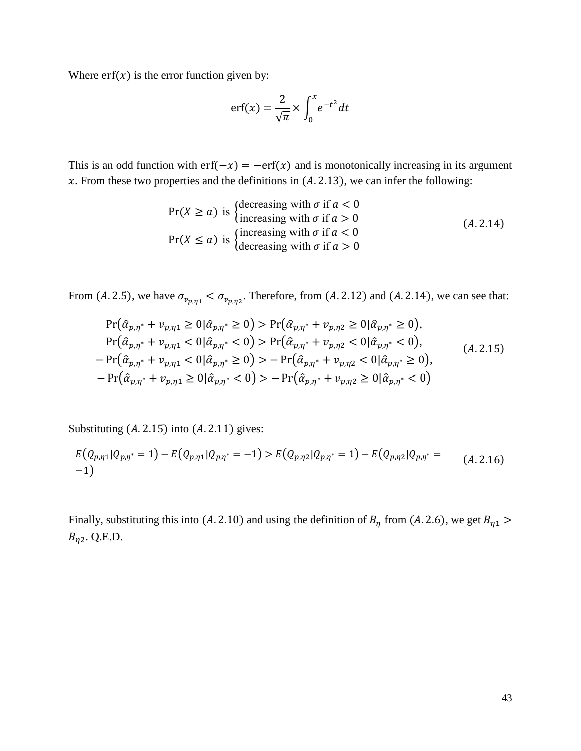Where $\text{erf}(x)$ is the error function given by:

$$\text{erf}(x) = \frac{2}{\sqrt{\pi}} \times \int_0^x e^{-t^2} dt$$

This is an odd function with $\text{erf}(-x) = -\text{erf}(x)$ and is monotonically increasing in its argument $x$. From these two properties and the definitions in $(A.2.13)$, we can infer the following:

$$\begin{aligned}
&\Pr(X \geq a) \text{ is } \begin{cases} \text{decreasing with } \sigma \text{ if } a < 0 \\ \text{increasing with } \sigma \text{ if } a > 0 \end{cases} \\
&\Pr(X \leq a) \text{ is } \begin{cases} \text{increasing with } \sigma \text{ if } a < 0 \\ \text{decreasing with } \sigma \text{ if } a > 0 \end{cases}
\end{aligned} \qquad (A.2.14)$$

From $(A.2.5)$, we have $\sigma_{v_{p,\eta 1}} < \sigma_{v_{p,\eta 2}}$. Therefore, from $(A.2.12)$ and $(A.2.14)$, we can see that:

$$\begin{aligned}
\Pr\left(\hat{\alpha}_{p,\eta^*} + v_{p,\eta 1} \geq 0 | \hat{\alpha}_{p,\eta^*} \geq 0\right) &> \Pr\left(\hat{\alpha}_{p,\eta^*} + v_{p,\eta 2} \geq 0 | \hat{\alpha}_{p,\eta^*} \geq 0\right), \\
\Pr\left(\hat{\alpha}_{p,\eta^*} + v_{p,\eta 1} < 0 | \hat{\alpha}_{p,\eta^*} < 0\right) &> \Pr\left(\hat{\alpha}_{p,\eta^*} + v_{p,\eta 2} < 0 | \hat{\alpha}_{p,\eta^*} < 0\right), \\
-\Pr\left(\hat{\alpha}_{p,\eta^*} + v_{p,\eta 1} < 0 | \hat{\alpha}_{p,\eta^*} \geq 0\right) &> -\Pr\left(\hat{\alpha}_{p,\eta^*} + v_{p,\eta 2} < 0 | \hat{\alpha}_{p,\eta^*} \geq 0\right), \\
-\Pr\left(\hat{\alpha}_{p,\eta^*} + v_{p,\eta 1} \geq 0 | \hat{\alpha}_{p,\eta^*} < 0\right) &> -\Pr\left(\hat{\alpha}_{p,\eta^*} + v_{p,\eta 2} \geq 0 | \hat{\alpha}_{p,\eta^*} < 0\right)
\end{aligned} \qquad (A.2.15)$$

Substituting $(A.2.15)$ into $(A.2.11)$ gives:

$$E\left(Q_{p,\eta 1} | Q_{p,\eta^*} = 1\right) - E\left(Q_{p,\eta 1} | Q_{p,\eta^*} = -1\right) > E\left(Q_{p,\eta 2} | Q_{p,\eta^*} = 1\right) - E\left(Q_{p,\eta 2} | Q_{p,\eta^*} = -1\right) \qquad (A.2.16)$$

Finally, substituting this into $(A.2.10)$ and using the definition of $B_\eta$ from $(A.2.6)$, we get $B_{\eta 1} > B_{\eta 2}$. Q.E.D.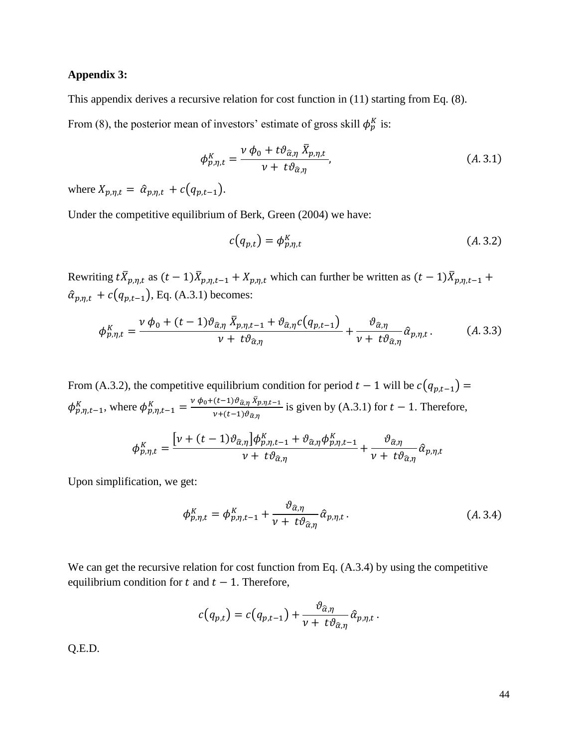**Appendix 3:**

This appendix derives a recursive relation for cost function in (11) starting from Eq. (8).

From (8), the posterior mean of investors' estimate of gross skill $\phi_p^K$ is:

$$\phi_{p,\eta,t}^K = \frac{\nu\, \phi_0 + t\vartheta_{\widehat{\alpha},\eta}\, \bar{X}_{p,\eta,t}}{\nu + \, t\vartheta_{\widehat{\alpha},\eta}}, \tag{A.3.1}$$

where $X_{p,\eta,t} = \, \hat{\alpha}_{p,\eta,t} \, + c\big(q_{p,t-1}\big)$.

Under the competitive equilibrium of Berk, Green (2004) we have:

$$c\big(q_{p,t}\big) = \phi_{p,\eta,t}^K \tag{A.3.2}$$

Rewriting $t\bar{X}_{p,\eta,t}$ as $(t-1)\bar{X}_{p,\eta,t-1} + X_{p,\eta,t}$ which can further be written as $(t-1)\bar{X}_{p,\eta,t-1} + \hat{\alpha}_{p,\eta,t} \, + c\big(q_{p,t-1}\big)$, Eq. (A.3.1) becomes:

$$\phi_{p,\eta,t}^K = \frac{\nu\, \phi_0 + (t-1)\vartheta_{\widehat{\alpha},\eta}\, \bar{X}_{p,\eta,t-1} + \vartheta_{\widehat{\alpha},\eta} c\big(q_{p,t-1}\big)}{\nu + \, t\vartheta_{\widehat{\alpha},\eta}} + \frac{\vartheta_{\widehat{\alpha},\eta}}{\nu + \, t\vartheta_{\widehat{\alpha},\eta}} \hat{\alpha}_{p,\eta,t}\,. \tag{A.3.3}$$

From (A.3.2), the competitive equilibrium condition for period $t-1$ will be $c\big(q_{p,t-1}\big) = \phi_{p,\eta,t-1}^K$, where $\phi_{p,\eta,t-1}^K = \frac{\nu\, \phi_0 + (t-1)\vartheta_{\widehat{\alpha},\eta}\, \bar{X}_{p,\eta,t-1}}{\nu + (t-1)\vartheta_{\widehat{\alpha},\eta}}$ is given by (A.3.1) for $t-1$. Therefore,

$$\phi_{p,\eta,t}^K = \frac{\big[\nu + (t-1)\vartheta_{\widehat{\alpha},\eta}\big]\phi_{p,\eta,t-1}^K + \vartheta_{\widehat{\alpha},\eta}\phi_{p,\eta,t-1}^K}{\nu + \, t\vartheta_{\widehat{\alpha},\eta}} + \frac{\vartheta_{\widehat{\alpha},\eta}}{\nu + \, t\vartheta_{\widehat{\alpha},\eta}} \hat{\alpha}_{p,\eta,t}$$

Upon simplification, we get:

$$\phi_{p,\eta,t}^K = \phi_{p,\eta,t-1}^K + \frac{\vartheta_{\widehat{\alpha},\eta}}{\nu + \, t\vartheta_{\widehat{\alpha},\eta}} \hat{\alpha}_{p,\eta,t}\,. \tag{A.3.4}$$

We can get the recursive relation for cost function from Eq. (A.3.4) by using the competitive equilibrium condition for $t$ and $t-1$. Therefore,

$$c\big(q_{p,t}\big) = c\big(q_{p,t-1}\big) + \frac{\vartheta_{\widehat{\alpha},\eta}}{\nu + \, t\vartheta_{\widehat{\alpha},\eta}} \hat{\alpha}_{p,\eta,t}\,.$$

Q.E.D.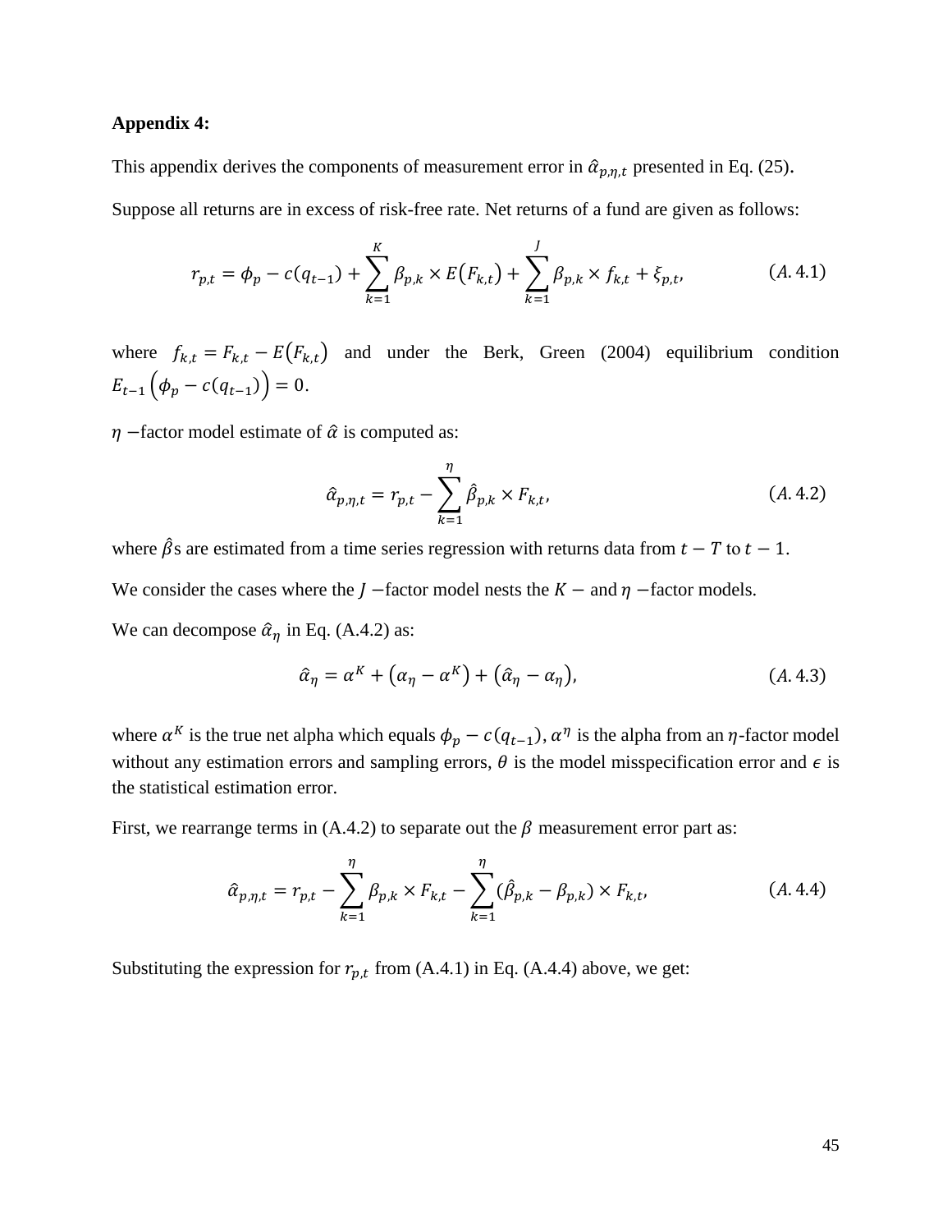**Appendix 4:**

This appendix derives the components of measurement error in $\hat{\alpha}_{p,\eta,t}$ presented in Eq. (25).

Suppose all returns are in excess of risk-free rate. Net returns of a fund are given as follows:

$$r_{p,t} = \phi_p - c(q_{t-1}) + \sum_{k=1}^{K} \beta_{p,k} \times E(F_{k,t}) + \sum_{k=1}^{J} \beta_{p,k} \times f_{k,t} + \xi_{p,t}, \qquad (A.4.1)$$

where $f_{k,t} = F_{k,t} - E(F_{k,t})$ and under the Berk, Green (2004) equilibrium condition $E_{t-1}\left(\phi_p - c(q_{t-1})\right) = 0$.

$\eta$ −factor model estimate of $\hat{\alpha}$ is computed as:

$$\hat{\alpha}_{p,\eta,t} = r_{p,t} - \sum_{k=1}^{\eta} \hat{\beta}_{p,k} \times F_{k,t}, \qquad (A.4.2)$$

where $\hat{\beta}$s are estimated from a time series regression with returns data from $t - T$ to $t - 1$.

We consider the cases where the $J$ −factor model nests the $K$ − and $\eta$ −factor models.

We can decompose $\hat{\alpha}_{\eta}$ in Eq. (A.4.2) as:

$$\hat{\alpha}_{\eta} = \alpha^K + (\alpha_{\eta} - \alpha^K) + (\hat{\alpha}_{\eta} - \alpha_{\eta}), \qquad (A.4.3)$$

where $\alpha^K$ is the true net alpha which equals $\phi_p - c(q_{t-1})$, $\alpha^{\eta}$ is the alpha from an $\eta$-factor model without any estimation errors and sampling errors, $\theta$ is the model misspecification error and $\epsilon$ is the statistical estimation error.

First, we rearrange terms in (A.4.2) to separate out the $\beta$ measurement error part as:

$$\hat{\alpha}_{p,\eta,t} = r_{p,t} - \sum_{k=1}^{\eta} \beta_{p,k} \times F_{k,t} - \sum_{k=1}^{\eta} (\hat{\beta}_{p,k} - \beta_{p,k}) \times F_{k,t}, \qquad (A.4.4)$$

Substituting the expression for $r_{p,t}$ from (A.4.1) in Eq. (A.4.4) above, we get: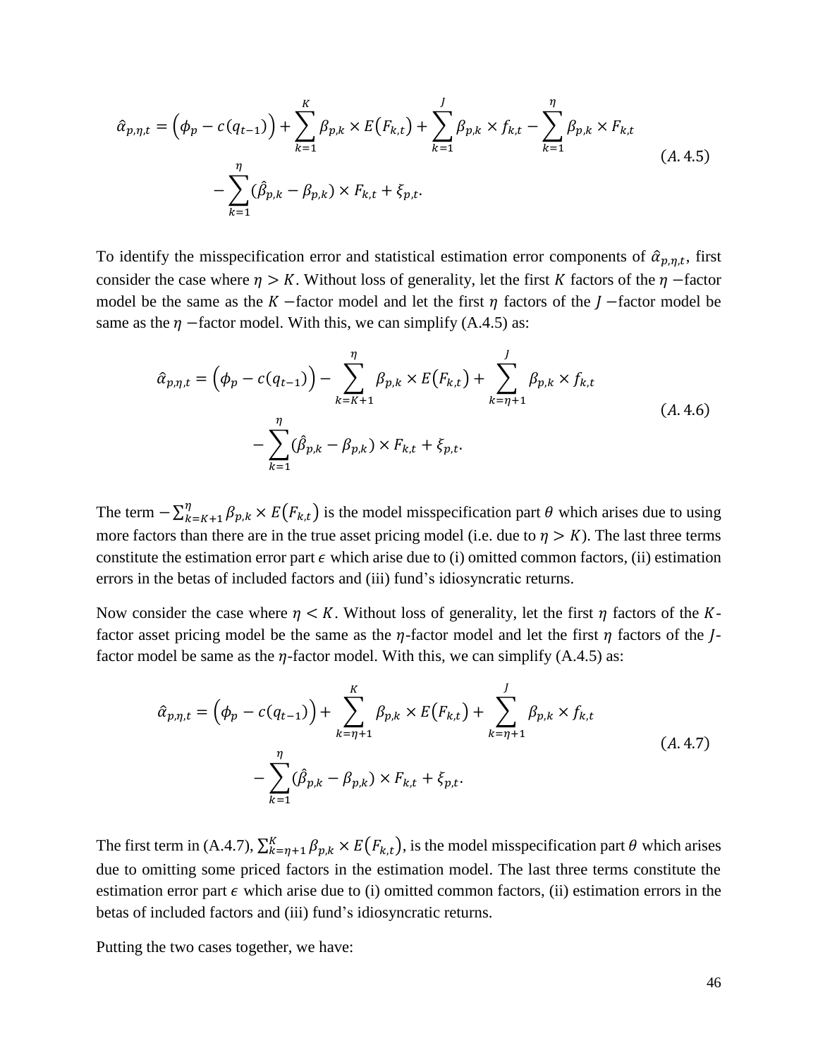$$\hat{\alpha}_{p,\eta,t} = \left(\phi_p - c(q_{t-1})\right) + \sum_{k=1}^{K} \beta_{p,k} \times E\left(F_{k,t}\right) + \sum_{k=1}^{J} \beta_{p,k} \times f_{k,t} - \sum_{k=1}^{\eta} \beta_{p,k} \times F_{k,t}$$
$$- \sum_{k=1}^{\eta} (\hat{\beta}_{p,k} - \beta_{p,k}) \times F_{k,t} + \xi_{p,t}. \qquad (A.4.5)$$

To identify the misspecification error and statistical estimation error components of $\hat{\alpha}_{p,\eta,t}$, first consider the case where $\eta > K$. Without loss of generality, let the first $K$ factors of the $\eta$ −factor model be the same as the $K$ −factor model and let the first $\eta$ factors of the $J$ −factor model be same as the $\eta$ −factor model. With this, we can simplify (A.4.5) as:

$$\hat{\alpha}_{p,\eta,t} = \left(\phi_p - c(q_{t-1})\right) - \sum_{k=K+1}^{\eta} \beta_{p,k} \times E\left(F_{k,t}\right) + \sum_{k=\eta+1}^{J} \beta_{p,k} \times f_{k,t}$$
$$- \sum_{k=1}^{\eta} (\hat{\beta}_{p,k} - \beta_{p,k}) \times F_{k,t} + \xi_{p,t}. \qquad (A.4.6)$$

The term $-\sum_{k=K+1}^{\eta} \beta_{p,k} \times E\left(F_{k,t}\right)$ is the model misspecification part $\theta$ which arises due to using more factors than there are in the true asset pricing model (i.e. due to $\eta > K$). The last three terms constitute the estimation error part $\epsilon$ which arise due to (i) omitted common factors, (ii) estimation errors in the betas of included factors and (iii) fund's idiosyncratic returns.

Now consider the case where $\eta < K$. Without loss of generality, let the first $\eta$ factors of the $K$-factor asset pricing model be the same as the $\eta$-factor model and let the first $\eta$ factors of the $J$-factor model be same as the $\eta$-factor model. With this, we can simplify (A.4.5) as:

$$\hat{\alpha}_{p,\eta,t} = \left(\phi_p - c(q_{t-1})\right) + \sum_{k=\eta+1}^{K} \beta_{p,k} \times E\left(F_{k,t}\right) + \sum_{k=\eta+1}^{J} \beta_{p,k} \times f_{k,t}$$
$$- \sum_{k=1}^{\eta} (\hat{\beta}_{p,k} - \beta_{p,k}) \times F_{k,t} + \xi_{p,t}. \qquad (A.4.7)$$

The first term in (A.4.7), $\sum_{k=\eta+1}^{K} \beta_{p,k} \times E\left(F_{k,t}\right)$, is the model misspecification part $\theta$ which arises due to omitting some priced factors in the estimation model. The last three terms constitute the estimation error part $\epsilon$ which arise due to (i) omitted common factors, (ii) estimation errors in the betas of included factors and (iii) fund's idiosyncratic returns.

Putting the two cases together, we have: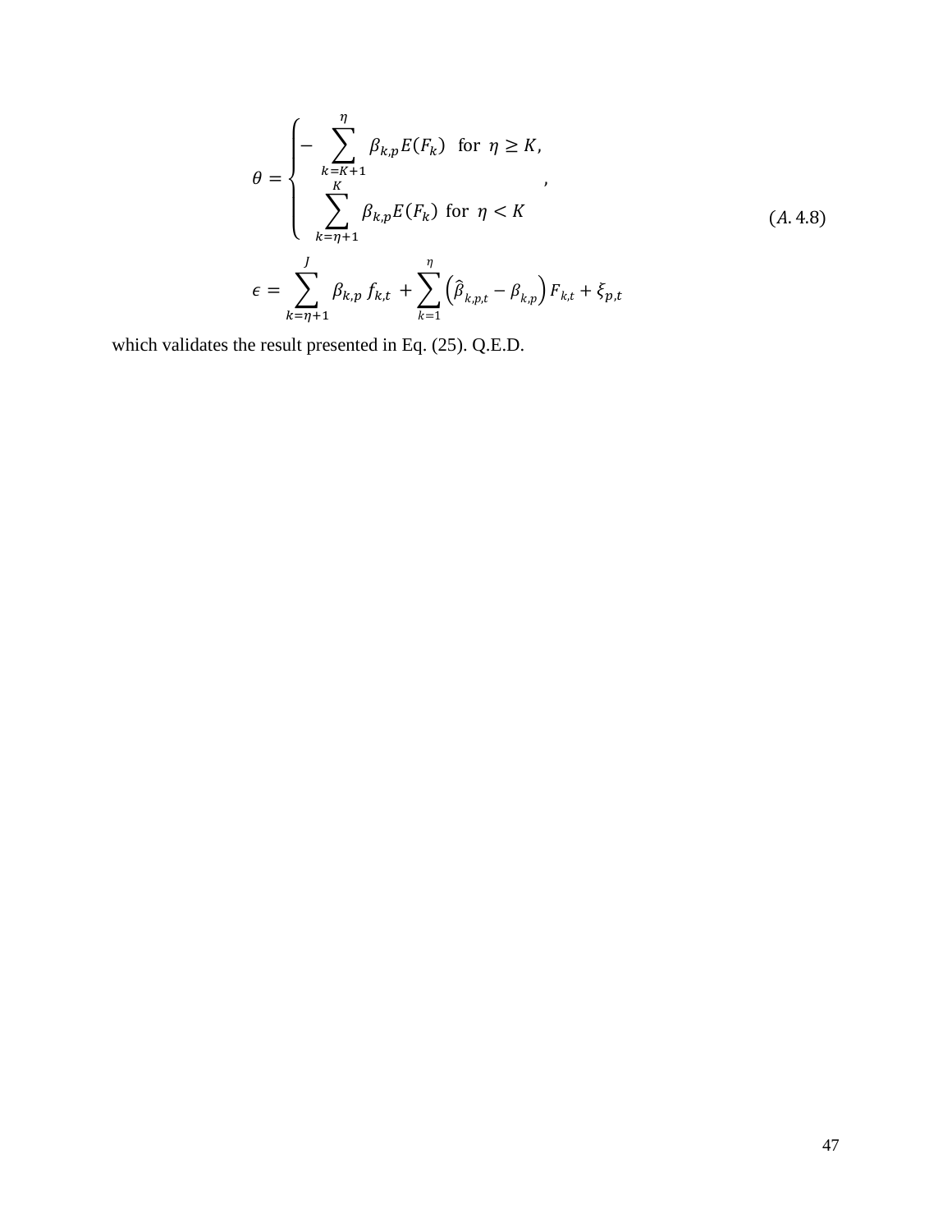$$
\theta = \begin{cases} -\sum_{k=K+1}^{\eta} \beta_{k,p} E(F_k) & \text{for } \eta \geq K, \\ \sum_{k=\eta+1}^{K} \beta_{k,p} E(F_k) & \text{for } \eta < K \end{cases},
$$

$$
\epsilon = \sum_{k=\eta+1}^{J} \beta_{k,p} f_{k,t} + \sum_{k=1}^{\eta} \left( \hat{\beta}_{k,p,t} - \beta_{k,p} \right) F_{k,t} + \xi_{p,t} \tag{A.4.8}
$$

which validates the result presented in Eq. (25). Q.E.D.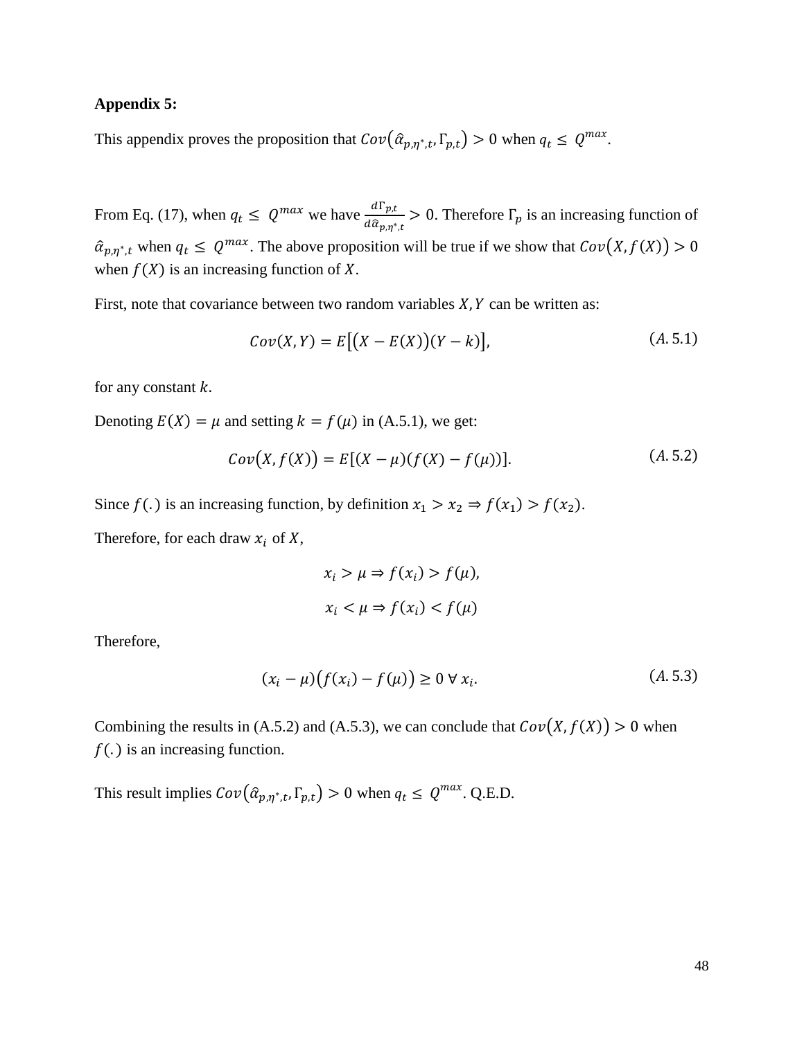**Appendix 5:**

This appendix proves the proposition that $Cov(\hat{\alpha}_{p,\eta^*,t}, \Gamma_{p,t}) > 0$ when $q_t \leq Q^{max}$.

From Eq. (17), when $q_t \leq Q^{max}$ we have $\frac{d\Gamma_{p,t}}{d\hat{\alpha}_{p,\eta^*,t}} > 0$. Therefore $\Gamma_p$ is an increasing function of $\hat{\alpha}_{p,\eta^*,t}$ when $q_t \leq Q^{max}$. The above proposition will be true if we show that $Cov(X, f(X)) > 0$ when $f(X)$ is an increasing function of $X$.

First, note that covariance between two random variables $X, Y$ can be written as:

$$Cov(X, Y) = E[(X - E(X))(Y - k)], \tag{A.5.1}$$

for any constant $k$.

Denoting $E(X) = \mu$ and setting $k = f(\mu)$ in (A.5.1), we get:

$$Cov(X, f(X)) = E[(X - \mu)(f(X) - f(\mu))]. \tag{A.5.2}$$

Since $f(.)$ is an increasing function, by definition $x_1 > x_2 \Rightarrow f(x_1) > f(x_2)$.

Therefore, for each draw $x_i$ of $X$,

$$x_i > \mu \Rightarrow f(x_i) > f(\mu),$$

$$x_i < \mu \Rightarrow f(x_i) < f(\mu)$$

Therefore,

$$(x_i - \mu)(f(x_i) - f(\mu)) \geq 0 \; \forall \; x_i. \tag{A.5.3}$$

Combining the results in (A.5.2) and (A.5.3), we can conclude that $Cov(X, f(X)) > 0$ when $f(.)$ is an increasing function.

This result implies $Cov(\hat{\alpha}_{p,\eta^*,t}, \Gamma_{p,t}) > 0$ when $q_t \leq Q^{max}$. Q.E.D.